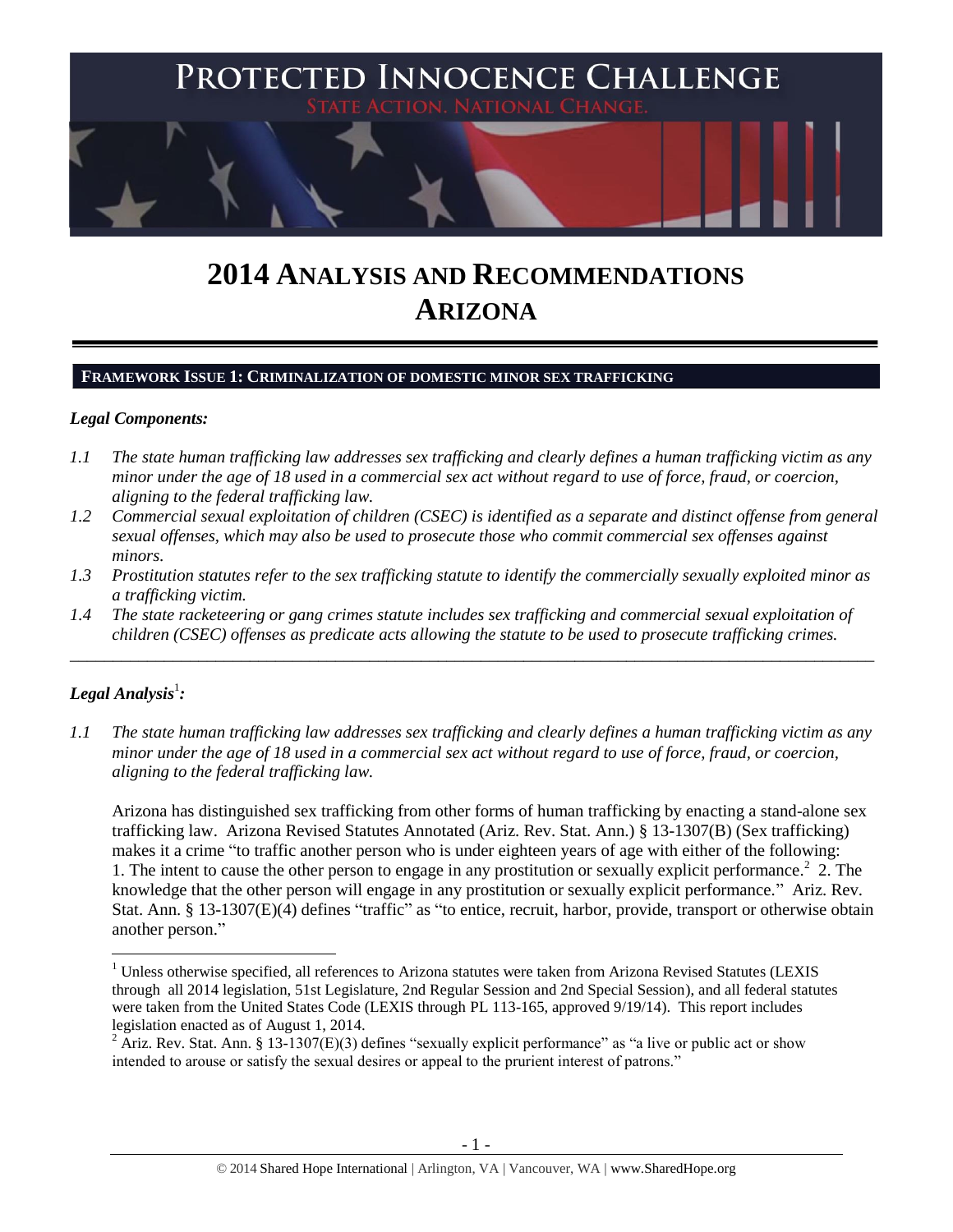# PROTECTED INNOCENCE CHALLENGE

STATE ACTION. NATIONAL CHANGE.

# 2014 ANALYSIS AND RECOMMENDATIONS ARIZONA

## FRAMEWORK ISSUE 1: CRIMINALIZATION OF DOMESTIC MINOR SEX TRAFFICKING

### *Legal Components:*

*1.1 The state human trafficking law addresses sex trafficking and clearly defines a human trafficking victim as any minor under the age of 18 used in a commercial sex act without regard to use of force, fraud, or coercion, aligning to the federal trafficking law.*

*1.2 Commercial sexual exploitation of children (CSEC) is identified as a separate and distinct offense from general sexual offenses, which may also be used to prosecute those who commit commercial sex offenses against minors.*

*1.3 Prostitution statutes refer to the sex trafficking statute to identify the commercially sexually exploited minor as a trafficking victim.*

*1.4 The state racketeering or gang crimes statute includes sex trafficking and commercial sexual exploitation of children (CSEC) offenses as predicate acts allowing the statute to be used to prosecute trafficking crimes.*

---

### *Legal Analysis*[1]*:*

*1.1 The state human trafficking law addresses sex trafficking and clearly defines a human trafficking victim as any minor under the age of 18 used in a commercial sex act without regard to use of force, fraud, or coercion, aligning to the federal trafficking law.*

Arizona has distinguished sex trafficking from other forms of human trafficking by enacting a stand-alone sex trafficking law. Arizona Revised Statutes Annotated (Ariz. Rev. Stat. Ann.) § 13-1307(B) (Sex trafficking) makes it a crime "to traffic another person who is under eighteen years of age with either of the following: 1. The intent to cause the other person to engage in any prostitution or sexually explicit performance.[2] 2. The knowledge that the other person will engage in any prostitution or sexually explicit performance." Ariz. Rev. Stat. Ann. § 13-1307(E)(4) defines "traffic" as "to entice, recruit, harbor, provide, transport or otherwise obtain another person."

---

[1] Unless otherwise specified, all references to Arizona statutes were taken from Arizona Revised Statutes (LEXIS through all 2014 legislation, 51st Legislature, 2nd Regular Session and 2nd Special Session), and all federal statutes were taken from the United States Code (LEXIS through PL 113-165, approved 9/19/14). This report includes legislation enacted as of August 1, 2014.

[2] Ariz. Rev. Stat. Ann. § 13-1307(E)(3) defines "sexually explicit performance" as "a live or public act or show intended to arouse or satisfy the sexual desires or appeal to the prurient interest of patrons."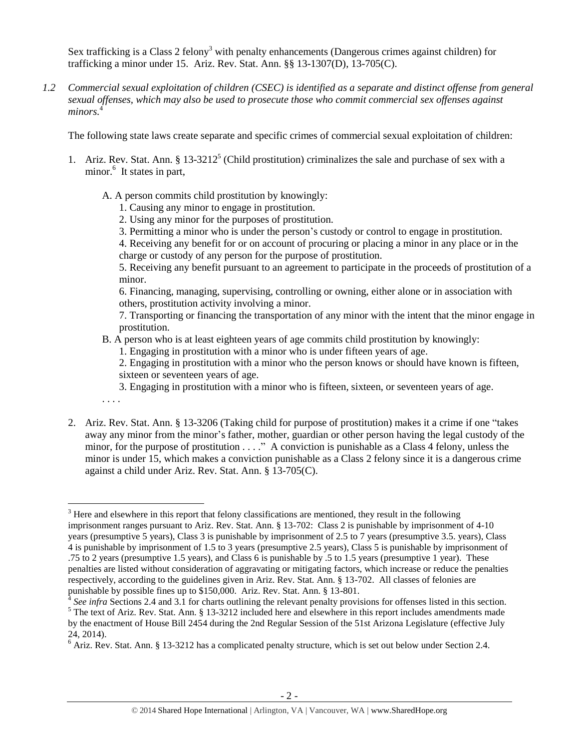Sex trafficking is a Class 2 felony[3] with penalty enhancements (Dangerous crimes against children) for trafficking a minor under 15. Ariz. Rev. Stat. Ann. §§ 13-1307(D), 13-705(C).

*1.2 Commercial sexual exploitation of children (CSEC) is identified as a separate and distinct offense from general sexual offenses, which may also be used to prosecute those who commit commercial sex offenses against minors.*[4]

The following state laws create separate and specific crimes of commercial sexual exploitation of children:

1. Ariz. Rev. Stat. Ann. § 13-3212[5] (Child prostitution) criminalizes the sale and purchase of sex with a minor.[6] It states in part,

   A. A person commits child prostitution by knowingly:
      1. Causing any minor to engage in prostitution.
      2. Using any minor for the purposes of prostitution.
      3. Permitting a minor who is under the person's custody or control to engage in prostitution.
      4. Receiving any benefit for or on account of procuring or placing a minor in any place or in the charge or custody of any person for the purpose of prostitution.
      5. Receiving any benefit pursuant to an agreement to participate in the proceeds of prostitution of a minor.
      6. Financing, managing, supervising, controlling or owning, either alone or in association with others, prostitution activity involving a minor.
      7. Transporting or financing the transportation of any minor with the intent that the minor engage in prostitution.

   B. A person who is at least eighteen years of age commits child prostitution by knowingly:
      1. Engaging in prostitution with a minor who is under fifteen years of age.
      2. Engaging in prostitution with a minor who the person knows or should have known is fifteen, sixteen or seventeen years of age.
      3. Engaging in prostitution with a minor who is fifteen, sixteen, or seventeen years of age.

   . . . .

2. Ariz. Rev. Stat. Ann. § 13-3206 (Taking child for purpose of prostitution) makes it a crime if one "takes away any minor from the minor's father, mother, guardian or other person having the legal custody of the minor, for the purpose of prostitution . . . ." A conviction is punishable as a Class 4 felony, unless the minor is under 15, which makes a conviction punishable as a Class 2 felony since it is a dangerous crime against a child under Ariz. Rev. Stat. Ann. § 13-705(C).

---

[3] Here and elsewhere in this report that felony classifications are mentioned, they result in the following imprisonment ranges pursuant to Ariz. Rev. Stat. Ann. § 13-702: Class 2 is punishable by imprisonment of 4-10 years (presumptive 5 years), Class 3 is punishable by imprisonment of 2.5 to 7 years (presumptive 3.5. years), Class 4 is punishable by imprisonment of 1.5 to 3 years (presumptive 2.5 years), Class 5 is punishable by imprisonment of .75 to 2 years (presumptive 1.5 years), and Class 6 is punishable by .5 to 1.5 years (presumptive 1 year). These penalties are listed without consideration of aggravating or mitigating factors, which increase or reduce the penalties respectively, according to the guidelines given in Ariz. Rev. Stat. Ann. § 13-702. All classes of felonies are punishable by possible fines up to $150,000. Ariz. Rev. Stat. Ann. § 13-801.

[4] *See infra* Sections 2.4 and 3.1 for charts outlining the relevant penalty provisions for offenses listed in this section.

[5] The text of Ariz. Rev. Stat. Ann. § 13-3212 included here and elsewhere in this report includes amendments made by the enactment of House Bill 2454 during the 2nd Regular Session of the 51st Arizona Legislature (effective July 24, 2014).

[6] Ariz. Rev. Stat. Ann. § 13-3212 has a complicated penalty structure, which is set out below under Section 2.4.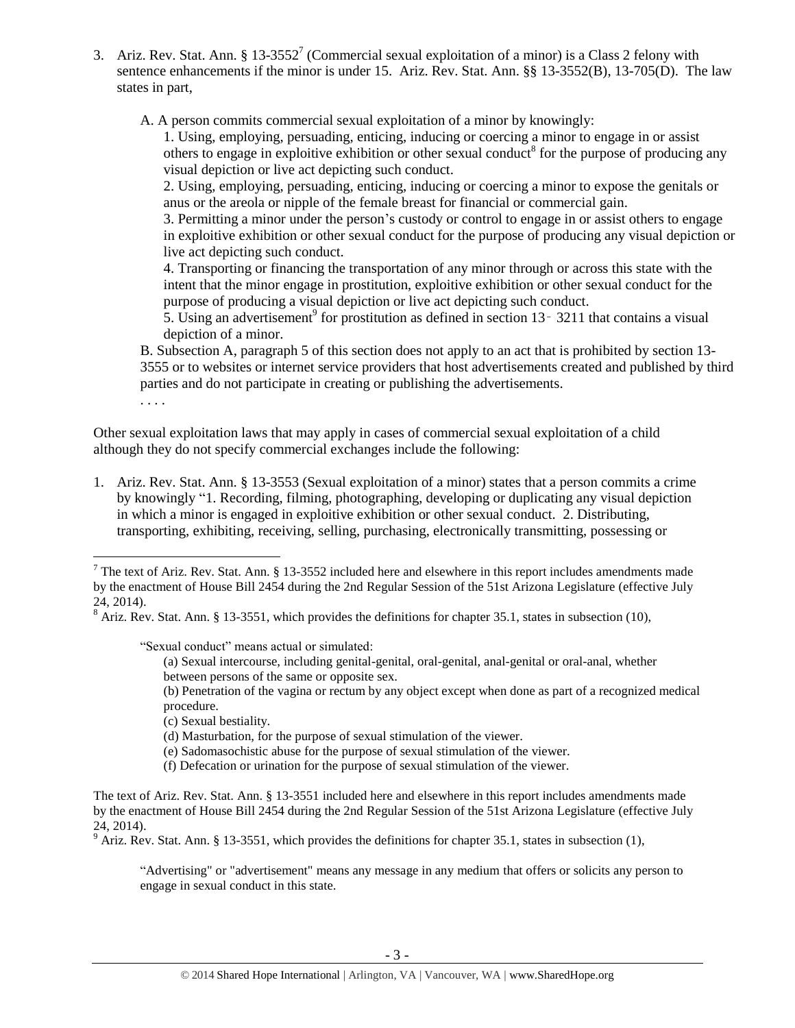3. Ariz. Rev. Stat. Ann. § 13-3552[7] (Commercial sexual exploitation of a minor) is a Class 2 felony with sentence enhancements if the minor is under 15. Ariz. Rev. Stat. Ann. §§ 13-3552(B), 13-705(D). The law states in part,

   A. A person commits commercial sexual exploitation of a minor by knowingly:

   1. Using, employing, persuading, enticing, inducing or coercing a minor to engage in or assist others to engage in exploitive exhibition or other sexual conduct[8] for the purpose of producing any visual depiction or live act depicting such conduct.
   2. Using, employing, persuading, enticing, inducing or coercing a minor to expose the genitals or anus or the areola or nipple of the female breast for financial or commercial gain.
   3. Permitting a minor under the person's custody or control to engage in or assist others to engage in exploitive exhibition or other sexual conduct for the purpose of producing any visual depiction or live act depicting such conduct.
   4. Transporting or financing the transportation of any minor through or across this state with the intent that the minor engage in prostitution, exploitive exhibition or other sexual conduct for the purpose of producing a visual depiction or live act depicting such conduct.
   5. Using an advertisement[9] for prostitution as defined in section 13‑3211 that contains a visual depiction of a minor.

   B. Subsection A, paragraph 5 of this section does not apply to an act that is prohibited by section 13-3555 or to websites or internet service providers that host advertisements created and published by third parties and do not participate in creating or publishing the advertisements.

   . . . .

Other sexual exploitation laws that may apply in cases of commercial sexual exploitation of a child although they do not specify commercial exchanges include the following:

1. Ariz. Rev. Stat. Ann. § 13-3553 (Sexual exploitation of a minor) states that a person commits a crime by knowingly "1. Recording, filming, photographing, developing or duplicating any visual depiction in which a minor is engaged in exploitive exhibition or other sexual conduct. 2. Distributing, transporting, exhibiting, receiving, selling, purchasing, electronically transmitting, possessing or

---

[7] The text of Ariz. Rev. Stat. Ann. § 13-3552 included here and elsewhere in this report includes amendments made by the enactment of House Bill 2454 during the 2nd Regular Session of the 51st Arizona Legislature (effective July 24, 2014).

[8] Ariz. Rev. Stat. Ann. § 13-3551, which provides the definitions for chapter 35.1, states in subsection (10),

> "Sexual conduct" means actual or simulated:
>
> (a) Sexual intercourse, including genital-genital, oral-genital, anal-genital or oral-anal, whether between persons of the same or opposite sex.
> (b) Penetration of the vagina or rectum by any object except when done as part of a recognized medical procedure.
> (c) Sexual bestiality.
> (d) Masturbation, for the purpose of sexual stimulation of the viewer.
> (e) Sadomasochistic abuse for the purpose of sexual stimulation of the viewer.
> (f) Defecation or urination for the purpose of sexual stimulation of the viewer.

The text of Ariz. Rev. Stat. Ann. § 13-3551 included here and elsewhere in this report includes amendments made by the enactment of House Bill 2454 during the 2nd Regular Session of the 51st Arizona Legislature (effective July 24, 2014).

[9] Ariz. Rev. Stat. Ann. § 13-3551, which provides the definitions for chapter 35.1, states in subsection (1),

> "Advertising" or "advertisement" means any message in any medium that offers or solicits any person to engage in sexual conduct in this state.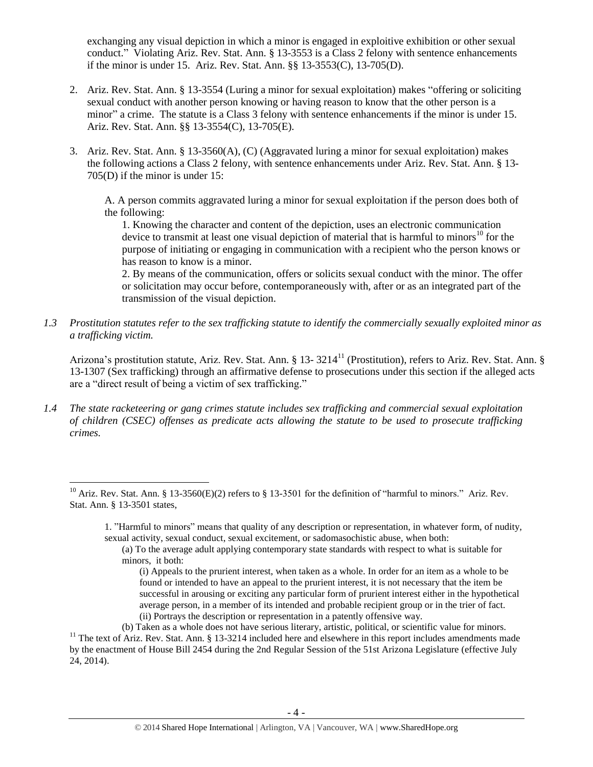exchanging any visual depiction in which a minor is engaged in exploitive exhibition or other sexual conduct." Violating Ariz. Rev. Stat. Ann. § 13-3553 is a Class 2 felony with sentence enhancements if the minor is under 15. Ariz. Rev. Stat. Ann. §§ 13-3553(C), 13-705(D).

2. Ariz. Rev. Stat. Ann. § 13-3554 (Luring a minor for sexual exploitation) makes "offering or soliciting sexual conduct with another person knowing or having reason to know that the other person is a minor" a crime. The statute is a Class 3 felony with sentence enhancements if the minor is under 15. Ariz. Rev. Stat. Ann. §§ 13-3554(C), 13-705(E).

3. Ariz. Rev. Stat. Ann. § 13-3560(A), (C) (Aggravated luring a minor for sexual exploitation) makes the following actions a Class 2 felony, with sentence enhancements under Ariz. Rev. Stat. Ann. § 13-705(D) if the minor is under 15:

   A. A person commits aggravated luring a minor for sexual exploitation if the person does both of the following:
   
   1. Knowing the character and content of the depiction, uses an electronic communication device to transmit at least one visual depiction of material that is harmful to minors[10] for the purpose of initiating or engaging in communication with a recipient who the person knows or has reason to know is a minor.
   2. By means of the communication, offers or solicits sexual conduct with the minor. The offer or solicitation may occur before, contemporaneously with, after or as an integrated part of the transmission of the visual depiction.

*1.3 Prostitution statutes refer to the sex trafficking statute to identify the commercially sexually exploited minor as a trafficking victim.*

Arizona's prostitution statute, Ariz. Rev. Stat. Ann. § 13- 3214[11] (Prostitution), refers to Ariz. Rev. Stat. Ann. § 13-1307 (Sex trafficking) through an affirmative defense to prosecutions under this section if the alleged acts are a "direct result of being a victim of sex trafficking."

*1.4 The state racketeering or gang crimes statute includes sex trafficking and commercial sexual exploitation of children (CSEC) offenses as predicate acts allowing the statute to be used to prosecute trafficking crimes.*

---

[10] Ariz. Rev. Stat. Ann. § 13-3560(E)(2) refers to § 13-3501 for the definition of "harmful to minors." Ariz. Rev. Stat. Ann. § 13-3501 states,

> 1. "Harmful to minors" means that quality of any description or representation, in whatever form, of nudity, sexual activity, sexual conduct, sexual excitement, or sadomasochistic abuse, when both:
>
> (a) To the average adult applying contemporary state standards with respect to what is suitable for minors, it both:
>
> (i) Appeals to the prurient interest, when taken as a whole. In order for an item as a whole to be found or intended to have an appeal to the prurient interest, it is not necessary that the item be successful in arousing or exciting any particular form of prurient interest either in the hypothetical average person, in a member of its intended and probable recipient group or in the trier of fact.
>
> (ii) Portrays the description or representation in a patently offensive way.
>
> (b) Taken as a whole does not have serious literary, artistic, political, or scientific value for minors.

[11] The text of Ariz. Rev. Stat. Ann. § 13-3214 included here and elsewhere in this report includes amendments made by the enactment of House Bill 2454 during the 2nd Regular Session of the 51st Arizona Legislature (effective July 24, 2014).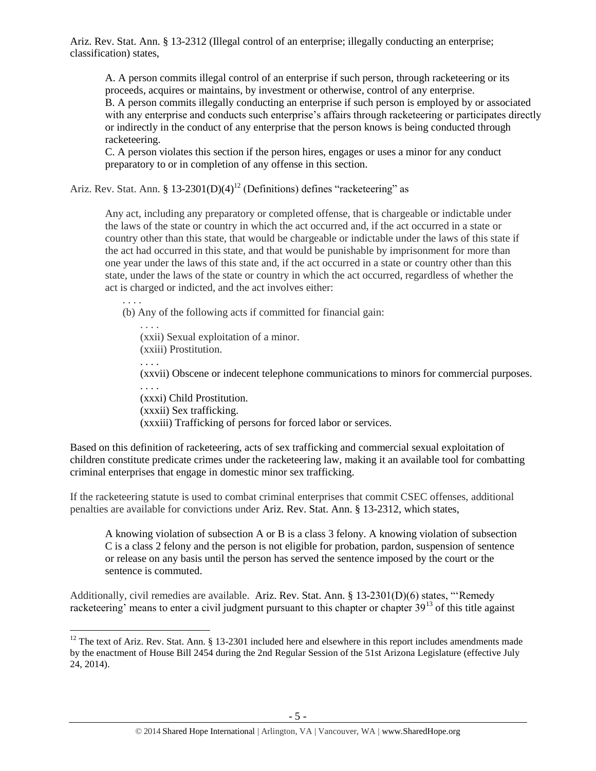Ariz. Rev. Stat. Ann. § 13-2312 (Illegal control of an enterprise; illegally conducting an enterprise; classification) states,

> A. A person commits illegal control of an enterprise if such person, through racketeering or its proceeds, acquires or maintains, by investment or otherwise, control of any enterprise.
> B. A person commits illegally conducting an enterprise if such person is employed by or associated with any enterprise and conducts such enterprise's affairs through racketeering or participates directly or indirectly in the conduct of any enterprise that the person knows is being conducted through racketeering.
> C. A person violates this section if the person hires, engages or uses a minor for any conduct preparatory to or in completion of any offense in this section.

Ariz. Rev. Stat. Ann. § 13-2301(D)(4)[12] (Definitions) defines "racketeering" as

> Any act, including any preparatory or completed offense, that is chargeable or indictable under the laws of the state or country in which the act occurred and, if the act occurred in a state or country other than this state, that would be chargeable or indictable under the laws of this state if the act had occurred in this state, and that would be punishable by imprisonment for more than one year under the laws of this state and, if the act occurred in a state or country other than this state, under the laws of the state or country in which the act occurred, regardless of whether the act is charged or indicted, and the act involves either:
>
> . . . .
>
> (b) Any of the following acts if committed for financial gain:
>
> . . . .
>
> (xxii) Sexual exploitation of a minor.
> (xxiii) Prostitution.
>
> . . . .
>
> (xxvii) Obscene or indecent telephone communications to minors for commercial purposes.
>
> . . . .
>
> (xxxi) Child Prostitution.
> (xxxii) Sex trafficking.
> (xxxiii) Trafficking of persons for forced labor or services.

Based on this definition of racketeering, acts of sex trafficking and commercial sexual exploitation of children constitute predicate crimes under the racketeering law, making it an available tool for combatting criminal enterprises that engage in domestic minor sex trafficking.

If the racketeering statute is used to combat criminal enterprises that commit CSEC offenses, additional penalties are available for convictions under Ariz. Rev. Stat. Ann. § 13-2312, which states,

> A knowing violation of subsection A or B is a class 3 felony. A knowing violation of subsection C is a class 2 felony and the person is not eligible for probation, pardon, suspension of sentence or release on any basis until the person has served the sentence imposed by the court or the sentence is commuted.

Additionally, civil remedies are available. Ariz. Rev. Stat. Ann. § 13-2301(D)(6) states, "'Remedy racketeering' means to enter a civil judgment pursuant to this chapter or chapter 39[13] of this title against

---

[12] The text of Ariz. Rev. Stat. Ann. § 13-2301 included here and elsewhere in this report includes amendments made by the enactment of House Bill 2454 during the 2nd Regular Session of the 51st Arizona Legislature (effective July 24, 2014).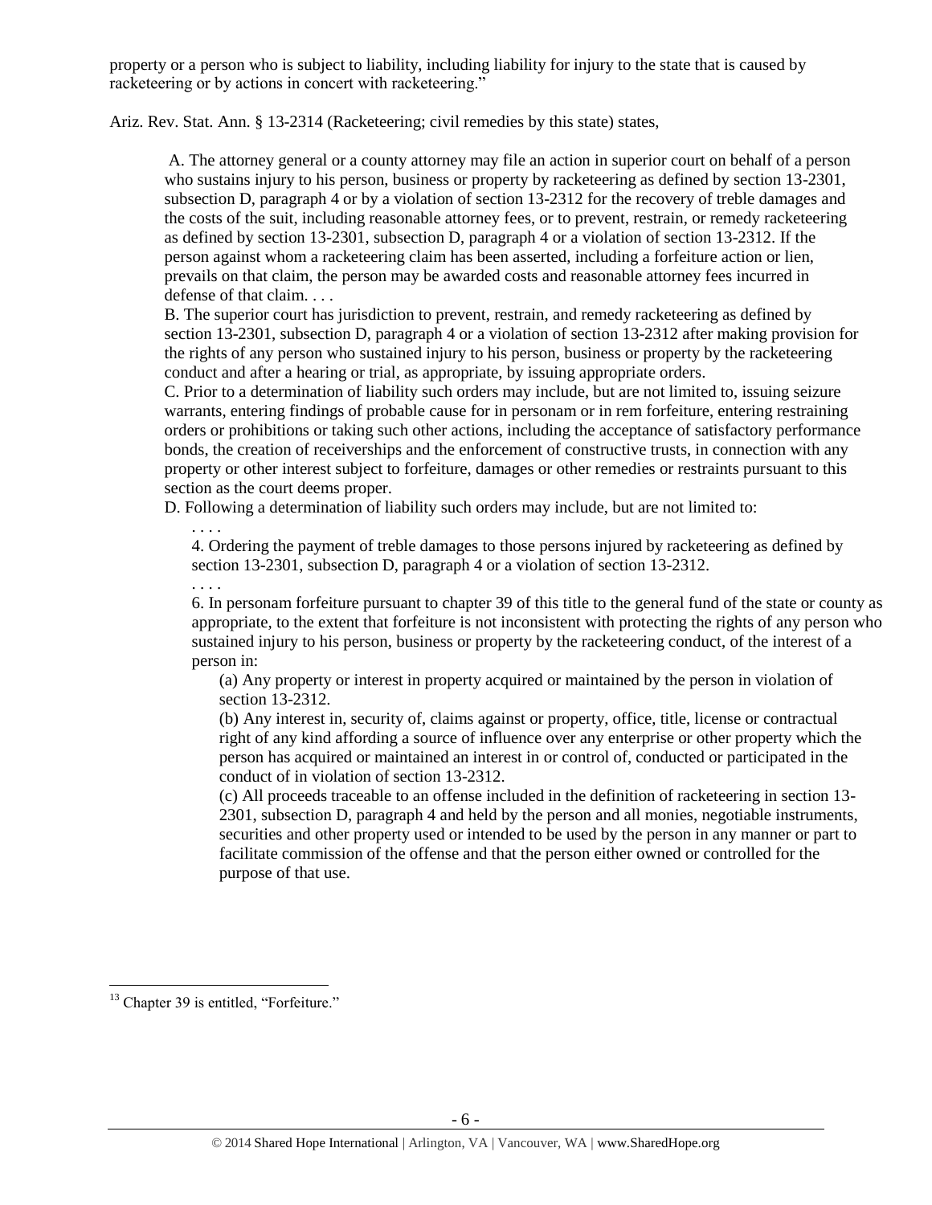property or a person who is subject to liability, including liability for injury to the state that is caused by racketeering or by actions in concert with racketeering."

Ariz. Rev. Stat. Ann. § 13-2314 (Racketeering; civil remedies by this state) states,

> A. The attorney general or a county attorney may file an action in superior court on behalf of a person who sustains injury to his person, business or property by racketeering as defined by section 13-2301, subsection D, paragraph 4 or by a violation of section 13-2312 for the recovery of treble damages and the costs of the suit, including reasonable attorney fees, or to prevent, restrain, or remedy racketeering as defined by section 13-2301, subsection D, paragraph 4 or a violation of section 13-2312. If the person against whom a racketeering claim has been asserted, including a forfeiture action or lien, prevails on that claim, the person may be awarded costs and reasonable attorney fees incurred in defense of that claim. . . .
>
> B. The superior court has jurisdiction to prevent, restrain, and remedy racketeering as defined by section 13-2301, subsection D, paragraph 4 or a violation of section 13-2312 after making provision for the rights of any person who sustained injury to his person, business or property by the racketeering conduct and after a hearing or trial, as appropriate, by issuing appropriate orders.
>
> C. Prior to a determination of liability such orders may include, but are not limited to, issuing seizure warrants, entering findings of probable cause for in personam or in rem forfeiture, entering restraining orders or prohibitions or taking such other actions, including the acceptance of satisfactory performance bonds, the creation of receiverships and the enforcement of constructive trusts, in connection with any property or other interest subject to forfeiture, damages or other remedies or restraints pursuant to this section as the court deems proper.
>
> D. Following a determination of liability such orders may include, but are not limited to:
>
> > . . . .
> >
> > 4. Ordering the payment of treble damages to those persons injured by racketeering as defined by section 13-2301, subsection D, paragraph 4 or a violation of section 13-2312.
> >
> > . . . .
> >
> > 6. In personam forfeiture pursuant to chapter 39 of this title to the general fund of the state or county as appropriate, to the extent that forfeiture is not inconsistent with protecting the rights of any person who sustained injury to his person, business or property by the racketeering conduct, of the interest of a person in:
> >
> > > (a) Any property or interest in property acquired or maintained by the person in violation of section 13-2312.
> > >
> > > (b) Any interest in, security of, claims against or property, office, title, license or contractual right of any kind affording a source of influence over any enterprise or other property which the person has acquired or maintained an interest in or control of, conducted or participated in the conduct of in violation of section 13-2312.
> > >
> > > (c) All proceeds traceable to an offense included in the definition of racketeering in section 13-2301, subsection D, paragraph 4 and held by the person and all monies, negotiable instruments, securities and other property used or intended to be used by the person in any manner or part to facilitate commission of the offense and that the person either owned or controlled for the purpose of that use.

---

[13] Chapter 39 is entitled, "Forfeiture."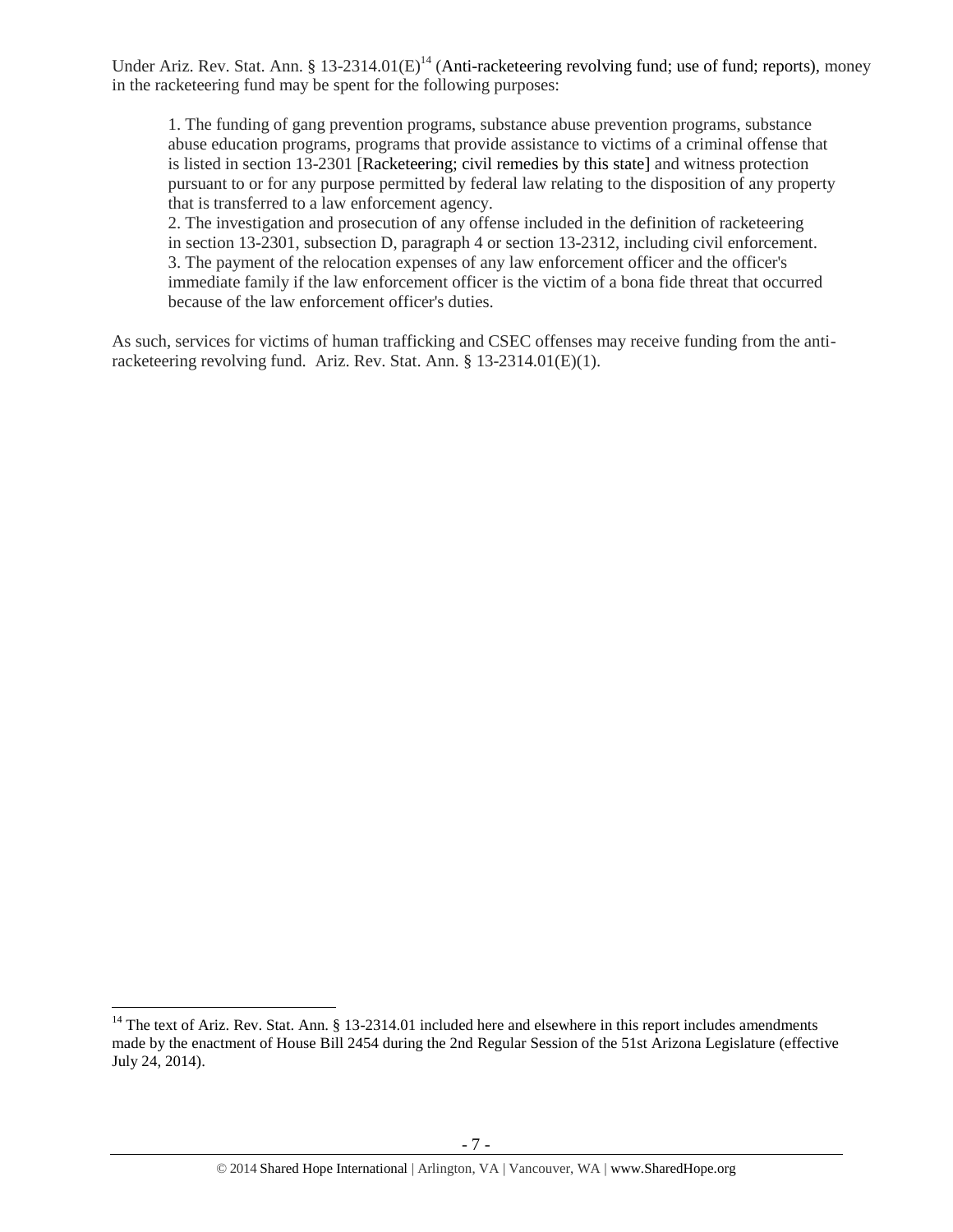Under Ariz. Rev. Stat. Ann. § 13-2314.01(E)[14] (Anti-racketeering revolving fund; use of fund; reports), money in the racketeering fund may be spent for the following purposes:

> 1. The funding of gang prevention programs, substance abuse prevention programs, substance abuse education programs, programs that provide assistance to victims of a criminal offense that is listed in section 13-2301 [Racketeering; civil remedies by this state] and witness protection pursuant to or for any purpose permitted by federal law relating to the disposition of any property that is transferred to a law enforcement agency.
> 2. The investigation and prosecution of any offense included in the definition of racketeering in section 13-2301, subsection D, paragraph 4 or section 13-2312, including civil enforcement.
> 3. The payment of the relocation expenses of any law enforcement officer and the officer's immediate family if the law enforcement officer is the victim of a bona fide threat that occurred because of the law enforcement officer's duties.

As such, services for victims of human trafficking and CSEC offenses may receive funding from the anti-racketeering revolving fund. Ariz. Rev. Stat. Ann. § 13-2314.01(E)(1).

---

[14] The text of Ariz. Rev. Stat. Ann. § 13-2314.01 included here and elsewhere in this report includes amendments made by the enactment of House Bill 2454 during the 2nd Regular Session of the 51st Arizona Legislature (effective July 24, 2014).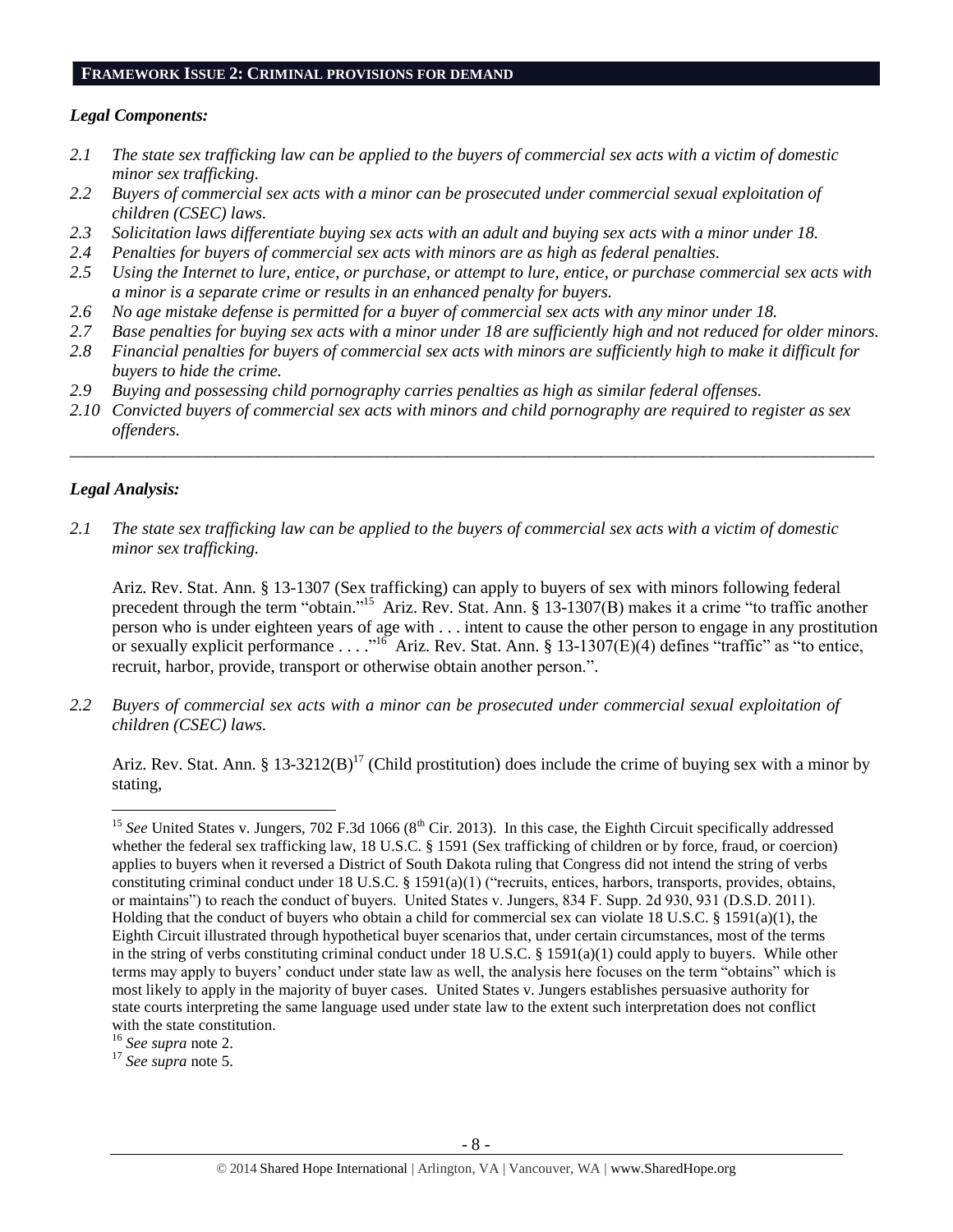## FRAMEWORK ISSUE 2: CRIMINAL PROVISIONS FOR DEMAND

### *Legal Components:*

- *2.1 The state sex trafficking law can be applied to the buyers of commercial sex acts with a victim of domestic minor sex trafficking.*
- *2.2 Buyers of commercial sex acts with a minor can be prosecuted under commercial sexual exploitation of children (CSEC) laws.*
- *2.3 Solicitation laws differentiate buying sex acts with an adult and buying sex acts with a minor under 18.*
- *2.4 Penalties for buyers of commercial sex acts with minors are as high as federal penalties.*
- *2.5 Using the Internet to lure, entice, or purchase, or attempt to lure, entice, or purchase commercial sex acts with a minor is a separate crime or results in an enhanced penalty for buyers.*
- *2.6 No age mistake defense is permitted for a buyer of commercial sex acts with any minor under 18.*
- *2.7 Base penalties for buying sex acts with a minor under 18 are sufficiently high and not reduced for older minors.*
- *2.8 Financial penalties for buyers of commercial sex acts with minors are sufficiently high to make it difficult for buyers to hide the crime.*
- *2.9 Buying and possessing child pornography carries penalties as high as similar federal offenses.*
- *2.10 Convicted buyers of commercial sex acts with minors and child pornography are required to register as sex offenders.*

---

### *Legal Analysis:*

*2.1 The state sex trafficking law can be applied to the buyers of commercial sex acts with a victim of domestic minor sex trafficking.*

Ariz. Rev. Stat. Ann. § 13-1307 (Sex trafficking) can apply to buyers of sex with minors following federal precedent through the term "obtain."[15] Ariz. Rev. Stat. Ann. § 13-1307(B) makes it a crime "to traffic another person who is under eighteen years of age with . . . intent to cause the other person to engage in any prostitution or sexually explicit performance . . . ."[16] Ariz. Rev. Stat. Ann. § 13-1307(E)(4) defines "traffic" as "to entice, recruit, harbor, provide, transport or otherwise obtain another person.".

*2.2 Buyers of commercial sex acts with a minor can be prosecuted under commercial sexual exploitation of children (CSEC) laws.*

Ariz. Rev. Stat. Ann. § 13-3212(B)[17] (Child prostitution) does include the crime of buying sex with a minor by stating,

---

[15] *See* United States v. Jungers, 702 F.3d 1066 (8th Cir. 2013). In this case, the Eighth Circuit specifically addressed whether the federal sex trafficking law, 18 U.S.C. § 1591 (Sex trafficking of children or by force, fraud, or coercion) applies to buyers when it reversed a District of South Dakota ruling that Congress did not intend the string of verbs constituting criminal conduct under 18 U.S.C. § 1591(a)(1) ("recruits, entices, harbors, transports, provides, obtains, or maintains") to reach the conduct of buyers. United States v. Jungers, 834 F. Supp. 2d 930, 931 (D.S.D. 2011). Holding that the conduct of buyers who obtain a child for commercial sex can violate 18 U.S.C. § 1591(a)(1), the Eighth Circuit illustrated through hypothetical buyer scenarios that, under certain circumstances, most of the terms in the string of verbs constituting criminal conduct under 18 U.S.C. § 1591(a)(1) could apply to buyers. While other terms may apply to buyers' conduct under state law as well, the analysis here focuses on the term "obtains" which is most likely to apply in the majority of buyer cases. United States v. Jungers establishes persuasive authority for state courts interpreting the same language used under state law to the extent such interpretation does not conflict with the state constitution.

[16] *See supra* note 2.

[17] *See supra* note 5.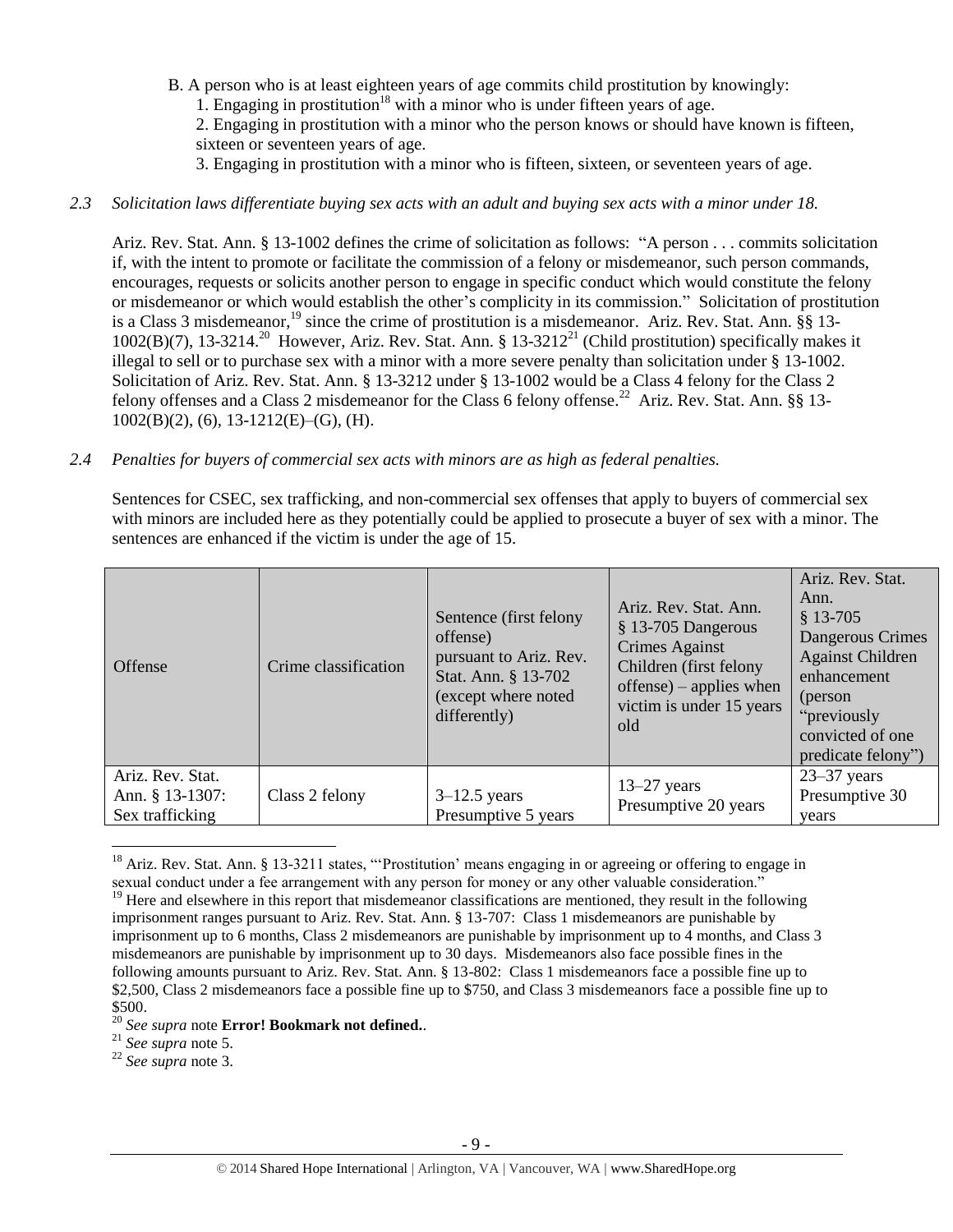B. A person who is at least eighteen years of age commits child prostitution by knowingly:

1. Engaging in prostitution[18] with a minor who is under fifteen years of age.
2. Engaging in prostitution with a minor who the person knows or should have known is fifteen, sixteen or seventeen years of age.
3. Engaging in prostitution with a minor who is fifteen, sixteen, or seventeen years of age.

*2.3 Solicitation laws differentiate buying sex acts with an adult and buying sex acts with a minor under 18.*

Ariz. Rev. Stat. Ann. § 13-1002 defines the crime of solicitation as follows: "A person . . . commits solicitation if, with the intent to promote or facilitate the commission of a felony or misdemeanor, such person commands, encourages, requests or solicits another person to engage in specific conduct which would constitute the felony or misdemeanor or which would establish the other's complicity in its commission." Solicitation of prostitution is a Class 3 misdemeanor,[19] since the crime of prostitution is a misdemeanor. Ariz. Rev. Stat. Ann. §§ 13-1002(B)(7), 13-3214.[20] However, Ariz. Rev. Stat. Ann. § 13-3212[21] (Child prostitution) specifically makes it illegal to sell or to purchase sex with a minor with a more severe penalty than solicitation under § 13-1002. Solicitation of Ariz. Rev. Stat. Ann. § 13-3212 under § 13-1002 would be a Class 4 felony for the Class 2 felony offenses and a Class 2 misdemeanor for the Class 6 felony offense.[22] Ariz. Rev. Stat. Ann. §§ 13-1002(B)(2), (6), 13-1212(E)–(G), (H).

*2.4 Penalties for buyers of commercial sex acts with minors are as high as federal penalties.*

Sentences for CSEC, sex trafficking, and non-commercial sex offenses that apply to buyers of commercial sex with minors are included here as they potentially could be applied to prosecute a buyer of sex with a minor. The sentences are enhanced if the victim is under the age of 15.

| Offense | Crime classification | Sentence (first felony offense) pursuant to Ariz. Rev. Stat. Ann. § 13-702 (except where noted differently) | Ariz. Rev. Stat. Ann. § 13-705 Dangerous Crimes Against Children (first felony offense) – applies when victim is under 15 years old | Ariz. Rev. Stat. Ann. § 13-705 Dangerous Crimes Against Children enhancement (person "previously convicted of one predicate felony") |
|---|---|---|---|---|
| Ariz. Rev. Stat. Ann. § 13-1307: Sex trafficking | Class 2 felony | 3–12.5 years Presumptive 5 years | 13–27 years Presumptive 20 years | 23–37 years Presumptive 30 years |

[18] Ariz. Rev. Stat. Ann. § 13-3211 states, "'Prostitution' means engaging in or agreeing or offering to engage in sexual conduct under a fee arrangement with any person for money or any other valuable consideration."

[19] Here and elsewhere in this report that misdemeanor classifications are mentioned, they result in the following imprisonment ranges pursuant to Ariz. Rev. Stat. Ann. § 13-707: Class 1 misdemeanors are punishable by imprisonment up to 6 months, Class 2 misdemeanors are punishable by imprisonment up to 4 months, and Class 3 misdemeanors are punishable by imprisonment up to 30 days. Misdemeanors also face possible fines in the following amounts pursuant to Ariz. Rev. Stat. Ann. § 13-802: Class 1 misdemeanors face a possible fine up to $2,500, Class 2 misdemeanors face a possible fine up to $750, and Class 3 misdemeanors face a possible fine up to $500.

[20] *See supra* note **Error! Bookmark not defined.**.

[21] *See supra* note 5.

[22] *See supra* note 3.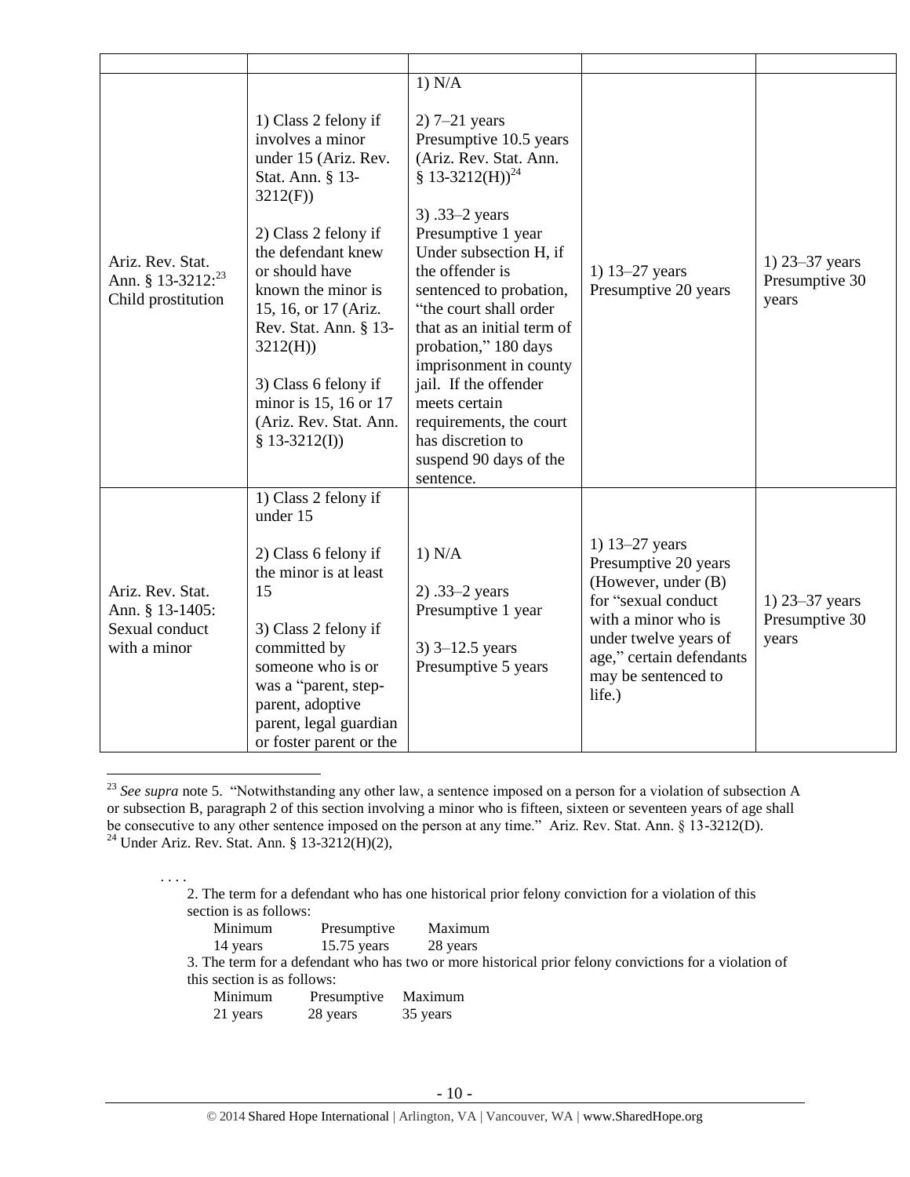| | | | | |
|---|---|---|---|---|
| Ariz. Rev. Stat. Ann. § 13-3212:[23] Child prostitution | 1) Class 2 felony if involves a minor under 15 (Ariz. Rev. Stat. Ann. § 13-3212(F))<br><br>2) Class 2 felony if the defendant knew or should have known the minor is 15, 16, or 17 (Ariz. Rev. Stat. Ann. § 13-3212(H))<br><br>3) Class 6 felony if minor is 15, 16 or 17 (Ariz. Rev. Stat. Ann. § 13-3212(I)) | 1) N/A<br><br>2) 7–21 years Presumptive 10.5 years (Ariz. Rev. Stat. Ann. § 13-3212(H))[24]<br><br>3) .33–2 years Presumptive 1 year Under subsection H, if the offender is sentenced to probation, "the court shall order that as an initial term of probation," 180 days imprisonment in county jail. If the offender meets certain requirements, the court has discretion to suspend 90 days of the sentence. | 1) 13–27 years Presumptive 20 years | 1) 23–37 years Presumptive 30 years |
| Ariz. Rev. Stat. Ann. § 13-1405: Sexual conduct with a minor | 1) Class 2 felony if under 15<br><br>2) Class 6 felony if the minor is at least 15<br><br>3) Class 2 felony if committed by someone who is or was a "parent, step-parent, adoptive parent, legal guardian or foster parent or the | 1) N/A<br><br>2) .33–2 years Presumptive 1 year<br><br>3) 3–12.5 years Presumptive 5 years | 1) 13–27 years Presumptive 20 years (However, under (B) for "sexual conduct with a minor who is under twelve years of age," certain defendants may be sentenced to life.) | 1) 23–37 years Presumptive 30 years |

[23] *See supra* note 5. "Notwithstanding any other law, a sentence imposed on a person for a violation of subsection A or subsection B, paragraph 2 of this section involving a minor who is fifteen, sixteen or seventeen years of age shall be consecutive to any other sentence imposed on the person at any time." Ariz. Rev. Stat. Ann. § 13-3212(D).

[24] Under Ariz. Rev. Stat. Ann. § 13-3212(H)(2),

> . . . .
>
> 2. The term for a defendant who has one historical prior felony conviction for a violation of this section is as follows:
>
> | Minimum | Presumptive | Maximum |
> |---|---|---|
> | 14 years | 15.75 years | 28 years |
>
> 3. The term for a defendant who has two or more historical prior felony convictions for a violation of this section is as follows:
>
> | Minimum | Presumptive | Maximum |
> |---|---|---|
> | 21 years | 28 years | 35 years |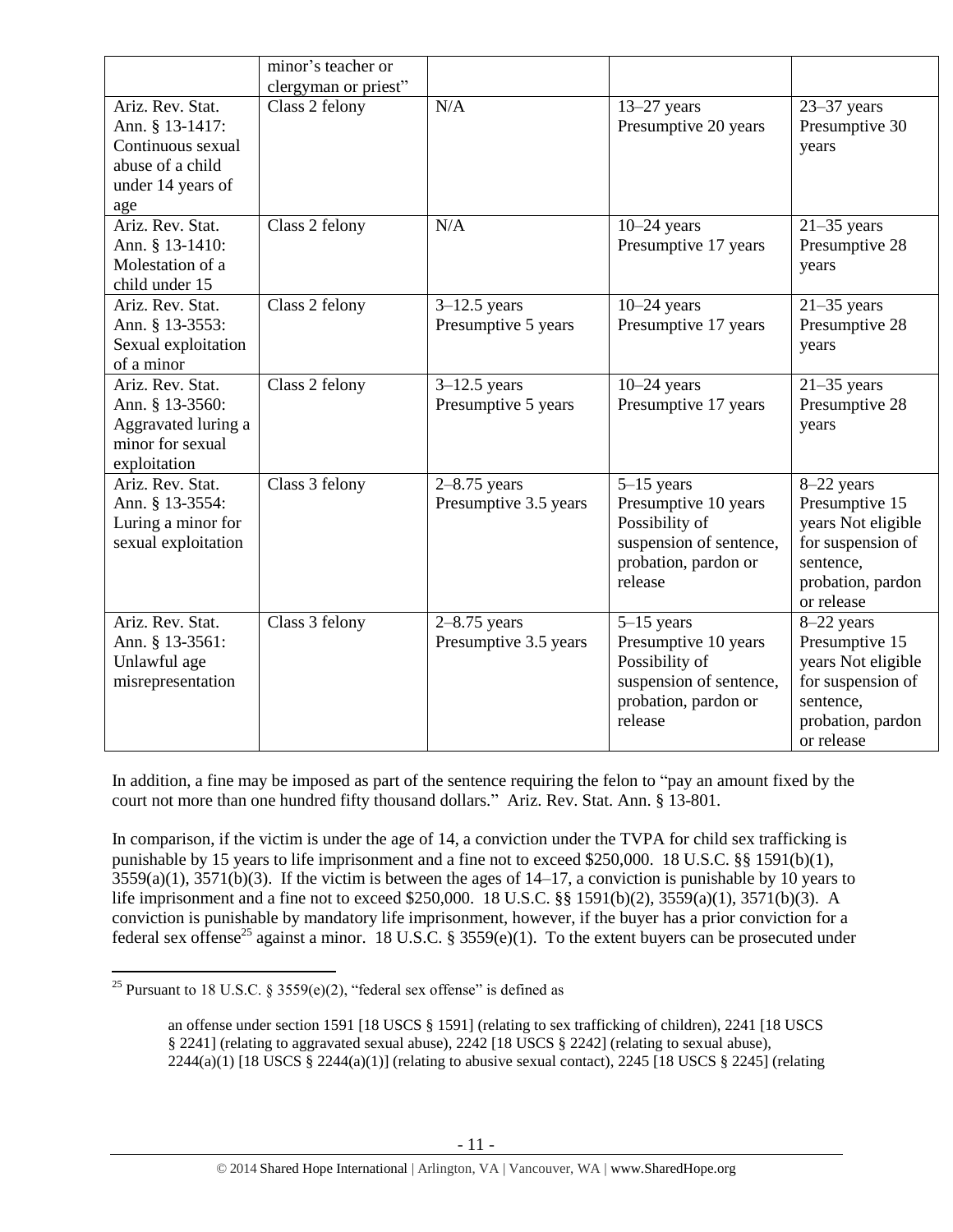|  | minor's teacher or clergyman or priest" |  |  |  |
|---|---|---|---|---|
| Ariz. Rev. Stat. Ann. § 13-1417: Continuous sexual abuse of a child under 14 years of age | Class 2 felony | N/A | 13–27 years Presumptive 20 years | 23–37 years Presumptive 30 years |
| Ariz. Rev. Stat. Ann. § 13-1410: Molestation of a child under 15 | Class 2 felony | N/A | 10–24 years Presumptive 17 years | 21–35 years Presumptive 28 years |
| Ariz. Rev. Stat. Ann. § 13-3553: Sexual exploitation of a minor | Class 2 felony | 3–12.5 years Presumptive 5 years | 10–24 years Presumptive 17 years | 21–35 years Presumptive 28 years |
| Ariz. Rev. Stat. Ann. § 13-3560: Aggravated luring a minor for sexual exploitation | Class 2 felony | 3–12.5 years Presumptive 5 years | 10–24 years Presumptive 17 years | 21–35 years Presumptive 28 years |
| Ariz. Rev. Stat. Ann. § 13-3554: Luring a minor for sexual exploitation | Class 3 felony | 2–8.75 years Presumptive 3.5 years | 5–15 years Presumptive 10 years Possibility of suspension of sentence, probation, pardon or release | 8–22 years Presumptive 15 years Not eligible for suspension of sentence, probation, pardon or release |
| Ariz. Rev. Stat. Ann. § 13-3561: Unlawful age misrepresentation | Class 3 felony | 2–8.75 years Presumptive 3.5 years | 5–15 years Presumptive 10 years Possibility of suspension of sentence, probation, pardon or release | 8–22 years Presumptive 15 years Not eligible for suspension of sentence, probation, pardon or release |

In addition, a fine may be imposed as part of the sentence requiring the felon to "pay an amount fixed by the court not more than one hundred fifty thousand dollars." Ariz. Rev. Stat. Ann. § 13-801.

In comparison, if the victim is under the age of 14, a conviction under the TVPA for child sex trafficking is punishable by 15 years to life imprisonment and a fine not to exceed $250,000. 18 U.S.C. §§ 1591(b)(1), 3559(a)(1), 3571(b)(3). If the victim is between the ages of 14–17, a conviction is punishable by 10 years to life imprisonment and a fine not to exceed $250,000. 18 U.S.C. §§ 1591(b)(2), 3559(a)(1), 3571(b)(3). A conviction is punishable by mandatory life imprisonment, however, if the buyer has a prior conviction for a federal sex offense[25] against a minor. 18 U.S.C. § 3559(e)(1). To the extent buyers can be prosecuted under

[25] Pursuant to 18 U.S.C. § 3559(e)(2), "federal sex offense" is defined as

> an offense under section 1591 [18 USCS § 1591] (relating to sex trafficking of children), 2241 [18 USCS § 2241] (relating to aggravated sexual abuse), 2242 [18 USCS § 2242] (relating to sexual abuse), 2244(a)(1) [18 USCS § 2244(a)(1)] (relating to abusive sexual contact), 2245 [18 USCS § 2245] (relating

© 2014 Shared Hope International | Arlington, VA | Vancouver, WA | www.SharedHope.org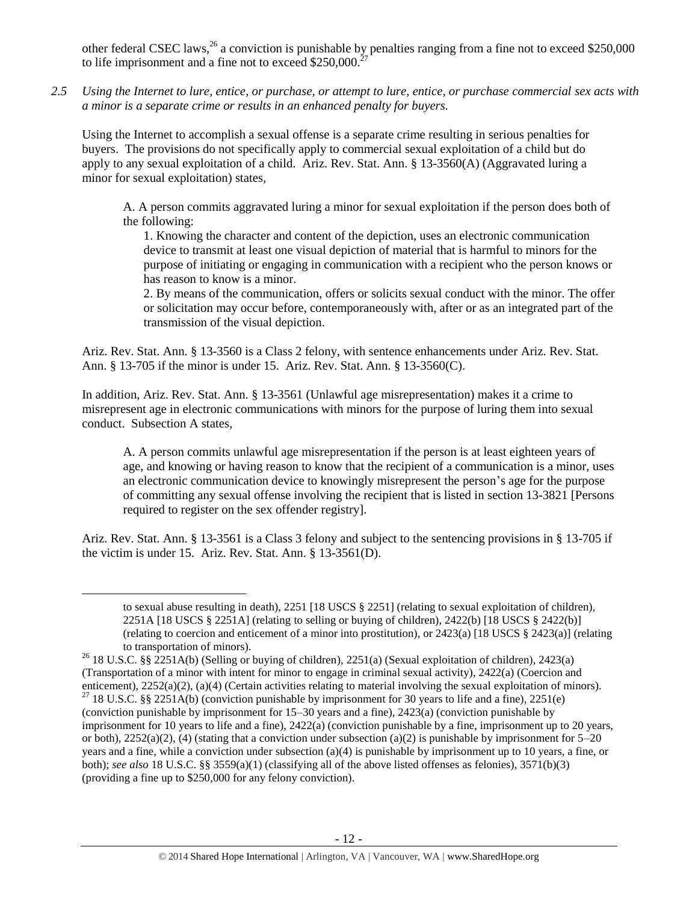other federal CSEC laws,[26] a conviction is punishable by penalties ranging from a fine not to exceed \$250,000 to life imprisonment and a fine not to exceed \$250,000.[27]

*2.5 Using the Internet to lure, entice, or purchase, or attempt to lure, entice, or purchase commercial sex acts with a minor is a separate crime or results in an enhanced penalty for buyers.*

Using the Internet to accomplish a sexual offense is a separate crime resulting in serious penalties for buyers. The provisions do not specifically apply to commercial sexual exploitation of a child but do apply to any sexual exploitation of a child. Ariz. Rev. Stat. Ann. § 13-3560(A) (Aggravated luring a minor for sexual exploitation) states,

> A. A person commits aggravated luring a minor for sexual exploitation if the person does both of the following:
>
> 1. Knowing the character and content of the depiction, uses an electronic communication device to transmit at least one visual depiction of material that is harmful to minors for the purpose of initiating or engaging in communication with a recipient who the person knows or has reason to know is a minor.
> 2. By means of the communication, offers or solicits sexual conduct with the minor. The offer or solicitation may occur before, contemporaneously with, after or as an integrated part of the transmission of the visual depiction.

Ariz. Rev. Stat. Ann. § 13-3560 is a Class 2 felony, with sentence enhancements under Ariz. Rev. Stat. Ann. § 13-705 if the minor is under 15. Ariz. Rev. Stat. Ann. § 13-3560(C).

In addition, Ariz. Rev. Stat. Ann. § 13-3561 (Unlawful age misrepresentation) makes it a crime to misrepresent age in electronic communications with minors for the purpose of luring them into sexual conduct. Subsection A states,

> A. A person commits unlawful age misrepresentation if the person is at least eighteen years of age, and knowing or having reason to know that the recipient of a communication is a minor, uses an electronic communication device to knowingly misrepresent the person's age for the purpose of committing any sexual offense involving the recipient that is listed in section 13-3821 [Persons required to register on the sex offender registry].

Ariz. Rev. Stat. Ann. § 13-3561 is a Class 3 felony and subject to the sentencing provisions in § 13-705 if the victim is under 15. Ariz. Rev. Stat. Ann. § 13-3561(D).

---

to sexual abuse resulting in death), 2251 [18 USCS § 2251] (relating to sexual exploitation of children), 2251A [18 USCS § 2251A] (relating to selling or buying of children), 2422(b) [18 USCS § 2422(b)] (relating to coercion and enticement of a minor into prostitution), or 2423(a) [18 USCS § 2423(a)] (relating to transportation of minors).

[26] 18 U.S.C. §§ 2251A(b) (Selling or buying of children), 2251(a) (Sexual exploitation of children), 2423(a) (Transportation of a minor with intent for minor to engage in criminal sexual activity), 2422(a) (Coercion and enticement), 2252(a)(2), (a)(4) (Certain activities relating to material involving the sexual exploitation of minors).

[27] 18 U.S.C. §§ 2251A(b) (conviction punishable by imprisonment for 30 years to life and a fine), 2251(e) (conviction punishable by imprisonment for 15–30 years and a fine), 2423(a) (conviction punishable by imprisonment for 10 years to life and a fine), 2422(a) (conviction punishable by a fine, imprisonment up to 20 years, or both), 2252(a)(2), (4) (stating that a conviction under subsection (a)(2) is punishable by imprisonment for 5–20 years and a fine, while a conviction under subsection (a)(4) is punishable by imprisonment up to 10 years, a fine, or both); *see also* 18 U.S.C. §§ 3559(a)(1) (classifying all of the above listed offenses as felonies), 3571(b)(3) (providing a fine up to \$250,000 for any felony conviction).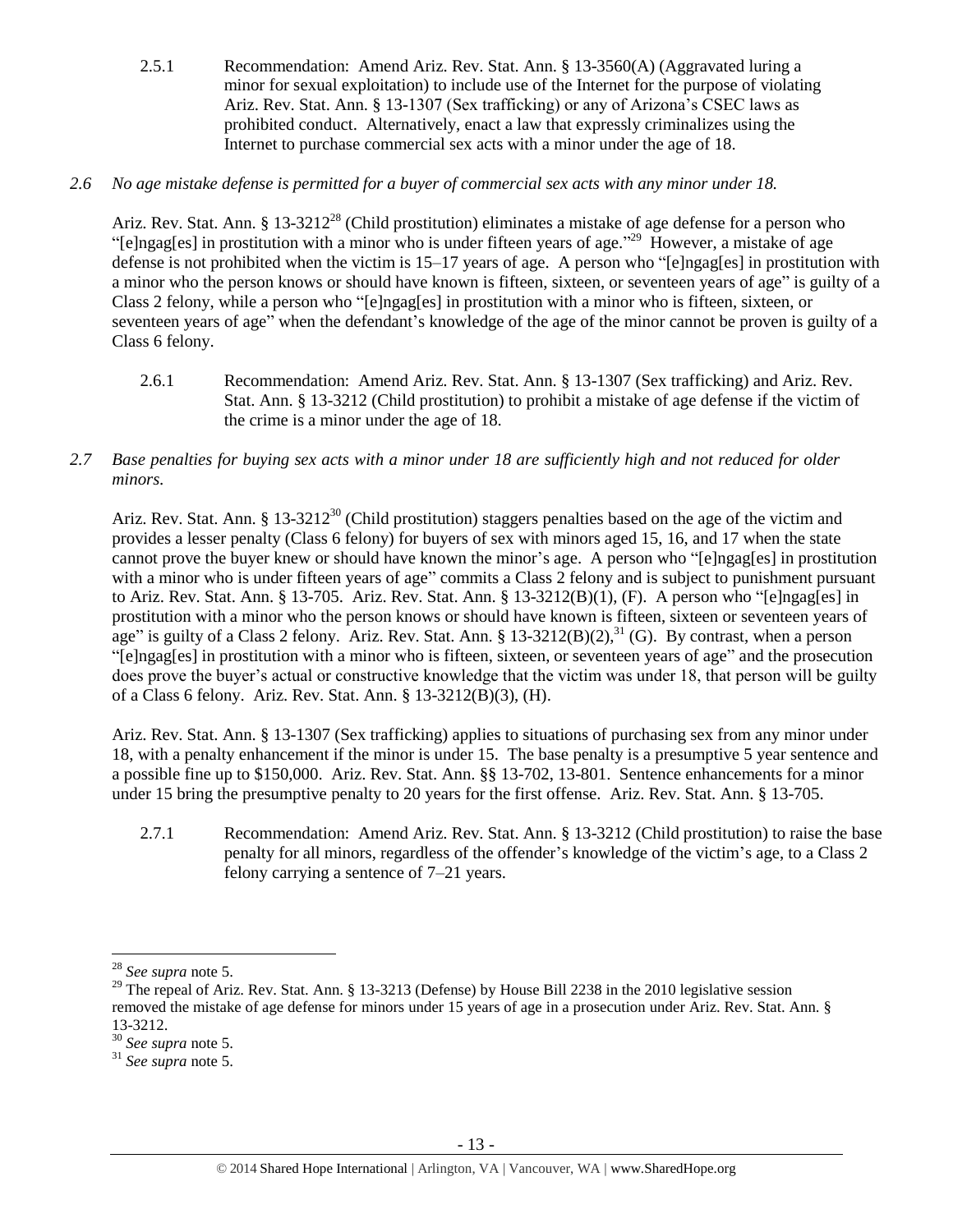2.5.1 Recommendation: Amend Ariz. Rev. Stat. Ann. § 13-3560(A) (Aggravated luring a minor for sexual exploitation) to include use of the Internet for the purpose of violating Ariz. Rev. Stat. Ann. § 13-1307 (Sex trafficking) or any of Arizona's CSEC laws as prohibited conduct. Alternatively, enact a law that expressly criminalizes using the Internet to purchase commercial sex acts with a minor under the age of 18.

*2.6 No age mistake defense is permitted for a buyer of commercial sex acts with any minor under 18.*

Ariz. Rev. Stat. Ann. § 13-3212[28] (Child prostitution) eliminates a mistake of age defense for a person who "[e]ngag[es] in prostitution with a minor who is under fifteen years of age."[29] However, a mistake of age defense is not prohibited when the victim is 15–17 years of age. A person who "[e]ngag[es] in prostitution with a minor who the person knows or should have known is fifteen, sixteen, or seventeen years of age" is guilty of a Class 2 felony, while a person who "[e]ngag[es] in prostitution with a minor who is fifteen, sixteen, or seventeen years of age" when the defendant's knowledge of the age of the minor cannot be proven is guilty of a Class 6 felony.

2.6.1 Recommendation: Amend Ariz. Rev. Stat. Ann. § 13-1307 (Sex trafficking) and Ariz. Rev. Stat. Ann. § 13-3212 (Child prostitution) to prohibit a mistake of age defense if the victim of the crime is a minor under the age of 18.

*2.7 Base penalties for buying sex acts with a minor under 18 are sufficiently high and not reduced for older minors.*

Ariz. Rev. Stat. Ann. § 13-3212[30] (Child prostitution) staggers penalties based on the age of the victim and provides a lesser penalty (Class 6 felony) for buyers of sex with minors aged 15, 16, and 17 when the state cannot prove the buyer knew or should have known the minor's age. A person who "[e]ngag[es] in prostitution with a minor who is under fifteen years of age" commits a Class 2 felony and is subject to punishment pursuant to Ariz. Rev. Stat. Ann. § 13-705. Ariz. Rev. Stat. Ann. § 13-3212(B)(1), (F). A person who "[e]ngag[es] in prostitution with a minor who the person knows or should have known is fifteen, sixteen or seventeen years of age" is guilty of a Class 2 felony. Ariz. Rev. Stat. Ann. § 13-3212(B)(2),[31] (G). By contrast, when a person "[e]ngag[es] in prostitution with a minor who is fifteen, sixteen, or seventeen years of age" and the prosecution does prove the buyer's actual or constructive knowledge that the victim was under 18, that person will be guilty of a Class 6 felony. Ariz. Rev. Stat. Ann. § 13-3212(B)(3), (H).

Ariz. Rev. Stat. Ann. § 13-1307 (Sex trafficking) applies to situations of purchasing sex from any minor under 18, with a penalty enhancement if the minor is under 15. The base penalty is a presumptive 5 year sentence and a possible fine up to $150,000. Ariz. Rev. Stat. Ann. §§ 13-702, 13-801. Sentence enhancements for a minor under 15 bring the presumptive penalty to 20 years for the first offense. Ariz. Rev. Stat. Ann. § 13-705.

2.7.1 Recommendation: Amend Ariz. Rev. Stat. Ann. § 13-3212 (Child prostitution) to raise the base penalty for all minors, regardless of the offender's knowledge of the victim's age, to a Class 2 felony carrying a sentence of 7–21 years.

---

[28] *See supra* note 5.

[29] The repeal of Ariz. Rev. Stat. Ann. § 13-3213 (Defense) by House Bill 2238 in the 2010 legislative session removed the mistake of age defense for minors under 15 years of age in a prosecution under Ariz. Rev. Stat. Ann. § 13-3212.

[30] *See supra* note 5.

[31] *See supra* note 5.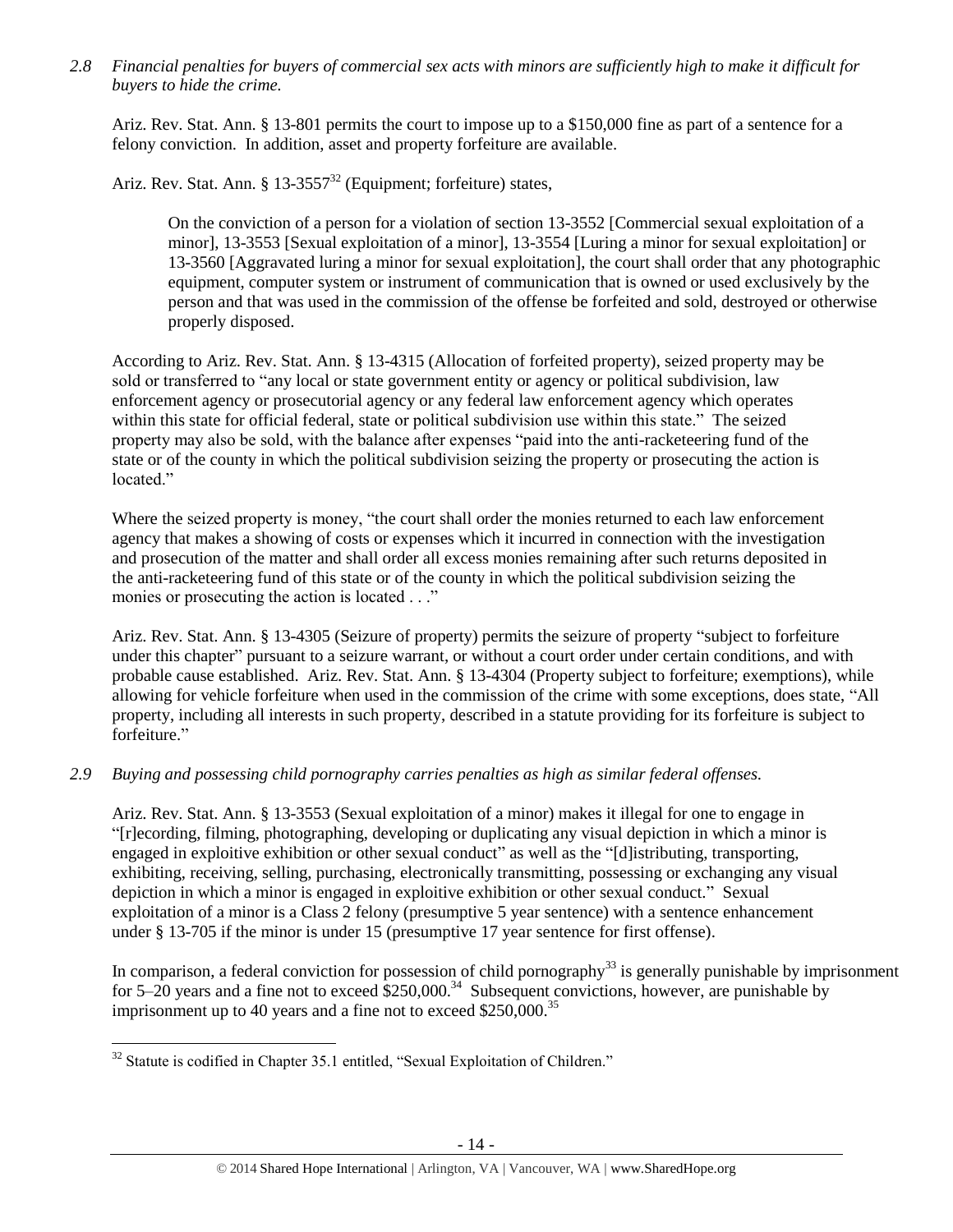*2.8 Financial penalties for buyers of commercial sex acts with minors are sufficiently high to make it difficult for buyers to hide the crime.*

Ariz. Rev. Stat. Ann. § 13-801 permits the court to impose up to a $150,000 fine as part of a sentence for a felony conviction. In addition, asset and property forfeiture are available.

Ariz. Rev. Stat. Ann. § 13-3557[32] (Equipment; forfeiture) states,

> On the conviction of a person for a violation of section 13-3552 [Commercial sexual exploitation of a minor], 13-3553 [Sexual exploitation of a minor], 13-3554 [Luring a minor for sexual exploitation] or 13-3560 [Aggravated luring a minor for sexual exploitation], the court shall order that any photographic equipment, computer system or instrument of communication that is owned or used exclusively by the person and that was used in the commission of the offense be forfeited and sold, destroyed or otherwise properly disposed.

According to Ariz. Rev. Stat. Ann. § 13-4315 (Allocation of forfeited property), seized property may be sold or transferred to "any local or state government entity or agency or political subdivision, law enforcement agency or prosecutorial agency or any federal law enforcement agency which operates within this state for official federal, state or political subdivision use within this state." The seized property may also be sold, with the balance after expenses "paid into the anti-racketeering fund of the state or of the county in which the political subdivision seizing the property or prosecuting the action is located."

Where the seized property is money, "the court shall order the monies returned to each law enforcement agency that makes a showing of costs or expenses which it incurred in connection with the investigation and prosecution of the matter and shall order all excess monies remaining after such returns deposited in the anti-racketeering fund of this state or of the county in which the political subdivision seizing the monies or prosecuting the action is located . . ."

Ariz. Rev. Stat. Ann. § 13-4305 (Seizure of property) permits the seizure of property "subject to forfeiture under this chapter" pursuant to a seizure warrant, or without a court order under certain conditions, and with probable cause established. Ariz. Rev. Stat. Ann. § 13-4304 (Property subject to forfeiture; exemptions), while allowing for vehicle forfeiture when used in the commission of the crime with some exceptions, does state, "All property, including all interests in such property, described in a statute providing for its forfeiture is subject to forfeiture."

*2.9 Buying and possessing child pornography carries penalties as high as similar federal offenses.*

Ariz. Rev. Stat. Ann. § 13-3553 (Sexual exploitation of a minor) makes it illegal for one to engage in "[r]ecording, filming, photographing, developing or duplicating any visual depiction in which a minor is engaged in exploitive exhibition or other sexual conduct" as well as the "[d]istributing, transporting, exhibiting, receiving, selling, purchasing, electronically transmitting, possessing or exchanging any visual depiction in which a minor is engaged in exploitive exhibition or other sexual conduct." Sexual exploitation of a minor is a Class 2 felony (presumptive 5 year sentence) with a sentence enhancement under § 13-705 if the minor is under 15 (presumptive 17 year sentence for first offense).

In comparison, a federal conviction for possession of child pornography[33] is generally punishable by imprisonment for 5–20 years and a fine not to exceed $250,000.[34] Subsequent convictions, however, are punishable by imprisonment up to 40 years and a fine not to exceed $250,000.[35]

---

[32] Statute is codified in Chapter 35.1 entitled, "Sexual Exploitation of Children."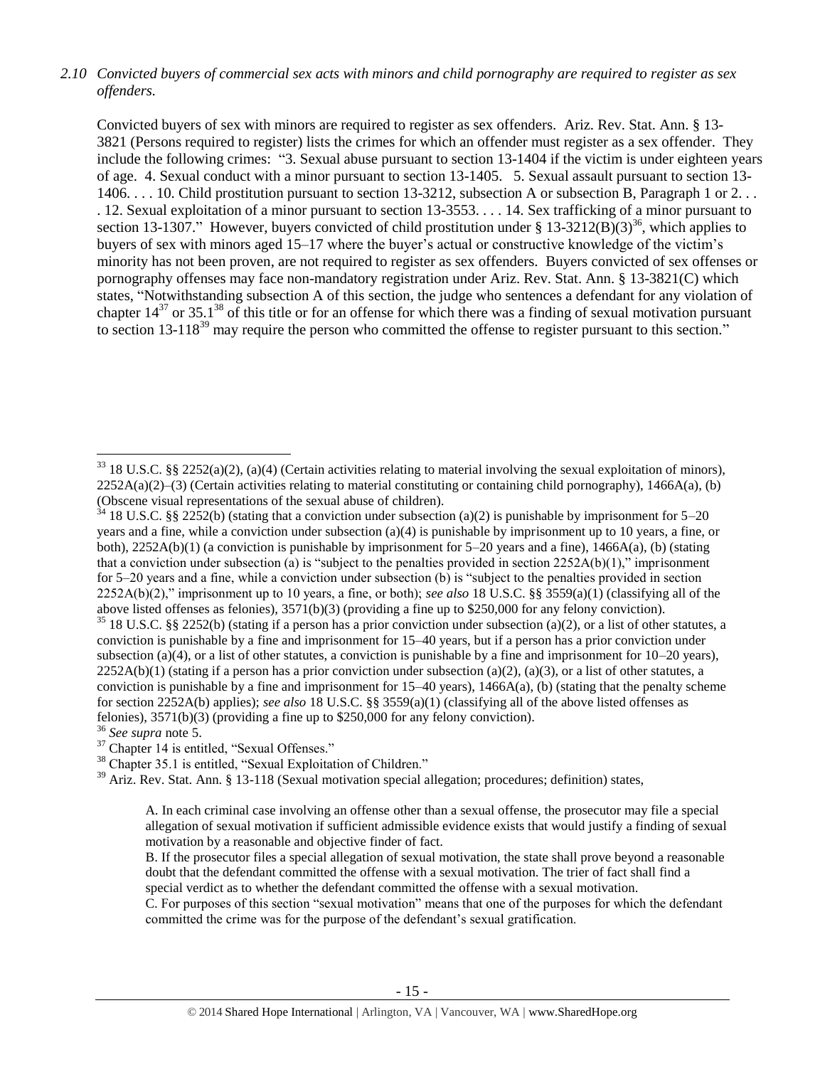*2.10 Convicted buyers of commercial sex acts with minors and child pornography are required to register as sex offenders.*

Convicted buyers of sex with minors are required to register as sex offenders. Ariz. Rev. Stat. Ann. § 13-3821 (Persons required to register) lists the crimes for which an offender must register as a sex offender. They include the following crimes: "3. Sexual abuse pursuant to section 13-1404 if the victim is under eighteen years of age. 4. Sexual conduct with a minor pursuant to section 13-1405. 5. Sexual assault pursuant to section 13-1406. . . . 10. Child prostitution pursuant to section 13-3212, subsection A or subsection B, Paragraph 1 or 2. . . . 12. Sexual exploitation of a minor pursuant to section 13-3553. . . . 14. Sex trafficking of a minor pursuant to section 13-1307." However, buyers convicted of child prostitution under § 13-3212(B)(3)[36], which applies to buyers of sex with minors aged 15–17 where the buyer's actual or constructive knowledge of the victim's minority has not been proven, are not required to register as sex offenders. Buyers convicted of sex offenses or pornography offenses may face non-mandatory registration under Ariz. Rev. Stat. Ann. § 13-3821(C) which states, "Notwithstanding subsection A of this section, the judge who sentences a defendant for any violation of chapter 14[37] or 35.1[38] of this title or for an offense for which there was a finding of sexual motivation pursuant to section 13-118[39] may require the person who committed the offense to register pursuant to this section."

---

[33] 18 U.S.C. §§ 2252(a)(2), (a)(4) (Certain activities relating to material involving the sexual exploitation of minors), 2252A(a)(2)–(3) (Certain activities relating to material constituting or containing child pornography), 1466A(a), (b) (Obscene visual representations of the sexual abuse of children).

[34] 18 U.S.C. §§ 2252(b) (stating that a conviction under subsection (a)(2) is punishable by imprisonment for 5–20 years and a fine, while a conviction under subsection (a)(4) is punishable by imprisonment up to 10 years, a fine, or both), 2252A(b)(1) (a conviction is punishable by imprisonment for 5–20 years and a fine), 1466A(a), (b) (stating that a conviction under subsection (a) is "subject to the penalties provided in section 2252A(b)(1)," imprisonment for 5–20 years and a fine, while a conviction under subsection (b) is "subject to the penalties provided in section 2252A(b)(2)," imprisonment up to 10 years, a fine, or both); *see also* 18 U.S.C. §§ 3559(a)(1) (classifying all of the above listed offenses as felonies), 3571(b)(3) (providing a fine up to $250,000 for any felony conviction).

[35] 18 U.S.C. §§ 2252(b) (stating if a person has a prior conviction under subsection (a)(2), or a list of other statutes, a conviction is punishable by a fine and imprisonment for 15–40 years, but if a person has a prior conviction under subsection (a)(4), or a list of other statutes, a conviction is punishable by a fine and imprisonment for 10–20 years), 2252A(b)(1) (stating if a person has a prior conviction under subsection (a)(2), (a)(3), or a list of other statutes, a conviction is punishable by a fine and imprisonment for 15–40 years), 1466A(a), (b) (stating that the penalty scheme for section 2252A(b) applies); *see also* 18 U.S.C. §§ 3559(a)(1) (classifying all of the above listed offenses as felonies), 3571(b)(3) (providing a fine up to $250,000 for any felony conviction).

[36] *See supra* note 5.

[37] Chapter 14 is entitled, "Sexual Offenses."

[38] Chapter 35.1 is entitled, "Sexual Exploitation of Children."

[39] Ariz. Rev. Stat. Ann. § 13-118 (Sexual motivation special allegation; procedures; definition) states,

> A. In each criminal case involving an offense other than a sexual offense, the prosecutor may file a special allegation of sexual motivation if sufficient admissible evidence exists that would justify a finding of sexual motivation by a reasonable and objective finder of fact.
>
> B. If the prosecutor files a special allegation of sexual motivation, the state shall prove beyond a reasonable doubt that the defendant committed the offense with a sexual motivation. The trier of fact shall find a special verdict as to whether the defendant committed the offense with a sexual motivation.
>
> C. For purposes of this section "sexual motivation" means that one of the purposes for which the defendant committed the crime was for the purpose of the defendant's sexual gratification.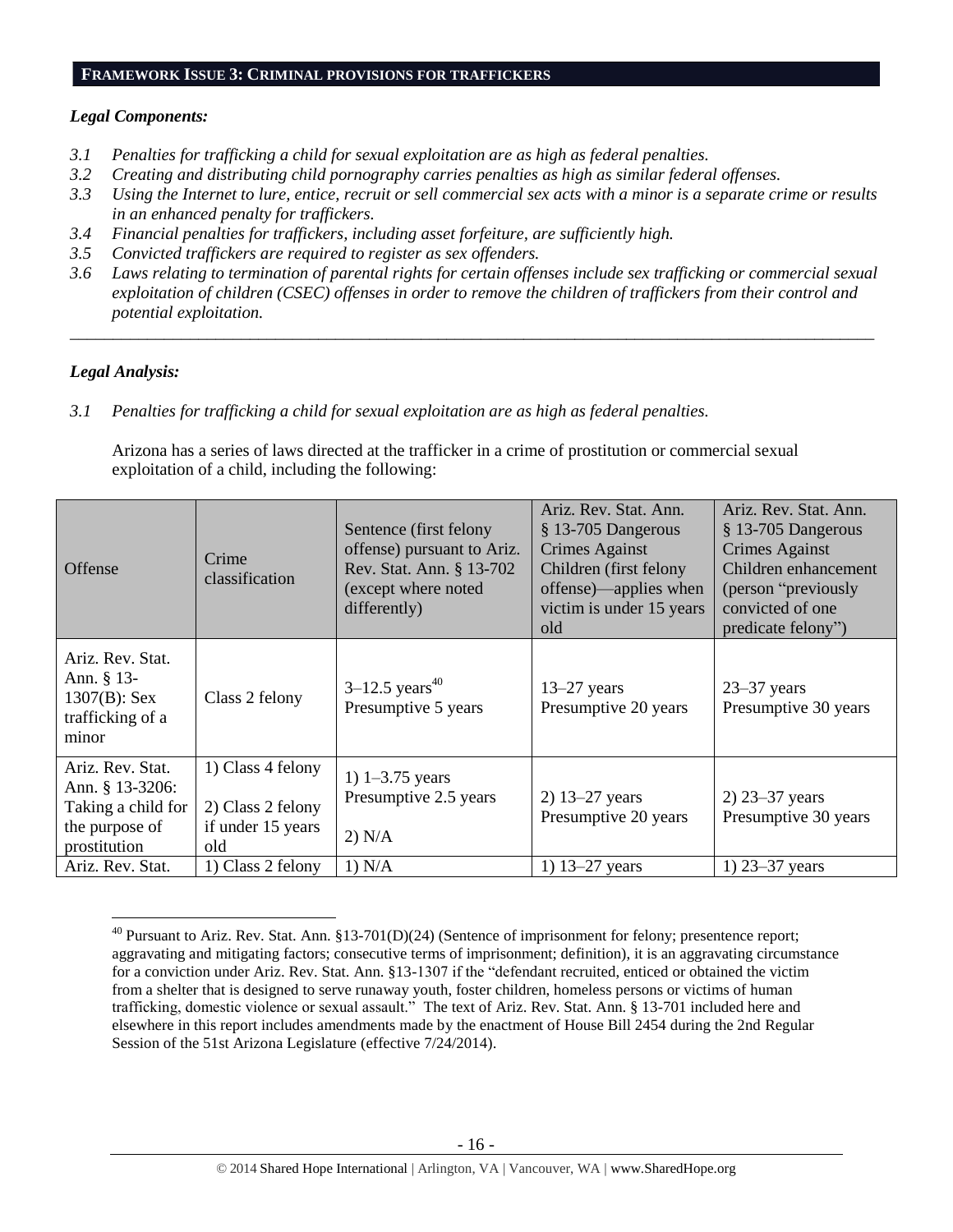## FRAMEWORK ISSUE 3: CRIMINAL PROVISIONS FOR TRAFFICKERS

***Legal Components:***

*3.1 Penalties for trafficking a child for sexual exploitation are as high as federal penalties.*
*3.2 Creating and distributing child pornography carries penalties as high as similar federal offenses.*
*3.3 Using the Internet to lure, entice, recruit or sell commercial sex acts with a minor is a separate crime or results in an enhanced penalty for traffickers.*
*3.4 Financial penalties for traffickers, including asset forfeiture, are sufficiently high.*
*3.5 Convicted traffickers are required to register as sex offenders.*
*3.6 Laws relating to termination of parental rights for certain offenses include sex trafficking or commercial sexual exploitation of children (CSEC) offenses in order to remove the children of traffickers from their control and potential exploitation.*

---

***Legal Analysis:***

*3.1 Penalties for trafficking a child for sexual exploitation are as high as federal penalties.*

Arizona has a series of laws directed at the trafficker in a crime of prostitution or commercial sexual exploitation of a child, including the following:

| Offense | Crime classification | Sentence (first felony offense) pursuant to Ariz. Rev. Stat. Ann. § 13-702 (except where noted differently) | Ariz. Rev. Stat. Ann. § 13-705 Dangerous Crimes Against Children (first felony offense)—applies when victim is under 15 years old | Ariz. Rev. Stat. Ann. § 13-705 Dangerous Crimes Against Children enhancement (person "previously convicted of one predicate felony") |
|---|---|---|---|---|
| Ariz. Rev. Stat. Ann. § 13-1307(B): Sex trafficking of a minor | Class 2 felony | 3–12.5 years[40] Presumptive 5 years | 13–27 years Presumptive 20 years | 23–37 years Presumptive 30 years |
| Ariz. Rev. Stat. Ann. § 13-3206: Taking a child for the purpose of prostitution | 1) Class 4 felony 2) Class 2 felony if under 15 years old | 1) 1–3.75 years Presumptive 2.5 years 2) N/A | 2) 13–27 years Presumptive 20 years | 2) 23–37 years Presumptive 30 years |
| Ariz. Rev. Stat. | 1) Class 2 felony | 1) N/A | 1) 13–27 years | 1) 23–37 years |

[40] Pursuant to Ariz. Rev. Stat. Ann. §13-701(D)(24) (Sentence of imprisonment for felony; presentence report; aggravating and mitigating factors; consecutive terms of imprisonment; definition), it is an aggravating circumstance for a conviction under Ariz. Rev. Stat. Ann. §13-1307 if the "defendant recruited, enticed or obtained the victim from a shelter that is designed to serve runaway youth, foster children, homeless persons or victims of human trafficking, domestic violence or sexual assault." The text of Ariz. Rev. Stat. Ann. § 13-701 included here and elsewhere in this report includes amendments made by the enactment of House Bill 2454 during the 2nd Regular Session of the 51st Arizona Legislature (effective 7/24/2014).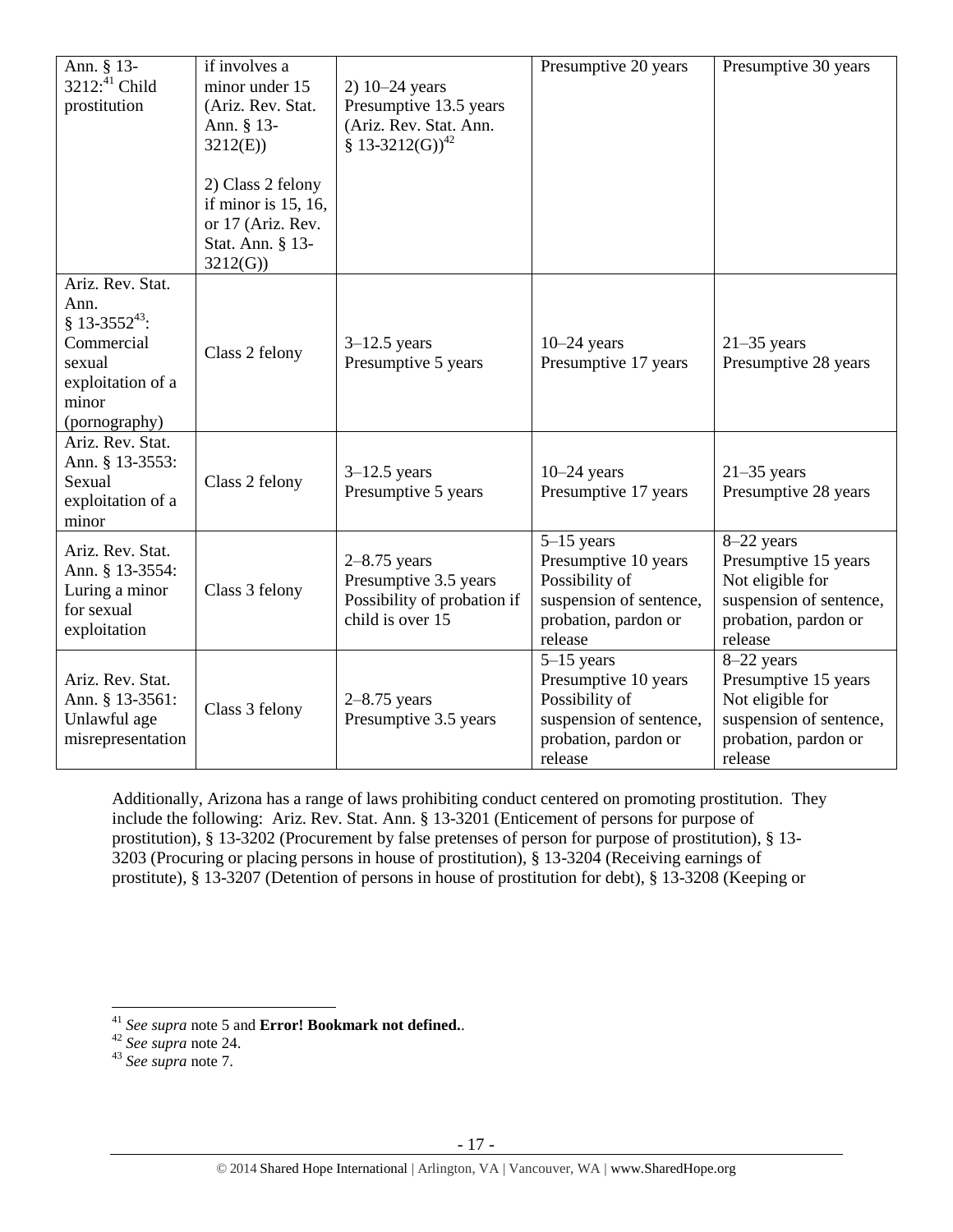| | | | | |
|---|---|---|---|---|
| Ann. § 13-3212:[41] Child prostitution | if involves a minor under 15 (Ariz. Rev. Stat. Ann. § 13-3212(E))<br><br>2) Class 2 felony if minor is 15, 16, or 17 (Ariz. Rev. Stat. Ann. § 13-3212(G)) | 2) 10–24 years Presumptive 13.5 years (Ariz. Rev. Stat. Ann. § 13-3212(G))[42] | Presumptive 20 years | Presumptive 30 years |
| Ariz. Rev. Stat. Ann. § 13-3552[43]: Commercial sexual exploitation of a minor (pornography) | Class 2 felony | 3–12.5 years Presumptive 5 years | 10–24 years Presumptive 17 years | 21–35 years Presumptive 28 years |
| Ariz. Rev. Stat. Ann. § 13-3553: Sexual exploitation of a minor | Class 2 felony | 3–12.5 years Presumptive 5 years | 10–24 years Presumptive 17 years | 21–35 years Presumptive 28 years |
| Ariz. Rev. Stat. Ann. § 13-3554: Luring a minor for sexual exploitation | Class 3 felony | 2–8.75 years Presumptive 3.5 years Possibility of probation if child is over 15 | 5–15 years Presumptive 10 years Possibility of suspension of sentence, probation, pardon or release | 8–22 years Presumptive 15 years Not eligible for suspension of sentence, probation, pardon or release |
| Ariz. Rev. Stat. Ann. § 13-3561: Unlawful age misrepresentation | Class 3 felony | 2–8.75 years Presumptive 3.5 years | 5–15 years Presumptive 10 years Possibility of suspension of sentence, probation, pardon or release | 8–22 years Presumptive 15 years Not eligible for suspension of sentence, probation, pardon or release |

Additionally, Arizona has a range of laws prohibiting conduct centered on promoting prostitution. They include the following: Ariz. Rev. Stat. Ann. § 13-3201 (Enticement of persons for purpose of prostitution), § 13-3202 (Procurement by false pretenses of person for purpose of prostitution), § 13-3203 (Procuring or placing persons in house of prostitution), § 13-3204 (Receiving earnings of prostitute), § 13-3207 (Detention of persons in house of prostitution for debt), § 13-3208 (Keeping or

---

[41] *See supra* note 5 and **Error! Bookmark not defined.**.

[42] *See supra* note 24.

[43] *See supra* note 7.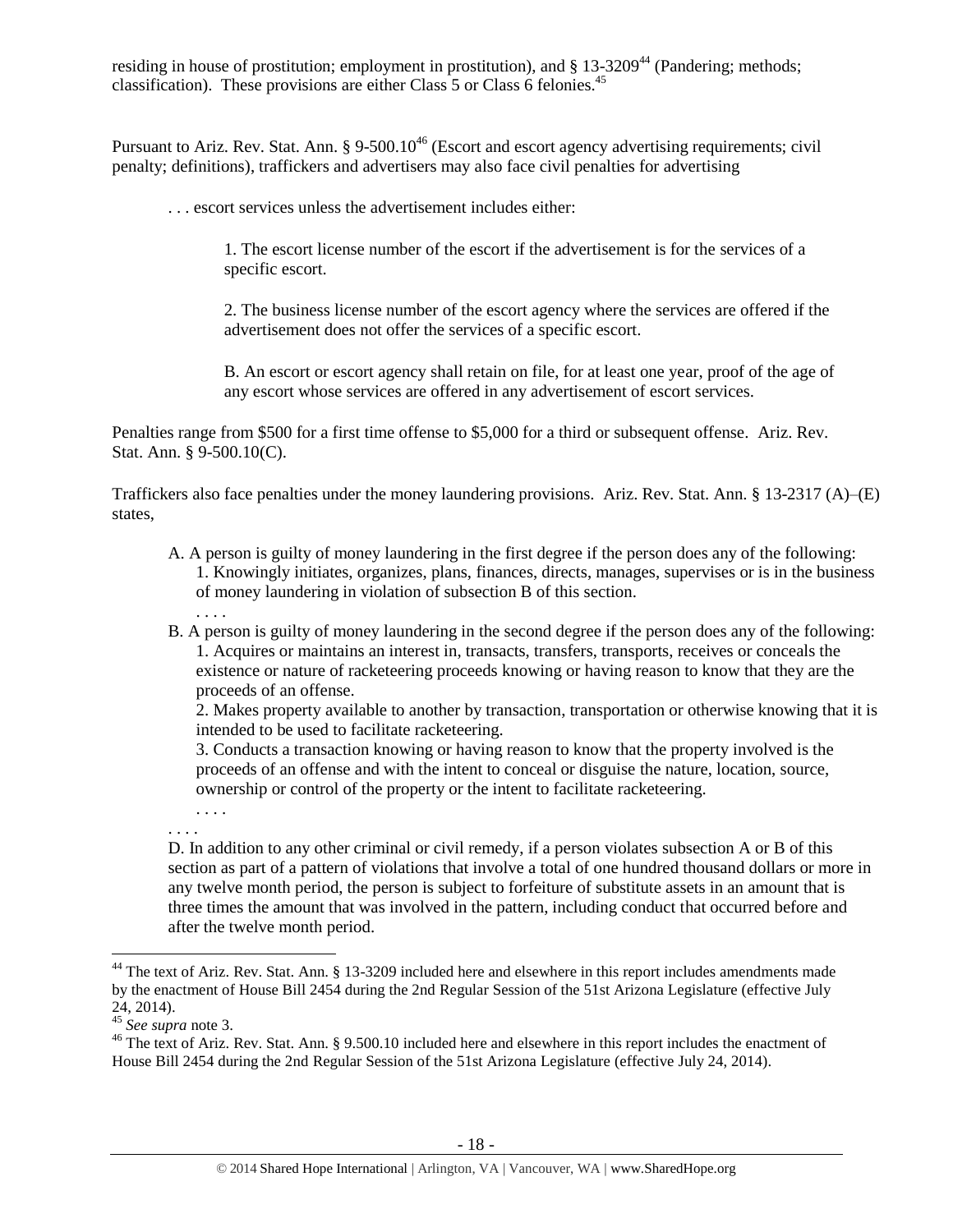residing in house of prostitution; employment in prostitution), and § 13-3209[44] (Pandering; methods; classification). These provisions are either Class 5 or Class 6 felonies.[45]

Pursuant to Ariz. Rev. Stat. Ann. § 9-500.10[46] (Escort and escort agency advertising requirements; civil penalty; definitions), traffickers and advertisers may also face civil penalties for advertising

> . . . escort services unless the advertisement includes either:
>
> > 1. The escort license number of the escort if the advertisement is for the services of a specific escort.
> >
> > 2. The business license number of the escort agency where the services are offered if the advertisement does not offer the services of a specific escort.
> >
> > B. An escort or escort agency shall retain on file, for at least one year, proof of the age of any escort whose services are offered in any advertisement of escort services.

Penalties range from $500 for a first time offense to $5,000 for a third or subsequent offense. Ariz. Rev. Stat. Ann. § 9-500.10(C).

Traffickers also face penalties under the money laundering provisions. Ariz. Rev. Stat. Ann. § 13-2317 (A)–(E) states,

> A. A person is guilty of money laundering in the first degree if the person does any of the following:
> > 1. Knowingly initiates, organizes, plans, finances, directs, manages, supervises or is in the business of money laundering in violation of subsection B of this section.
> >
> > . . . .
>
> B. A person is guilty of money laundering in the second degree if the person does any of the following:
> > 1. Acquires or maintains an interest in, transacts, transfers, transports, receives or conceals the existence or nature of racketeering proceeds knowing or having reason to know that they are the proceeds of an offense.
> >
> > 2. Makes property available to another by transaction, transportation or otherwise knowing that it is intended to be used to facilitate racketeering.
> >
> > 3. Conducts a transaction knowing or having reason to know that the property involved is the proceeds of an offense and with the intent to conceal or disguise the nature, location, source, ownership or control of the property or the intent to facilitate racketeering.
> >
> > . . . .
>
> . . . .
>
> D. In addition to any other criminal or civil remedy, if a person violates subsection A or B of this section as part of a pattern of violations that involve a total of one hundred thousand dollars or more in any twelve month period, the person is subject to forfeiture of substitute assets in an amount that is three times the amount that was involved in the pattern, including conduct that occurred before and after the twelve month period.

---

[44] The text of Ariz. Rev. Stat. Ann. § 13-3209 included here and elsewhere in this report includes amendments made by the enactment of House Bill 2454 during the 2nd Regular Session of the 51st Arizona Legislature (effective July 24, 2014).

[45] *See supra* note 3.

[46] The text of Ariz. Rev. Stat. Ann. § 9.500.10 included here and elsewhere in this report includes the enactment of House Bill 2454 during the 2nd Regular Session of the 51st Arizona Legislature (effective July 24, 2014).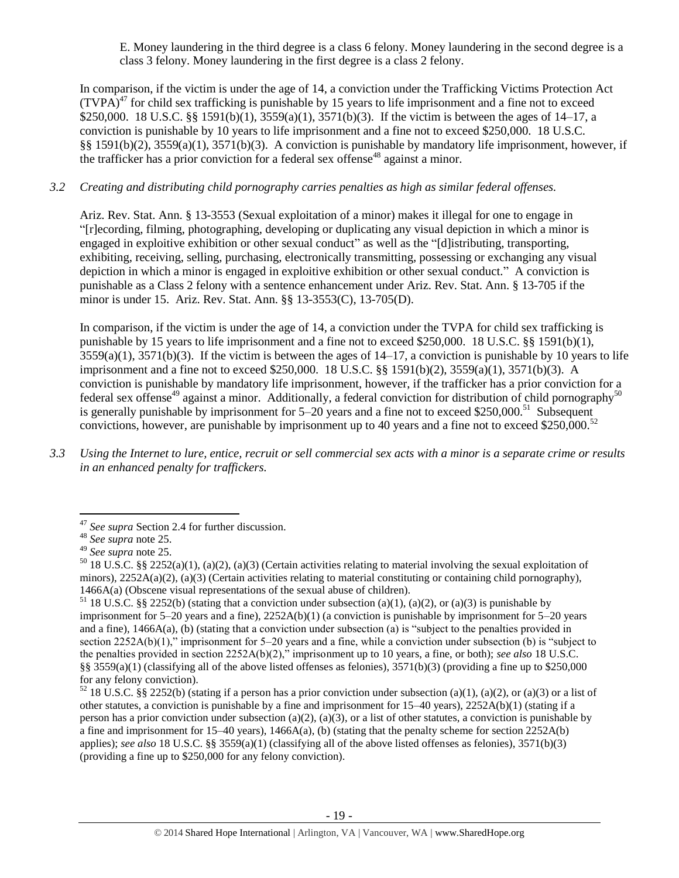E. Money laundering in the third degree is a class 6 felony. Money laundering in the second degree is a class 3 felony. Money laundering in the first degree is a class 2 felony.

In comparison, if the victim is under the age of 14, a conviction under the Trafficking Victims Protection Act (TVPA)[47] for child sex trafficking is punishable by 15 years to life imprisonment and a fine not to exceed \$250,000. 18 U.S.C. §§ 1591(b)(1), 3559(a)(1), 3571(b)(3). If the victim is between the ages of 14–17, a conviction is punishable by 10 years to life imprisonment and a fine not to exceed \$250,000. 18 U.S.C. §§ 1591(b)(2), 3559(a)(1), 3571(b)(3). A conviction is punishable by mandatory life imprisonment, however, if the trafficker has a prior conviction for a federal sex offense[48] against a minor.

*3.2 Creating and distributing child pornography carries penalties as high as similar federal offenses.*

Ariz. Rev. Stat. Ann. § 13-3553 (Sexual exploitation of a minor) makes it illegal for one to engage in "[r]ecording, filming, photographing, developing or duplicating any visual depiction in which a minor is engaged in exploitive exhibition or other sexual conduct" as well as the "[d]istributing, transporting, exhibiting, receiving, selling, purchasing, electronically transmitting, possessing or exchanging any visual depiction in which a minor is engaged in exploitive exhibition or other sexual conduct." A conviction is punishable as a Class 2 felony with a sentence enhancement under Ariz. Rev. Stat. Ann. § 13-705 if the minor is under 15. Ariz. Rev. Stat. Ann. §§ 13-3553(C), 13-705(D).

In comparison, if the victim is under the age of 14, a conviction under the TVPA for child sex trafficking is punishable by 15 years to life imprisonment and a fine not to exceed \$250,000. 18 U.S.C. §§ 1591(b)(1), 3559(a)(1), 3571(b)(3). If the victim is between the ages of 14–17, a conviction is punishable by 10 years to life imprisonment and a fine not to exceed \$250,000. 18 U.S.C. §§ 1591(b)(2), 3559(a)(1), 3571(b)(3). A conviction is punishable by mandatory life imprisonment, however, if the trafficker has a prior conviction for a federal sex offense[49] against a minor. Additionally, a federal conviction for distribution of child pornography[50] is generally punishable by imprisonment for 5–20 years and a fine not to exceed \$250,000.[51] Subsequent convictions, however, are punishable by imprisonment up to 40 years and a fine not to exceed \$250,000.[52]

*3.3 Using the Internet to lure, entice, recruit or sell commercial sex acts with a minor is a separate crime or results in an enhanced penalty for traffickers.*

---

[47] *See supra* Section 2.4 for further discussion.

[48] *See supra* note 25.

[49] *See supra* note 25.

[50] 18 U.S.C. §§ 2252(a)(1), (a)(2), (a)(3) (Certain activities relating to material involving the sexual exploitation of minors), 2252A(a)(2), (a)(3) (Certain activities relating to material constituting or containing child pornography), 1466A(a) (Obscene visual representations of the sexual abuse of children).

[51] 18 U.S.C. §§ 2252(b) (stating that a conviction under subsection (a)(1), (a)(2), or (a)(3) is punishable by imprisonment for 5–20 years and a fine), 2252A(b)(1) (a conviction is punishable by imprisonment for 5–20 years and a fine), 1466A(a), (b) (stating that a conviction under subsection (a) is "subject to the penalties provided in section 2252A(b)(1)," imprisonment for 5–20 years and a fine, while a conviction under subsection (b) is "subject to the penalties provided in section 2252A(b)(2)," imprisonment up to 10 years, a fine, or both); *see also* 18 U.S.C. §§ 3559(a)(1) (classifying all of the above listed offenses as felonies), 3571(b)(3) (providing a fine up to \$250,000 for any felony conviction).

[52] 18 U.S.C. §§ 2252(b) (stating if a person has a prior conviction under subsection (a)(1), (a)(2), or (a)(3) or a list of other statutes, a conviction is punishable by a fine and imprisonment for 15–40 years), 2252A(b)(1) (stating if a person has a prior conviction under subsection (a)(2), (a)(3), or a list of other statutes, a conviction is punishable by a fine and imprisonment for 15–40 years), 1466A(a), (b) (stating that the penalty scheme for section 2252A(b) applies); *see also* 18 U.S.C. §§ 3559(a)(1) (classifying all of the above listed offenses as felonies), 3571(b)(3) (providing a fine up to \$250,000 for any felony conviction).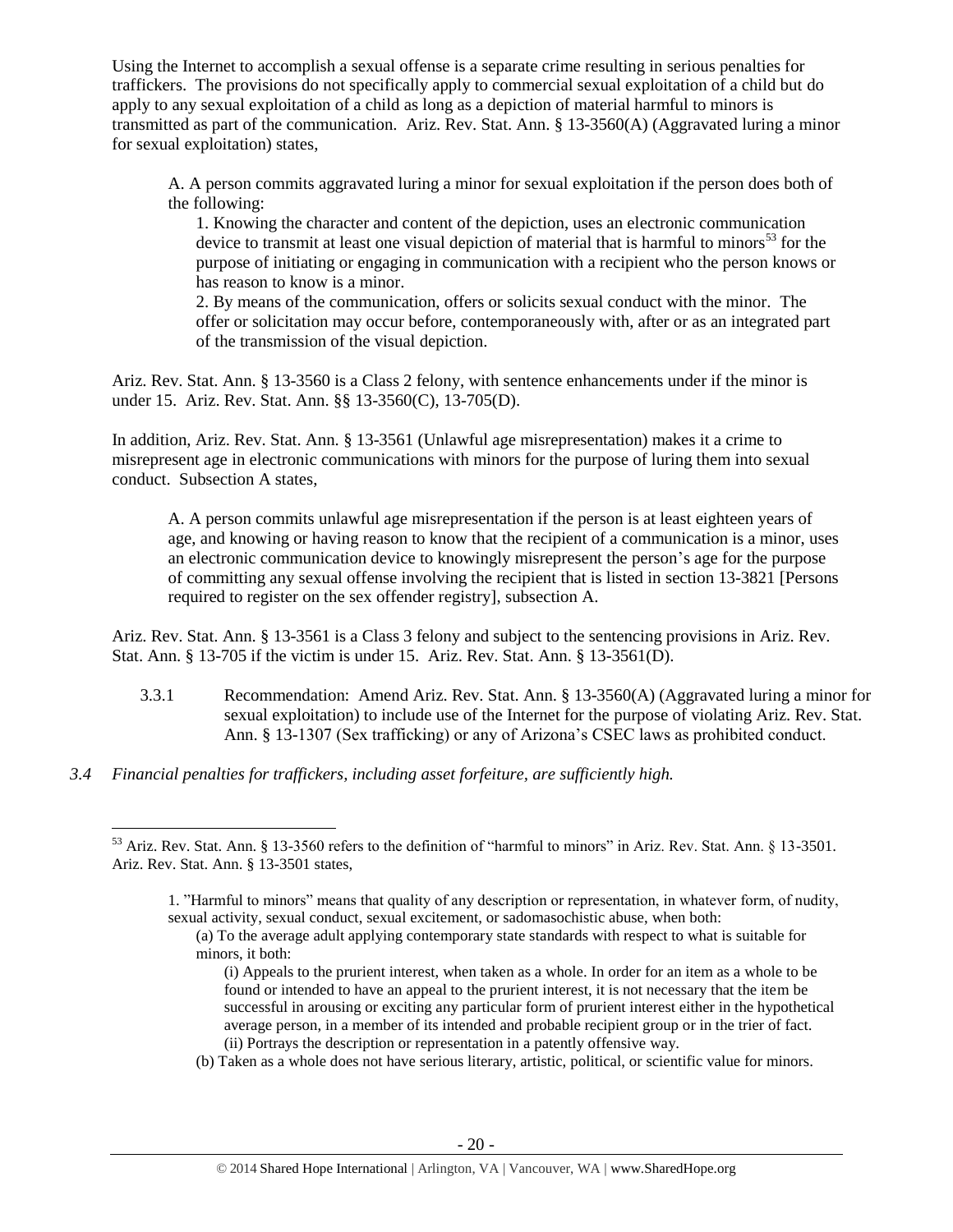Using the Internet to accomplish a sexual offense is a separate crime resulting in serious penalties for traffickers. The provisions do not specifically apply to commercial sexual exploitation of a child but do apply to any sexual exploitation of a child as long as a depiction of material harmful to minors is transmitted as part of the communication. Ariz. Rev. Stat. Ann. § 13-3560(A) (Aggravated luring a minor for sexual exploitation) states,

> A. A person commits aggravated luring a minor for sexual exploitation if the person does both of the following:
>
> 1. Knowing the character and content of the depiction, uses an electronic communication device to transmit at least one visual depiction of material that is harmful to minors[53] for the purpose of initiating or engaging in communication with a recipient who the person knows or has reason to know is a minor.
> 2. By means of the communication, offers or solicits sexual conduct with the minor. The offer or solicitation may occur before, contemporaneously with, after or as an integrated part of the transmission of the visual depiction.

Ariz. Rev. Stat. Ann. § 13-3560 is a Class 2 felony, with sentence enhancements under if the minor is under 15. Ariz. Rev. Stat. Ann. §§ 13-3560(C), 13-705(D).

In addition, Ariz. Rev. Stat. Ann. § 13-3561 (Unlawful age misrepresentation) makes it a crime to misrepresent age in electronic communications with minors for the purpose of luring them into sexual conduct. Subsection A states,

> A. A person commits unlawful age misrepresentation if the person is at least eighteen years of age, and knowing or having reason to know that the recipient of a communication is a minor, uses an electronic communication device to knowingly misrepresent the person's age for the purpose of committing any sexual offense involving the recipient that is listed in section 13-3821 [Persons required to register on the sex offender registry], subsection A.

Ariz. Rev. Stat. Ann. § 13-3561 is a Class 3 felony and subject to the sentencing provisions in Ariz. Rev. Stat. Ann. § 13-705 if the victim is under 15. Ariz. Rev. Stat. Ann. § 13-3561(D).

3.3.1 Recommendation: Amend Ariz. Rev. Stat. Ann. § 13-3560(A) (Aggravated luring a minor for sexual exploitation) to include use of the Internet for the purpose of violating Ariz. Rev. Stat. Ann. § 13-1307 (Sex trafficking) or any of Arizona's CSEC laws as prohibited conduct.

*3.4 Financial penalties for traffickers, including asset forfeiture, are sufficiently high.*

---

[53] Ariz. Rev. Stat. Ann. § 13-3560 refers to the definition of "harmful to minors" in Ariz. Rev. Stat. Ann. § 13-3501. Ariz. Rev. Stat. Ann. § 13-3501 states,

> 1. "Harmful to minors" means that quality of any description or representation, in whatever form, of nudity, sexual activity, sexual conduct, sexual excitement, or sadomasochistic abuse, when both:
>
> (a) To the average adult applying contemporary state standards with respect to what is suitable for minors, it both:
>
> (i) Appeals to the prurient interest, when taken as a whole. In order for an item as a whole to be found or intended to have an appeal to the prurient interest, it is not necessary that the item be successful in arousing or exciting any particular form of prurient interest either in the hypothetical average person, in a member of its intended and probable recipient group or in the trier of fact.
> (ii) Portrays the description or representation in a patently offensive way.
>
> (b) Taken as a whole does not have serious literary, artistic, political, or scientific value for minors.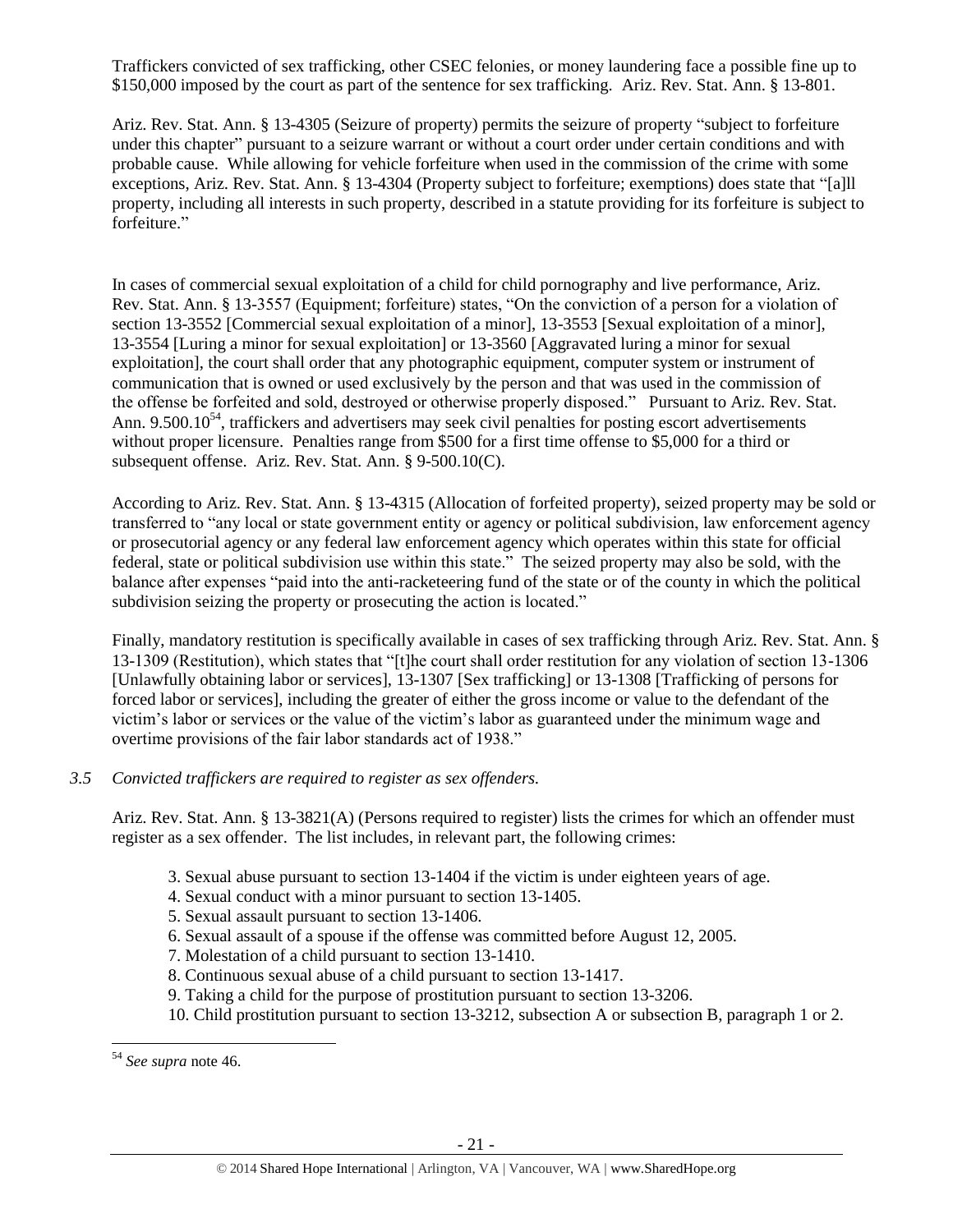Traffickers convicted of sex trafficking, other CSEC felonies, or money laundering face a possible fine up to $150,000 imposed by the court as part of the sentence for sex trafficking. Ariz. Rev. Stat. Ann. § 13-801.

Ariz. Rev. Stat. Ann. § 13-4305 (Seizure of property) permits the seizure of property "subject to forfeiture under this chapter" pursuant to a seizure warrant or without a court order under certain conditions and with probable cause. While allowing for vehicle forfeiture when used in the commission of the crime with some exceptions, Ariz. Rev. Stat. Ann. § 13-4304 (Property subject to forfeiture; exemptions) does state that "[a]ll property, including all interests in such property, described in a statute providing for its forfeiture is subject to forfeiture."

In cases of commercial sexual exploitation of a child for child pornography and live performance, Ariz. Rev. Stat. Ann. § 13-3557 (Equipment; forfeiture) states, "On the conviction of a person for a violation of section 13-3552 [Commercial sexual exploitation of a minor], 13-3553 [Sexual exploitation of a minor], 13-3554 [Luring a minor for sexual exploitation] or 13-3560 [Aggravated luring a minor for sexual exploitation], the court shall order that any photographic equipment, computer system or instrument of communication that is owned or used exclusively by the person and that was used in the commission of the offense be forfeited and sold, destroyed or otherwise properly disposed." Pursuant to Ariz. Rev. Stat. Ann. 9.500.10[54], traffickers and advertisers may seek civil penalties for posting escort advertisements without proper licensure. Penalties range from $500 for a first time offense to $5,000 for a third or subsequent offense. Ariz. Rev. Stat. Ann. § 9-500.10(C).

According to Ariz. Rev. Stat. Ann. § 13-4315 (Allocation of forfeited property), seized property may be sold or transferred to "any local or state government entity or agency or political subdivision, law enforcement agency or prosecutorial agency or any federal law enforcement agency which operates within this state for official federal, state or political subdivision use within this state." The seized property may also be sold, with the balance after expenses "paid into the anti-racketeering fund of the state or of the county in which the political subdivision seizing the property or prosecuting the action is located."

Finally, mandatory restitution is specifically available in cases of sex trafficking through Ariz. Rev. Stat. Ann. § 13-1309 (Restitution), which states that "[t]he court shall order restitution for any violation of section 13-1306 [Unlawfully obtaining labor or services], 13-1307 [Sex trafficking] or 13-1308 [Trafficking of persons for forced labor or services], including the greater of either the gross income or value to the defendant of the victim's labor or services or the value of the victim's labor as guaranteed under the minimum wage and overtime provisions of the fair labor standards act of 1938."

*3.5 Convicted traffickers are required to register as sex offenders.*

Ariz. Rev. Stat. Ann. § 13-3821(A) (Persons required to register) lists the crimes for which an offender must register as a sex offender. The list includes, in relevant part, the following crimes:

3. Sexual abuse pursuant to section 13-1404 if the victim is under eighteen years of age.
4. Sexual conduct with a minor pursuant to section 13-1405.
5. Sexual assault pursuant to section 13-1406.
6. Sexual assault of a spouse if the offense was committed before August 12, 2005.
7. Molestation of a child pursuant to section 13-1410.
8. Continuous sexual abuse of a child pursuant to section 13-1417.
9. Taking a child for the purpose of prostitution pursuant to section 13-3206.
10. Child prostitution pursuant to section 13-3212, subsection A or subsection B, paragraph 1 or 2.

[54] *See supra* note 46.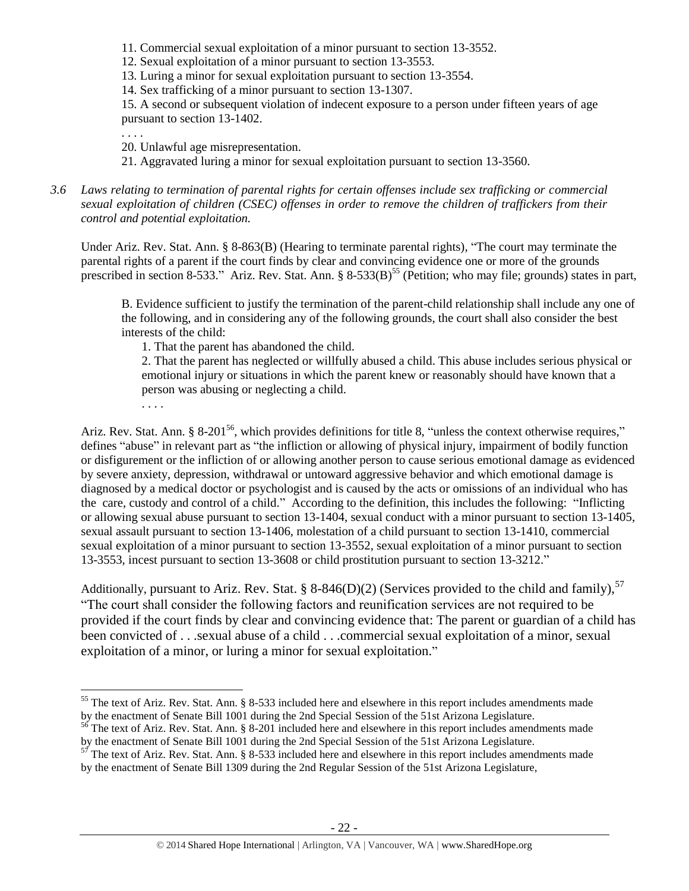11. Commercial sexual exploitation of a minor pursuant to section 13-3552.
12. Sexual exploitation of a minor pursuant to section 13-3553.
13. Luring a minor for sexual exploitation pursuant to section 13-3554.
14. Sex trafficking of a minor pursuant to section 13-1307.
15. A second or subsequent violation of indecent exposure to a person under fifteen years of age pursuant to section 13-1402.

. . . .

20. Unlawful age misrepresentation.
21. Aggravated luring a minor for sexual exploitation pursuant to section 13-3560.

*3.6 Laws relating to termination of parental rights for certain offenses include sex trafficking or commercial sexual exploitation of children (CSEC) offenses in order to remove the children of traffickers from their control and potential exploitation.*

Under Ariz. Rev. Stat. Ann. § 8-863(B) (Hearing to terminate parental rights), "The court may terminate the parental rights of a parent if the court finds by clear and convincing evidence one or more of the grounds prescribed in section 8-533." Ariz. Rev. Stat. Ann. § 8-533(B)[55] (Petition; who may file; grounds) states in part,

> B. Evidence sufficient to justify the termination of the parent-child relationship shall include any one of the following, and in considering any of the following grounds, the court shall also consider the best interests of the child:
>
> 1. That the parent has abandoned the child.
> 2. That the parent has neglected or willfully abused a child. This abuse includes serious physical or emotional injury or situations in which the parent knew or reasonably should have known that a person was abusing or neglecting a child.
>
> . . . .

Ariz. Rev. Stat. Ann. § 8-201[56], which provides definitions for title 8, "unless the context otherwise requires," defines "abuse" in relevant part as "the infliction or allowing of physical injury, impairment of bodily function or disfigurement or the infliction of or allowing another person to cause serious emotional damage as evidenced by severe anxiety, depression, withdrawal or untoward aggressive behavior and which emotional damage is diagnosed by a medical doctor or psychologist and is caused by the acts or omissions of an individual who has the care, custody and control of a child." According to the definition, this includes the following: "Inflicting or allowing sexual abuse pursuant to section 13-1404, sexual conduct with a minor pursuant to section 13-1405, sexual assault pursuant to section 13-1406, molestation of a child pursuant to section 13-1410, commercial sexual exploitation of a minor pursuant to section 13-3552, sexual exploitation of a minor pursuant to section 13-3553, incest pursuant to section 13-3608 or child prostitution pursuant to section 13-3212."

Additionally, pursuant to Ariz. Rev. Stat. § 8-846(D)(2) (Services provided to the child and family),[57] "The court shall consider the following factors and reunification services are not required to be provided if the court finds by clear and convincing evidence that: The parent or guardian of a child has been convicted of . . .sexual abuse of a child . . .commercial sexual exploitation of a minor, sexual exploitation of a minor, or luring a minor for sexual exploitation."

---

[55] The text of Ariz. Rev. Stat. Ann. § 8-533 included here and elsewhere in this report includes amendments made by the enactment of Senate Bill 1001 during the 2nd Special Session of the 51st Arizona Legislature.

[56] The text of Ariz. Rev. Stat. Ann. § 8-201 included here and elsewhere in this report includes amendments made by the enactment of Senate Bill 1001 during the 2nd Special Session of the 51st Arizona Legislature.

[57] The text of Ariz. Rev. Stat. Ann. § 8-533 included here and elsewhere in this report includes amendments made by the enactment of Senate Bill 1309 during the 2nd Regular Session of the 51st Arizona Legislature,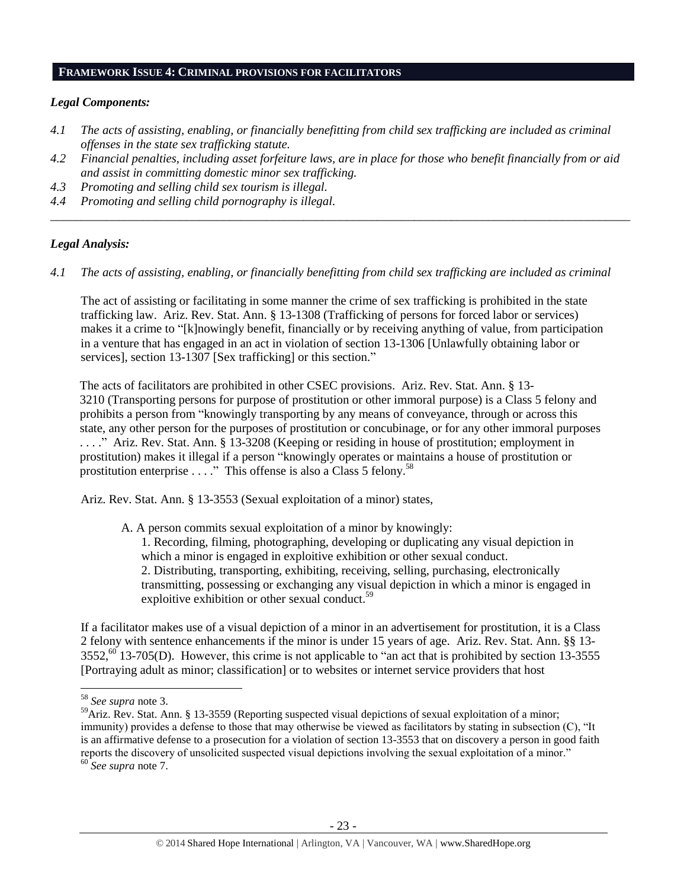## **Framework Issue 4: Criminal provisions for facilitators**

### *Legal Components:*

- *4.1 The acts of assisting, enabling, or financially benefitting from child sex trafficking are included as criminal offenses in the state sex trafficking statute.*
- *4.2 Financial penalties, including asset forfeiture laws, are in place for those who benefit financially from or aid and assist in committing domestic minor sex trafficking.*
- *4.3 Promoting and selling child sex tourism is illegal.*
- *4.4 Promoting and selling child pornography is illegal.*

---

### *Legal Analysis:*

*4.1 The acts of assisting, enabling, or financially benefitting from child sex trafficking are included as criminal*

The act of assisting or facilitating in some manner the crime of sex trafficking is prohibited in the state trafficking law. Ariz. Rev. Stat. Ann. § 13-1308 (Trafficking of persons for forced labor or services) makes it a crime to "[k]nowingly benefit, financially or by receiving anything of value, from participation in a venture that has engaged in an act in violation of section 13-1306 [Unlawfully obtaining labor or services], section 13-1307 [Sex trafficking] or this section."

The acts of facilitators are prohibited in other CSEC provisions. Ariz. Rev. Stat. Ann. § 13-3210 (Transporting persons for purpose of prostitution or other immoral purpose) is a Class 5 felony and prohibits a person from "knowingly transporting by any means of conveyance, through or across this state, any other person for the purposes of prostitution or concubinage, or for any other immoral purposes . . . ." Ariz. Rev. Stat. Ann. § 13-3208 (Keeping or residing in house of prostitution; employment in prostitution) makes it illegal if a person "knowingly operates or maintains a house of prostitution or prostitution enterprise . . . ." This offense is also a Class 5 felony.[58]

Ariz. Rev. Stat. Ann. § 13-3553 (Sexual exploitation of a minor) states,

> A. A person commits sexual exploitation of a minor by knowingly:
>
> 1. Recording, filming, photographing, developing or duplicating any visual depiction in which a minor is engaged in exploitive exhibition or other sexual conduct.
> 2. Distributing, transporting, exhibiting, receiving, selling, purchasing, electronically transmitting, possessing or exchanging any visual depiction in which a minor is engaged in exploitive exhibition or other sexual conduct.[59]

If a facilitator makes use of a visual depiction of a minor in an advertisement for prostitution, it is a Class 2 felony with sentence enhancements if the minor is under 15 years of age. Ariz. Rev. Stat. Ann. §§ 13-3552,[60] 13-705(D). However, this crime is not applicable to "an act that is prohibited by section 13-3555 [Portraying adult as minor; classification] or to websites or internet service providers that host

---

[58] *See supra* note 3.

[59] Ariz. Rev. Stat. Ann. § 13-3559 (Reporting suspected visual depictions of sexual exploitation of a minor; immunity) provides a defense to those that may otherwise be viewed as facilitators by stating in subsection (C), "It is an affirmative defense to a prosecution for a violation of section 13-3553 that on discovery a person in good faith reports the discovery of unsolicited suspected visual depictions involving the sexual exploitation of a minor."

[60] *See supra* note 7.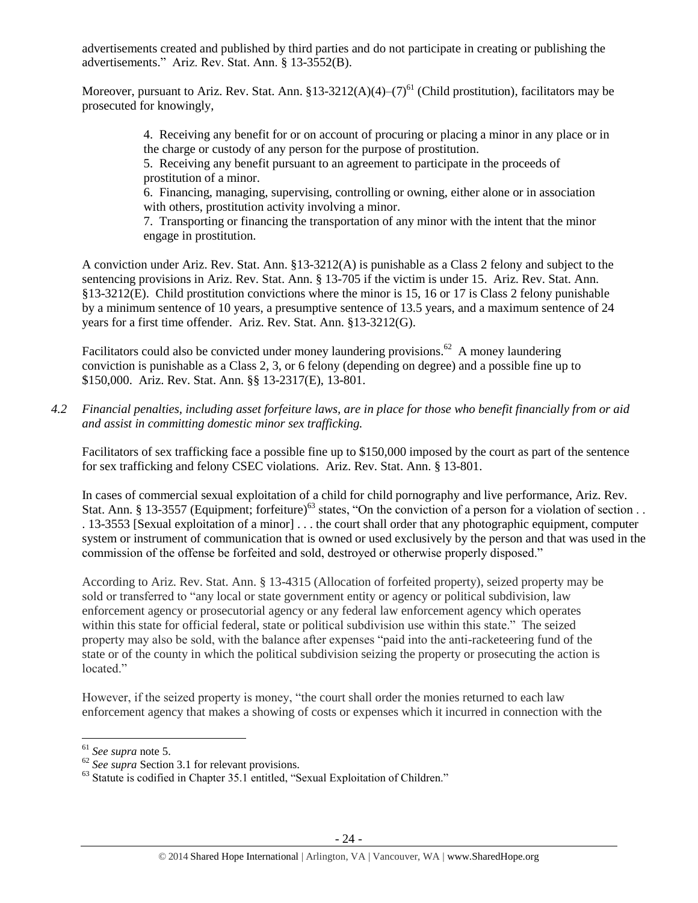advertisements created and published by third parties and do not participate in creating or publishing the advertisements." Ariz. Rev. Stat. Ann. § 13-3552(B).

Moreover, pursuant to Ariz. Rev. Stat. Ann. §13-3212(A)(4)–(7)[61] (Child prostitution), facilitators may be prosecuted for knowingly,

> 4. Receiving any benefit for or on account of procuring or placing a minor in any place or in the charge or custody of any person for the purpose of prostitution.
> 5. Receiving any benefit pursuant to an agreement to participate in the proceeds of prostitution of a minor.
> 6. Financing, managing, supervising, controlling or owning, either alone or in association with others, prostitution activity involving a minor.
> 7. Transporting or financing the transportation of any minor with the intent that the minor engage in prostitution.

A conviction under Ariz. Rev. Stat. Ann. §13-3212(A) is punishable as a Class 2 felony and subject to the sentencing provisions in Ariz. Rev. Stat. Ann. § 13-705 if the victim is under 15. Ariz. Rev. Stat. Ann. §13-3212(E). Child prostitution convictions where the minor is 15, 16 or 17 is Class 2 felony punishable by a minimum sentence of 10 years, a presumptive sentence of 13.5 years, and a maximum sentence of 24 years for a first time offender. Ariz. Rev. Stat. Ann. §13-3212(G).

Facilitators could also be convicted under money laundering provisions.[62] A money laundering conviction is punishable as a Class 2, 3, or 6 felony (depending on degree) and a possible fine up to $150,000. Ariz. Rev. Stat. Ann. §§ 13-2317(E), 13-801.

*4.2 Financial penalties, including asset forfeiture laws, are in place for those who benefit financially from or aid and assist in committing domestic minor sex trafficking.*

Facilitators of sex trafficking face a possible fine up to $150,000 imposed by the court as part of the sentence for sex trafficking and felony CSEC violations. Ariz. Rev. Stat. Ann. § 13-801.

In cases of commercial sexual exploitation of a child for child pornography and live performance, Ariz. Rev. Stat. Ann. § 13-3557 (Equipment; forfeiture)[63] states, "On the conviction of a person for a violation of section . . . 13-3553 [Sexual exploitation of a minor] . . . the court shall order that any photographic equipment, computer system or instrument of communication that is owned or used exclusively by the person and that was used in the commission of the offense be forfeited and sold, destroyed or otherwise properly disposed."

According to Ariz. Rev. Stat. Ann. § 13-4315 (Allocation of forfeited property), seized property may be sold or transferred to "any local or state government entity or agency or political subdivision, law enforcement agency or prosecutorial agency or any federal law enforcement agency which operates within this state for official federal, state or political subdivision use within this state." The seized property may also be sold, with the balance after expenses "paid into the anti-racketeering fund of the state or of the county in which the political subdivision seizing the property or prosecuting the action is located."

However, if the seized property is money, "the court shall order the monies returned to each law enforcement agency that makes a showing of costs or expenses which it incurred in connection with the

---

[61] *See supra* note 5.

[62] *See supra* Section 3.1 for relevant provisions.

[63] Statute is codified in Chapter 35.1 entitled, "Sexual Exploitation of Children."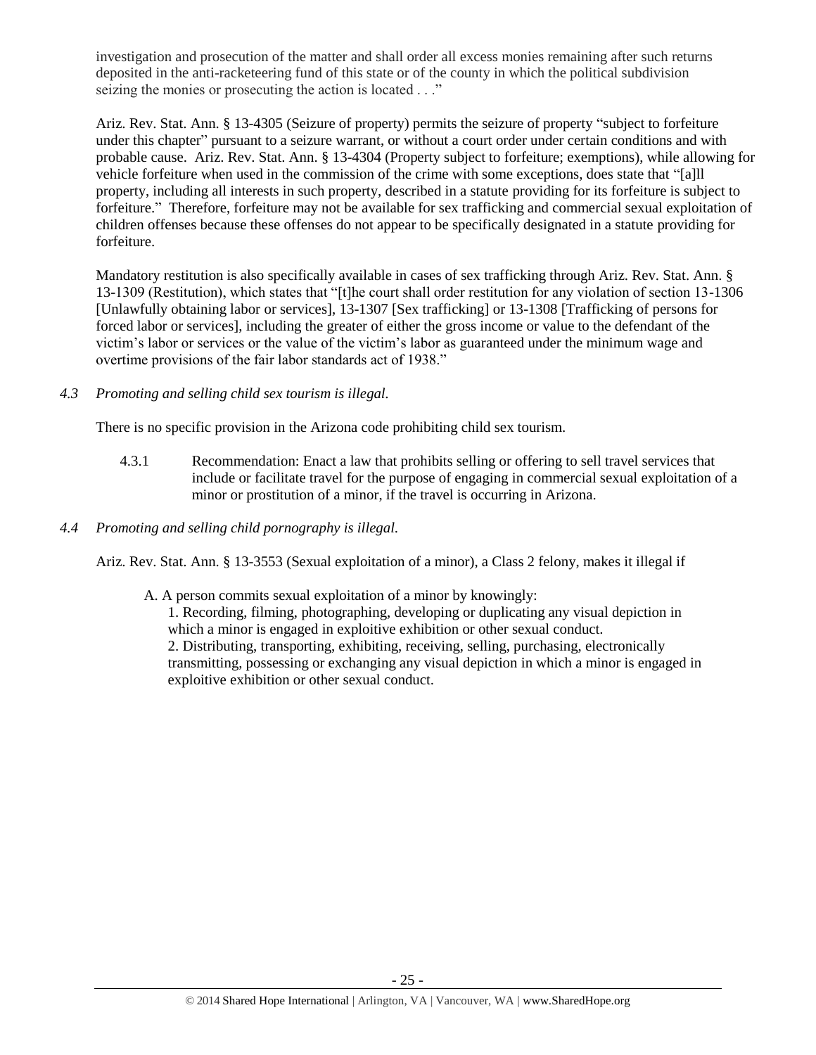investigation and prosecution of the matter and shall order all excess monies remaining after such returns deposited in the anti-racketeering fund of this state or of the county in which the political subdivision seizing the monies or prosecuting the action is located . . ."

Ariz. Rev. Stat. Ann. § 13-4305 (Seizure of property) permits the seizure of property "subject to forfeiture under this chapter" pursuant to a seizure warrant, or without a court order under certain conditions and with probable cause. Ariz. Rev. Stat. Ann. § 13-4304 (Property subject to forfeiture; exemptions), while allowing for vehicle forfeiture when used in the commission of the crime with some exceptions, does state that "[a]ll property, including all interests in such property, described in a statute providing for its forfeiture is subject to forfeiture." Therefore, forfeiture may not be available for sex trafficking and commercial sexual exploitation of children offenses because these offenses do not appear to be specifically designated in a statute providing for forfeiture.

Mandatory restitution is also specifically available in cases of sex trafficking through Ariz. Rev. Stat. Ann. § 13-1309 (Restitution), which states that "[t]he court shall order restitution for any violation of section 13-1306 [Unlawfully obtaining labor or services], 13-1307 [Sex trafficking] or 13-1308 [Trafficking of persons for forced labor or services], including the greater of either the gross income or value to the defendant of the victim's labor or services or the value of the victim's labor as guaranteed under the minimum wage and overtime provisions of the fair labor standards act of 1938."

*4.3 Promoting and selling child sex tourism is illegal.*

There is no specific provision in the Arizona code prohibiting child sex tourism.

4.3.1 Recommendation: Enact a law that prohibits selling or offering to sell travel services that include or facilitate travel for the purpose of engaging in commercial sexual exploitation of a minor or prostitution of a minor, if the travel is occurring in Arizona.

*4.4 Promoting and selling child pornography is illegal.*

Ariz. Rev. Stat. Ann. § 13-3553 (Sexual exploitation of a minor), a Class 2 felony, makes it illegal if

> A. A person commits sexual exploitation of a minor by knowingly:
> 1. Recording, filming, photographing, developing or duplicating any visual depiction in which a minor is engaged in exploitive exhibition or other sexual conduct.
> 2. Distributing, transporting, exhibiting, receiving, selling, purchasing, electronically transmitting, possessing or exchanging any visual depiction in which a minor is engaged in exploitive exhibition or other sexual conduct.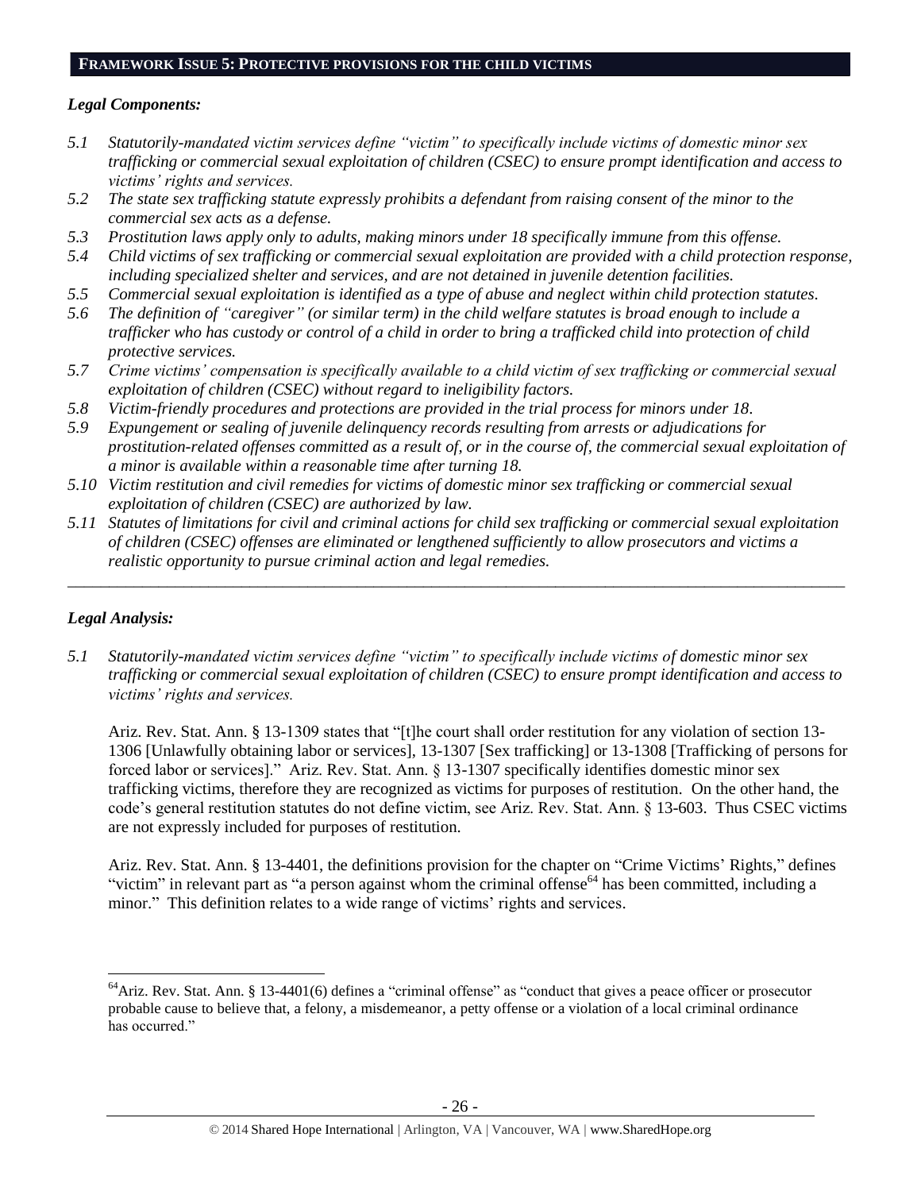## FRAMEWORK ISSUE 5: PROTECTIVE PROVISIONS FOR THE CHILD VICTIMS

### *Legal Components:*

*5.1 Statutorily-mandated victim services define "victim" to specifically include victims of domestic minor sex trafficking or commercial sexual exploitation of children (CSEC) to ensure prompt identification and access to victims' rights and services.*

*5.2 The state sex trafficking statute expressly prohibits a defendant from raising consent of the minor to the commercial sex acts as a defense.*

*5.3 Prostitution laws apply only to adults, making minors under 18 specifically immune from this offense.*

*5.4 Child victims of sex trafficking or commercial sexual exploitation are provided with a child protection response, including specialized shelter and services, and are not detained in juvenile detention facilities.*

*5.5 Commercial sexual exploitation is identified as a type of abuse and neglect within child protection statutes.*

*5.6 The definition of "caregiver" (or similar term) in the child welfare statutes is broad enough to include a trafficker who has custody or control of a child in order to bring a trafficked child into protection of child protective services.*

*5.7 Crime victims' compensation is specifically available to a child victim of sex trafficking or commercial sexual exploitation of children (CSEC) without regard to ineligibility factors.*

*5.8 Victim-friendly procedures and protections are provided in the trial process for minors under 18.*

*5.9 Expungement or sealing of juvenile delinquency records resulting from arrests or adjudications for prostitution-related offenses committed as a result of, or in the course of, the commercial sexual exploitation of a minor is available within a reasonable time after turning 18.*

*5.10 Victim restitution and civil remedies for victims of domestic minor sex trafficking or commercial sexual exploitation of children (CSEC) are authorized by law.*

*5.11 Statutes of limitations for civil and criminal actions for child sex trafficking or commercial sexual exploitation of children (CSEC) offenses are eliminated or lengthened sufficiently to allow prosecutors and victims a realistic opportunity to pursue criminal action and legal remedies.*

---

### *Legal Analysis:*

*5.1 Statutorily-mandated victim services define "victim" to specifically include victims of domestic minor sex trafficking or commercial sexual exploitation of children (CSEC) to ensure prompt identification and access to victims' rights and services.*

Ariz. Rev. Stat. Ann. § 13-1309 states that "[t]he court shall order restitution for any violation of section 13-1306 [Unlawfully obtaining labor or services], 13-1307 [Sex trafficking] or 13-1308 [Trafficking of persons for forced labor or services]." Ariz. Rev. Stat. Ann. § 13-1307 specifically identifies domestic minor sex trafficking victims, therefore they are recognized as victims for purposes of restitution. On the other hand, the code's general restitution statutes do not define victim, see Ariz. Rev. Stat. Ann. § 13-603. Thus CSEC victims are not expressly included for purposes of restitution.

Ariz. Rev. Stat. Ann. § 13-4401, the definitions provision for the chapter on "Crime Victims' Rights," defines "victim" in relevant part as "a person against whom the criminal offense[64] has been committed, including a minor." This definition relates to a wide range of victims' rights and services.

---

[64] Ariz. Rev. Stat. Ann. § 13-4401(6) defines a "criminal offense" as "conduct that gives a peace officer or prosecutor probable cause to believe that, a felony, a misdemeanor, a petty offense or a violation of a local criminal ordinance has occurred."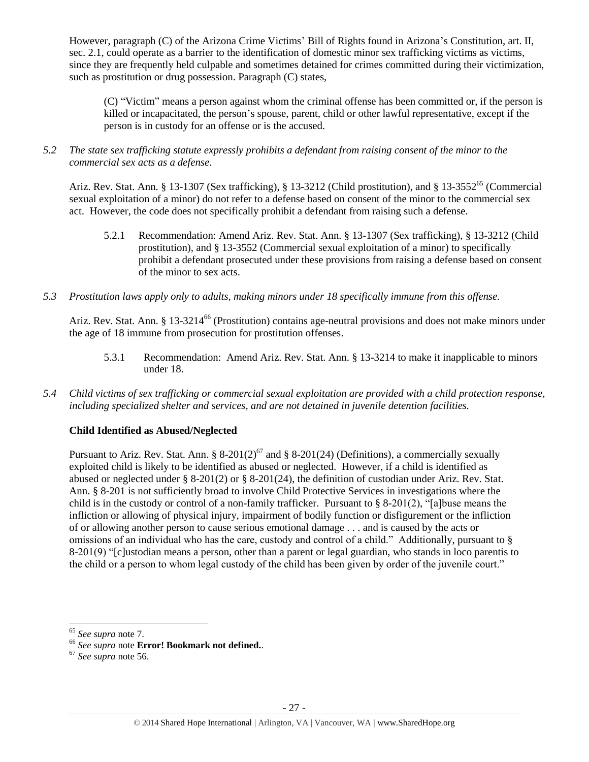However, paragraph (C) of the Arizona Crime Victims' Bill of Rights found in Arizona's Constitution, art. II, sec. 2.1, could operate as a barrier to the identification of domestic minor sex trafficking victims as victims, since they are frequently held culpable and sometimes detained for crimes committed during their victimization, such as prostitution or drug possession. Paragraph (C) states,

> (C) "Victim" means a person against whom the criminal offense has been committed or, if the person is killed or incapacitated, the person's spouse, parent, child or other lawful representative, except if the person is in custody for an offense or is the accused.

*5.2 The state sex trafficking statute expressly prohibits a defendant from raising consent of the minor to the commercial sex acts as a defense.*

Ariz. Rev. Stat. Ann. § 13-1307 (Sex trafficking), § 13-3212 (Child prostitution), and § 13-3552[65] (Commercial sexual exploitation of a minor) do not refer to a defense based on consent of the minor to the commercial sex act. However, the code does not specifically prohibit a defendant from raising such a defense.

> 5.2.1 Recommendation: Amend Ariz. Rev. Stat. Ann. § 13-1307 (Sex trafficking), § 13-3212 (Child prostitution), and § 13-3552 (Commercial sexual exploitation of a minor) to specifically prohibit a defendant prosecuted under these provisions from raising a defense based on consent of the minor to sex acts.

*5.3 Prostitution laws apply only to adults, making minors under 18 specifically immune from this offense.*

Ariz. Rev. Stat. Ann. § 13-3214[66] (Prostitution) contains age-neutral provisions and does not make minors under the age of 18 immune from prosecution for prostitution offenses.

> 5.3.1 Recommendation: Amend Ariz. Rev. Stat. Ann. § 13-3214 to make it inapplicable to minors under 18.

*5.4 Child victims of sex trafficking or commercial sexual exploitation are provided with a child protection response, including specialized shelter and services, and are not detained in juvenile detention facilities.*

**Child Identified as Abused/Neglected**

Pursuant to Ariz. Rev. Stat. Ann. § 8-201(2)[67] and § 8-201(24) (Definitions), a commercially sexually exploited child is likely to be identified as abused or neglected. However, if a child is identified as abused or neglected under § 8-201(2) or § 8-201(24), the definition of custodian under Ariz. Rev. Stat. Ann. § 8-201 is not sufficiently broad to involve Child Protective Services in investigations where the child is in the custody or control of a non-family trafficker. Pursuant to § 8-201(2), "[a]buse means the infliction or allowing of physical injury, impairment of bodily function or disfigurement or the infliction of or allowing another person to cause serious emotional damage . . . and is caused by the acts or omissions of an individual who has the care, custody and control of a child." Additionally, pursuant to § 8-201(9) "[c]ustodian means a person, other than a parent or legal guardian, who stands in loco parentis to the child or a person to whom legal custody of the child has been given by order of the juvenile court."

---

[65] *See supra* note 7.

[66] *See supra* note **Error! Bookmark not defined.**.

[67] *See supra* note 56.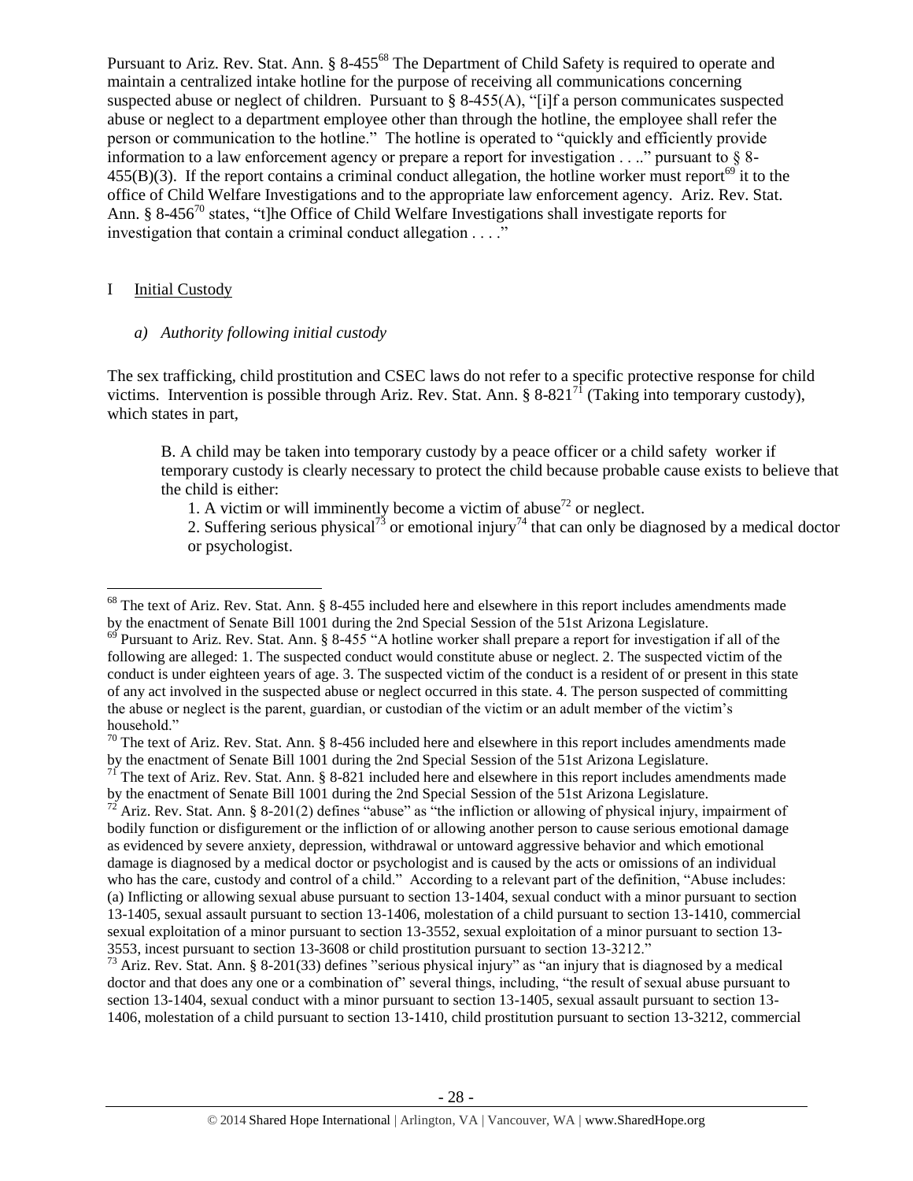Pursuant to Ariz. Rev. Stat. Ann. § 8-455[68] The Department of Child Safety is required to operate and maintain a centralized intake hotline for the purpose of receiving all communications concerning suspected abuse or neglect of children. Pursuant to § 8-455(A), "[i]f a person communicates suspected abuse or neglect to a department employee other than through the hotline, the employee shall refer the person or communication to the hotline." The hotline is operated to "quickly and efficiently provide information to a law enforcement agency or prepare a report for investigation . . .." pursuant to § 8-455(B)(3). If the report contains a criminal conduct allegation, the hotline worker must report[69] it to the office of Child Welfare Investigations and to the appropriate law enforcement agency. Ariz. Rev. Stat. Ann. § 8-456[70] states, "t]he Office of Child Welfare Investigations shall investigate reports for investigation that contain a criminal conduct allegation . . . ."

I Initial Custody

*a) Authority following initial custody*

The sex trafficking, child prostitution and CSEC laws do not refer to a specific protective response for child victims. Intervention is possible through Ariz. Rev. Stat. Ann. § 8-821[71] (Taking into temporary custody), which states in part,

> B. A child may be taken into temporary custody by a peace officer or a child safety worker if temporary custody is clearly necessary to protect the child because probable cause exists to believe that the child is either:
>
> 1. A victim or will imminently become a victim of abuse[72] or neglect.
> 2. Suffering serious physical[73] or emotional injury[74] that can only be diagnosed by a medical doctor or psychologist.

---

[68] The text of Ariz. Rev. Stat. Ann. § 8-455 included here and elsewhere in this report includes amendments made by the enactment of Senate Bill 1001 during the 2nd Special Session of the 51st Arizona Legislature.

[69] Pursuant to Ariz. Rev. Stat. Ann. § 8-455 "A hotline worker shall prepare a report for investigation if all of the following are alleged: 1. The suspected conduct would constitute abuse or neglect. 2. The suspected victim of the conduct is under eighteen years of age. 3. The suspected victim of the conduct is a resident of or present in this state of any act involved in the suspected abuse or neglect occurred in this state. 4. The person suspected of committing the abuse or neglect is the parent, guardian, or custodian of the victim or an adult member of the victim's household."

[70] The text of Ariz. Rev. Stat. Ann. § 8-456 included here and elsewhere in this report includes amendments made by the enactment of Senate Bill 1001 during the 2nd Special Session of the 51st Arizona Legislature.

[71] The text of Ariz. Rev. Stat. Ann. § 8-821 included here and elsewhere in this report includes amendments made by the enactment of Senate Bill 1001 during the 2nd Special Session of the 51st Arizona Legislature.

[72] Ariz. Rev. Stat. Ann. § 8-201(2) defines "abuse" as "the infliction or allowing of physical injury, impairment of bodily function or disfigurement or the infliction of or allowing another person to cause serious emotional damage as evidenced by severe anxiety, depression, withdrawal or untoward aggressive behavior and which emotional damage is diagnosed by a medical doctor or psychologist and is caused by the acts or omissions of an individual who has the care, custody and control of a child." According to a relevant part of the definition, "Abuse includes: (a) Inflicting or allowing sexual abuse pursuant to section 13-1404, sexual conduct with a minor pursuant to section 13-1405, sexual assault pursuant to section 13-1406, molestation of a child pursuant to section 13-1410, commercial sexual exploitation of a minor pursuant to section 13-3552, sexual exploitation of a minor pursuant to section 13-3553, incest pursuant to section 13-3608 or child prostitution pursuant to section 13-3212."

[73] Ariz. Rev. Stat. Ann. § 8-201(33) defines "serious physical injury" as "an injury that is diagnosed by a medical doctor and that does any one or a combination of" several things, including, "the result of sexual abuse pursuant to section 13-1404, sexual conduct with a minor pursuant to section 13-1405, sexual assault pursuant to section 13-1406, molestation of a child pursuant to section 13-1410, child prostitution pursuant to section 13-3212, commercial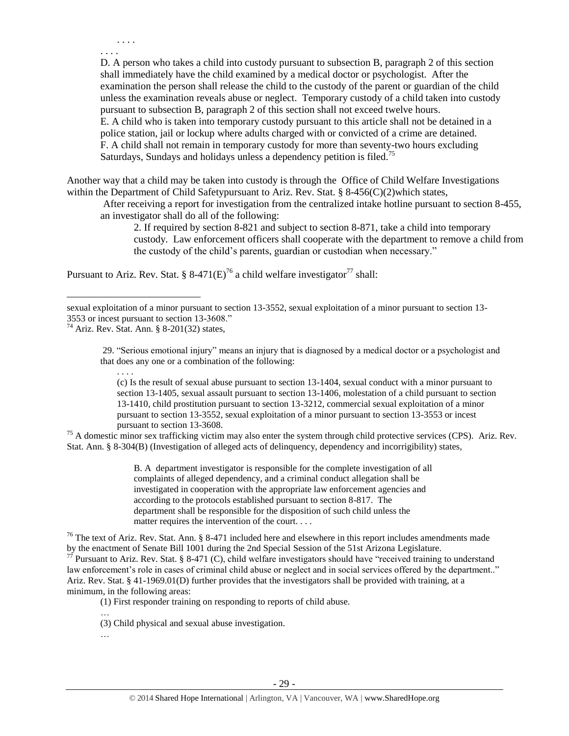. . . .

. . . .

> D. A person who takes a child into custody pursuant to subsection B, paragraph 2 of this section shall immediately have the child examined by a medical doctor or psychologist. After the examination the person shall release the child to the custody of the parent or guardian of the child unless the examination reveals abuse or neglect. Temporary custody of a child taken into custody pursuant to subsection B, paragraph 2 of this section shall not exceed twelve hours.
> E. A child who is taken into temporary custody pursuant to this article shall not be detained in a police station, jail or lockup where adults charged with or convicted of a crime are detained.
> F. A child shall not remain in temporary custody for more than seventy-two hours excluding Saturdays, Sundays and holidays unless a dependency petition is filed.[75]

Another way that a child may be taken into custody is through the Office of Child Welfare Investigations within the Department of Child Safetypursuant to Ariz. Rev. Stat. § 8-456(C)(2)which states,

> After receiving a report for investigation from the centralized intake hotline pursuant to section 8-455, an investigator shall do all of the following:
>
> 2. If required by section 8-821 and subject to section 8-871, take a child into temporary custody. Law enforcement officers shall cooperate with the department to remove a child from the custody of the child's parents, guardian or custodian when necessary."

Pursuant to Ariz. Rev. Stat. § 8-471(E)[76] a child welfare investigator[77] shall:

---

sexual exploitation of a minor pursuant to section 13-3552, sexual exploitation of a minor pursuant to section 13-3553 or incest pursuant to section 13-3608."

[74] Ariz. Rev. Stat. Ann. § 8-201(32) states,

> 29. "Serious emotional injury" means an injury that is diagnosed by a medical doctor or a psychologist and that does any one or a combination of the following:
>
> . . . .
>
> (c) Is the result of sexual abuse pursuant to section 13-1404, sexual conduct with a minor pursuant to section 13-1405, sexual assault pursuant to section 13-1406, molestation of a child pursuant to section 13-1410, child prostitution pursuant to section 13-3212, commercial sexual exploitation of a minor pursuant to section 13-3552, sexual exploitation of a minor pursuant to section 13-3553 or incest pursuant to section 13-3608.

[75] A domestic minor sex trafficking victim may also enter the system through child protective services (CPS). Ariz. Rev. Stat. Ann. § 8-304(B) (Investigation of alleged acts of delinquency, dependency and incorrigibility) states,

> B. A department investigator is responsible for the complete investigation of all complaints of alleged dependency, and a criminal conduct allegation shall be investigated in cooperation with the appropriate law enforcement agencies and according to the protocols established pursuant to section 8-817. The department shall be responsible for the disposition of such child unless the matter requires the intervention of the court. . . .

[76] The text of Ariz. Rev. Stat. Ann. § 8-471 included here and elsewhere in this report includes amendments made by the enactment of Senate Bill 1001 during the 2nd Special Session of the 51st Arizona Legislature.

[77] Pursuant to Ariz. Rev. Stat. § 8-471 (C), child welfare investigators should have "received training to understand law enforcement's role in cases of criminal child abuse or neglect and in social services offered by the department.." Ariz. Rev. Stat. § 41-1969.01(D) further provides that the investigators shall be provided with training, at a minimum, in the following areas:

> (1) First responder training on responding to reports of child abuse.
>
> …
>
> (3) Child physical and sexual abuse investigation.
>
> …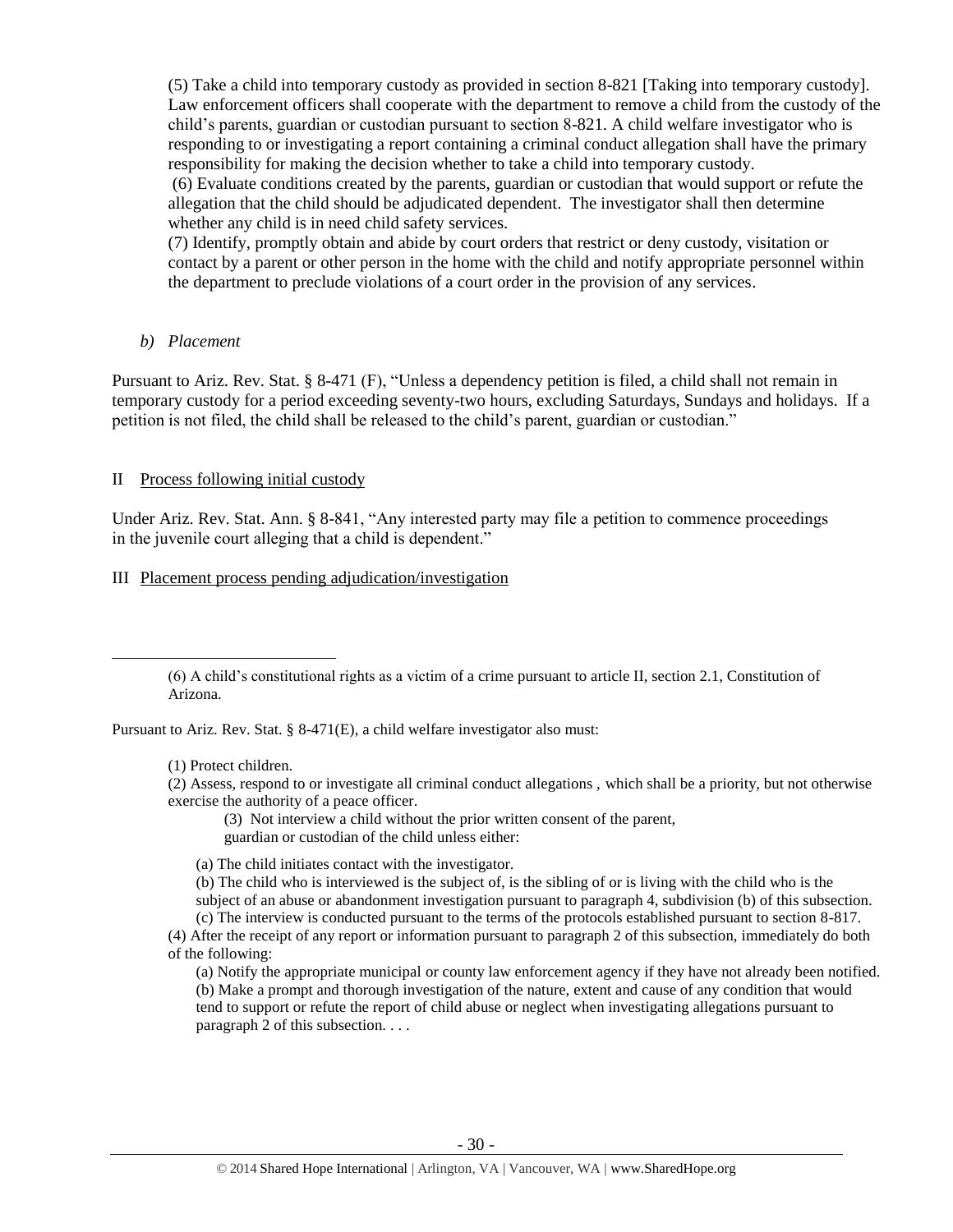(5) Take a child into temporary custody as provided in section 8-821 [Taking into temporary custody]. Law enforcement officers shall cooperate with the department to remove a child from the custody of the child's parents, guardian or custodian pursuant to section 8-821. A child welfare investigator who is responding to or investigating a report containing a criminal conduct allegation shall have the primary responsibility for making the decision whether to take a child into temporary custody.

(6) Evaluate conditions created by the parents, guardian or custodian that would support or refute the allegation that the child should be adjudicated dependent. The investigator shall then determine whether any child is in need child safety services.

(7) Identify, promptly obtain and abide by court orders that restrict or deny custody, visitation or contact by a parent or other person in the home with the child and notify appropriate personnel within the department to preclude violations of a court order in the provision of any services.

*b) Placement*

Pursuant to Ariz. Rev. Stat. § 8-471 (F), "Unless a dependency petition is filed, a child shall not remain in temporary custody for a period exceeding seventy-two hours, excluding Saturdays, Sundays and holidays. If a petition is not filed, the child shall be released to the child's parent, guardian or custodian."

II Process following initial custody

Under Ariz. Rev. Stat. Ann. § 8-841, "Any interested party may file a petition to commence proceedings in the juvenile court alleging that a child is dependent."

III Placement process pending adjudication/investigation

---

(6) A child's constitutional rights as a victim of a crime pursuant to article II, section 2.1, Constitution of Arizona.

Pursuant to Ariz. Rev. Stat. § 8-471(E), a child welfare investigator also must:

(1) Protect children.

(2) Assess, respond to or investigate all criminal conduct allegations , which shall be a priority, but not otherwise exercise the authority of a peace officer.

(3) Not interview a child without the prior written consent of the parent, guardian or custodian of the child unless either:

(a) The child initiates contact with the investigator.

(b) The child who is interviewed is the subject of, is the sibling of or is living with the child who is the subject of an abuse or abandonment investigation pursuant to paragraph 4, subdivision (b) of this subsection.

(c) The interview is conducted pursuant to the terms of the protocols established pursuant to section 8-817.

(4) After the receipt of any report or information pursuant to paragraph 2 of this subsection, immediately do both of the following:

(a) Notify the appropriate municipal or county law enforcement agency if they have not already been notified.

(b) Make a prompt and thorough investigation of the nature, extent and cause of any condition that would tend to support or refute the report of child abuse or neglect when investigating allegations pursuant to paragraph 2 of this subsection. . . .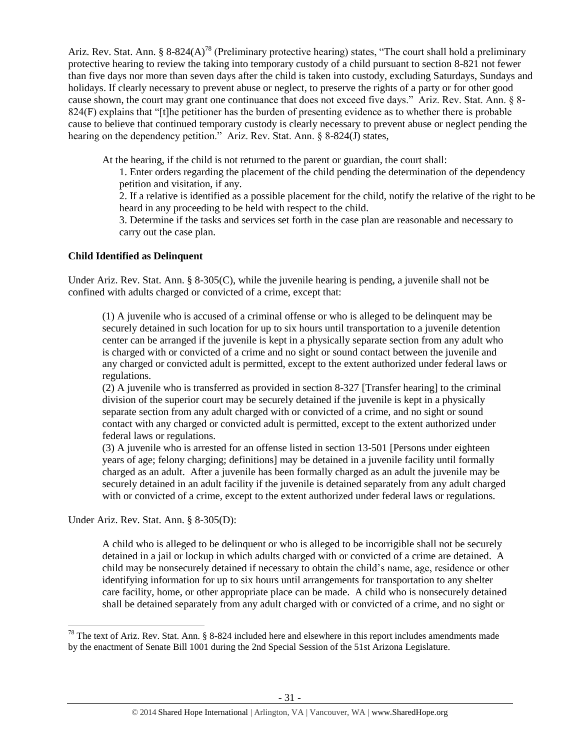Ariz. Rev. Stat. Ann. § 8-824(A)[78] (Preliminary protective hearing) states, "The court shall hold a preliminary protective hearing to review the taking into temporary custody of a child pursuant to section 8-821 not fewer than five days nor more than seven days after the child is taken into custody, excluding Saturdays, Sundays and holidays. If clearly necessary to prevent abuse or neglect, to preserve the rights of a party or for other good cause shown, the court may grant one continuance that does not exceed five days." Ariz. Rev. Stat. Ann. § 8-824(F) explains that "[t]he petitioner has the burden of presenting evidence as to whether there is probable cause to believe that continued temporary custody is clearly necessary to prevent abuse or neglect pending the hearing on the dependency petition." Ariz. Rev. Stat. Ann. § 8-824(J) states,

> At the hearing, if the child is not returned to the parent or guardian, the court shall:
>
> 1. Enter orders regarding the placement of the child pending the determination of the dependency petition and visitation, if any.
> 2. If a relative is identified as a possible placement for the child, notify the relative of the right to be heard in any proceeding to be held with respect to the child.
> 3. Determine if the tasks and services set forth in the case plan are reasonable and necessary to carry out the case plan.

**Child Identified as Delinquent**

Under Ariz. Rev. Stat. Ann. § 8-305(C), while the juvenile hearing is pending, a juvenile shall not be confined with adults charged or convicted of a crime, except that:

> (1) A juvenile who is accused of a criminal offense or who is alleged to be delinquent may be securely detained in such location for up to six hours until transportation to a juvenile detention center can be arranged if the juvenile is kept in a physically separate section from any adult who is charged with or convicted of a crime and no sight or sound contact between the juvenile and any charged or convicted adult is permitted, except to the extent authorized under federal laws or regulations.
>
> (2) A juvenile who is transferred as provided in section 8-327 [Transfer hearing] to the criminal division of the superior court may be securely detained if the juvenile is kept in a physically separate section from any adult charged with or convicted of a crime, and no sight or sound contact with any charged or convicted adult is permitted, except to the extent authorized under federal laws or regulations.
>
> (3) A juvenile who is arrested for an offense listed in section 13-501 [Persons under eighteen years of age; felony charging; definitions] may be detained in a juvenile facility until formally charged as an adult. After a juvenile has been formally charged as an adult the juvenile may be securely detained in an adult facility if the juvenile is detained separately from any adult charged with or convicted of a crime, except to the extent authorized under federal laws or regulations.

Under Ariz. Rev. Stat. Ann. § 8-305(D):

> A child who is alleged to be delinquent or who is alleged to be incorrigible shall not be securely detained in a jail or lockup in which adults charged with or convicted of a crime are detained. A child may be nonsecurely detained if necessary to obtain the child's name, age, residence or other identifying information for up to six hours until arrangements for transportation to any shelter care facility, home, or other appropriate place can be made. A child who is nonsecurely detained shall be detained separately from any adult charged with or convicted of a crime, and no sight or

---

[78] The text of Ariz. Rev. Stat. Ann. § 8-824 included here and elsewhere in this report includes amendments made by the enactment of Senate Bill 1001 during the 2nd Special Session of the 51st Arizona Legislature.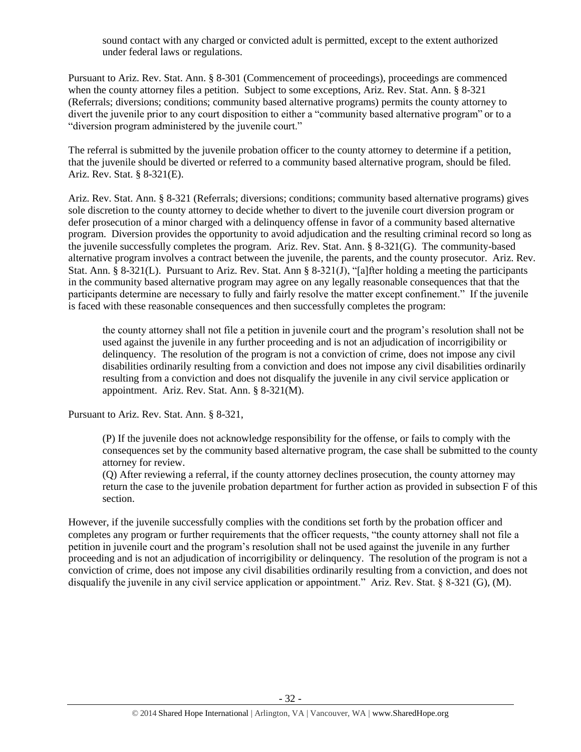sound contact with any charged or convicted adult is permitted, except to the extent authorized under federal laws or regulations.

Pursuant to Ariz. Rev. Stat. Ann. § 8-301 (Commencement of proceedings), proceedings are commenced when the county attorney files a petition. Subject to some exceptions, Ariz. Rev. Stat. Ann. § 8-321 (Referrals; diversions; conditions; community based alternative programs) permits the county attorney to divert the juvenile prior to any court disposition to either a "community based alternative program" or to a "diversion program administered by the juvenile court."

The referral is submitted by the juvenile probation officer to the county attorney to determine if a petition, that the juvenile should be diverted or referred to a community based alternative program, should be filed. Ariz. Rev. Stat. § 8-321(E).

Ariz. Rev. Stat. Ann. § 8-321 (Referrals; diversions; conditions; community based alternative programs) gives sole discretion to the county attorney to decide whether to divert to the juvenile court diversion program or defer prosecution of a minor charged with a delinquency offense in favor of a community based alternative program. Diversion provides the opportunity to avoid adjudication and the resulting criminal record so long as the juvenile successfully completes the program. Ariz. Rev. Stat. Ann. § 8-321(G). The community-based alternative program involves a contract between the juvenile, the parents, and the county prosecutor. Ariz. Rev. Stat. Ann. § 8-321(L). Pursuant to Ariz. Rev. Stat. Ann § 8-321(J), "[a]fter holding a meeting the participants in the community based alternative program may agree on any legally reasonable consequences that that the participants determine are necessary to fully and fairly resolve the matter except confinement." If the juvenile is faced with these reasonable consequences and then successfully completes the program:

> the county attorney shall not file a petition in juvenile court and the program's resolution shall not be used against the juvenile in any further proceeding and is not an adjudication of incorrigibility or delinquency. The resolution of the program is not a conviction of crime, does not impose any civil disabilities ordinarily resulting from a conviction and does not impose any civil disabilities ordinarily resulting from a conviction and does not disqualify the juvenile in any civil service application or appointment. Ariz. Rev. Stat. Ann. § 8-321(M).

Pursuant to Ariz. Rev. Stat. Ann. § 8-321,

> (P) If the juvenile does not acknowledge responsibility for the offense, or fails to comply with the consequences set by the community based alternative program, the case shall be submitted to the county attorney for review.
>
> (Q) After reviewing a referral, if the county attorney declines prosecution, the county attorney may return the case to the juvenile probation department for further action as provided in subsection F of this section.

However, if the juvenile successfully complies with the conditions set forth by the probation officer and completes any program or further requirements that the officer requests, "the county attorney shall not file a petition in juvenile court and the program's resolution shall not be used against the juvenile in any further proceeding and is not an adjudication of incorrigibility or delinquency. The resolution of the program is not a conviction of crime, does not impose any civil disabilities ordinarily resulting from a conviction, and does not disqualify the juvenile in any civil service application or appointment." Ariz. Rev. Stat. § 8-321 (G), (M).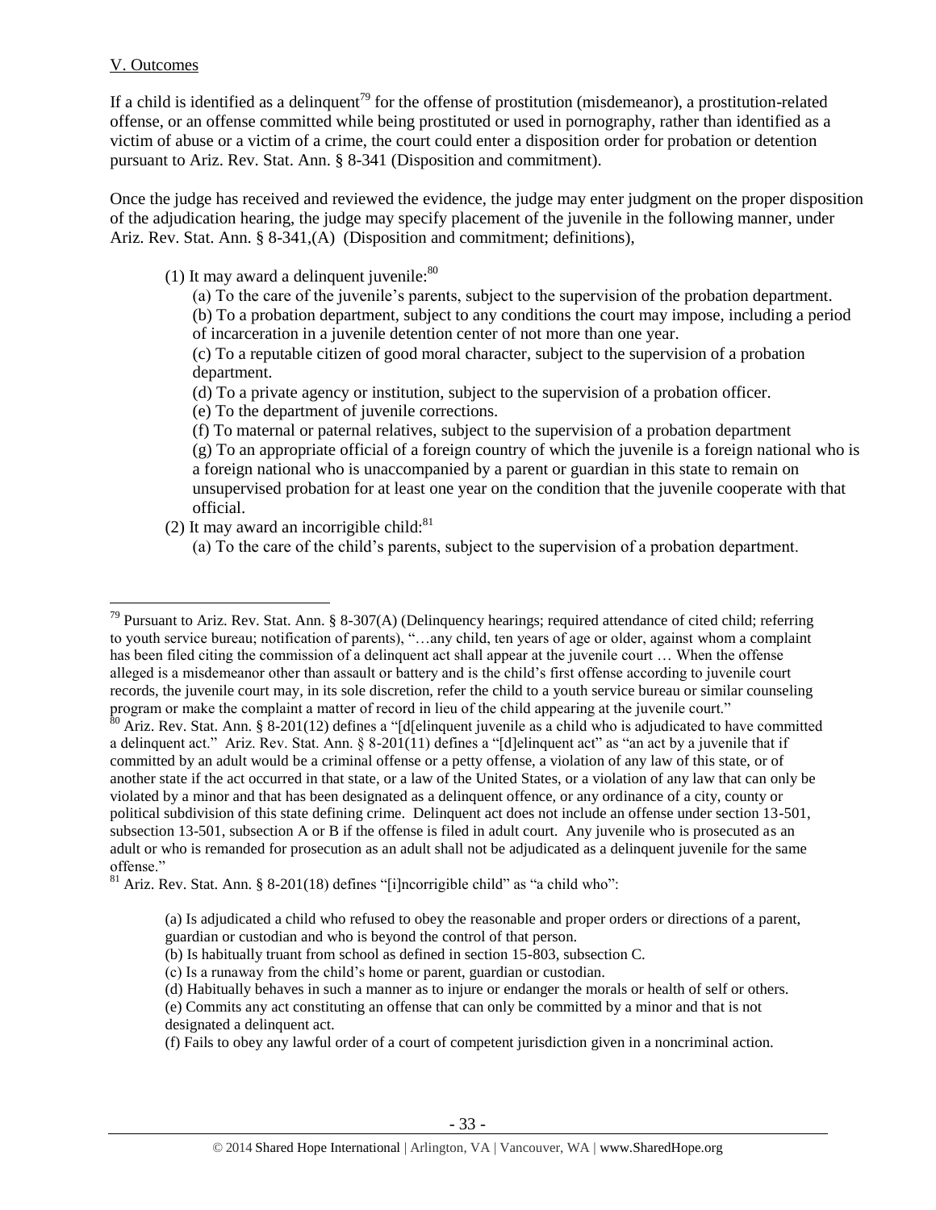V. Outcomes

If a child is identified as a delinquent[79] for the offense of prostitution (misdemeanor), a prostitution-related offense, or an offense committed while being prostituted or used in pornography, rather than identified as a victim of abuse or a victim of a crime, the court could enter a disposition order for probation or detention pursuant to Ariz. Rev. Stat. Ann. § 8-341 (Disposition and commitment).

Once the judge has received and reviewed the evidence, the judge may enter judgment on the proper disposition of the adjudication hearing, the judge may specify placement of the juvenile in the following manner, under Ariz. Rev. Stat. Ann. § 8-341,(A) (Disposition and commitment; definitions),

(1) It may award a delinquent juvenile:[80]

(a) To the care of the juvenile's parents, subject to the supervision of the probation department.
(b) To a probation department, subject to any conditions the court may impose, including a period of incarceration in a juvenile detention center of not more than one year.
(c) To a reputable citizen of good moral character, subject to the supervision of a probation department.
(d) To a private agency or institution, subject to the supervision of a probation officer.
(e) To the department of juvenile corrections.
(f) To maternal or paternal relatives, subject to the supervision of a probation department
(g) To an appropriate official of a foreign country of which the juvenile is a foreign national who is a foreign national who is unaccompanied by a parent or guardian in this state to remain on unsupervised probation for at least one year on the condition that the juvenile cooperate with that official.

(2) It may award an incorrigible child:[81]

(a) To the care of the child's parents, subject to the supervision of a probation department.

---

[79] Pursuant to Ariz. Rev. Stat. Ann. § 8-307(A) (Delinquency hearings; required attendance of cited child; referring to youth service bureau; notification of parents), "…any child, ten years of age or older, against whom a complaint has been filed citing the commission of a delinquent act shall appear at the juvenile court … When the offense alleged is a misdemeanor other than assault or battery and is the child's first offense according to juvenile court records, the juvenile court may, in its sole discretion, refer the child to a youth service bureau or similar counseling program or make the complaint a matter of record in lieu of the child appearing at the juvenile court."

[80] Ariz. Rev. Stat. Ann. § 8-201(12) defines a "[d[elinquent juvenile as a child who is adjudicated to have committed a delinquent act." Ariz. Rev. Stat. Ann. § 8-201(11) defines a "[d]elinquent act" as "an act by a juvenile that if committed by an adult would be a criminal offense or a petty offense, a violation of any law of this state, or of another state if the act occurred in that state, or a law of the United States, or a violation of any law that can only be violated by a minor and that has been designated as a delinquent offence, or any ordinance of a city, county or political subdivision of this state defining crime. Delinquent act does not include an offense under section 13-501, subsection 13-501, subsection A or B if the offense is filed in adult court. Any juvenile who is prosecuted as an adult or who is remanded for prosecution as an adult shall not be adjudicated as a delinquent juvenile for the same offense."

[81] Ariz. Rev. Stat. Ann. § 8-201(18) defines "[i]ncorrigible child" as "a child who":

(a) Is adjudicated a child who refused to obey the reasonable and proper orders or directions of a parent, guardian or custodian and who is beyond the control of that person.
(b) Is habitually truant from school as defined in section 15-803, subsection C.
(c) Is a runaway from the child's home or parent, guardian or custodian.
(d) Habitually behaves in such a manner as to injure or endanger the morals or health of self or others.
(e) Commits any act constituting an offense that can only be committed by a minor and that is not designated a delinquent act.
(f) Fails to obey any lawful order of a court of competent jurisdiction given in a noncriminal action.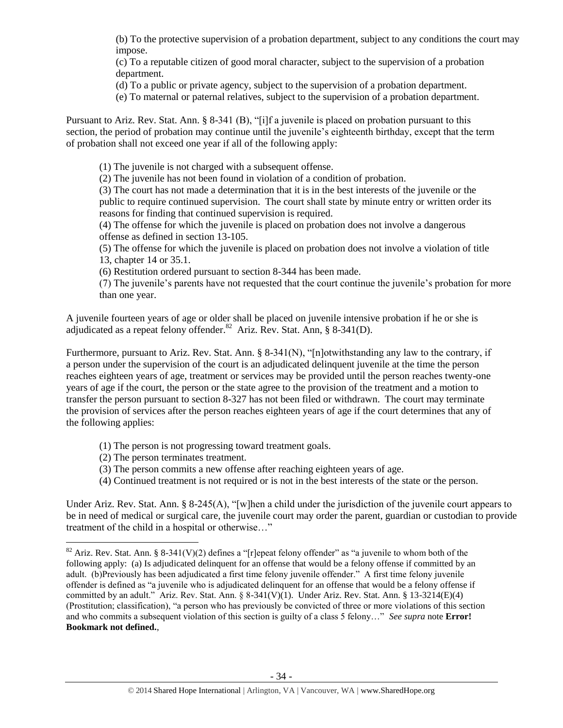(b) To the protective supervision of a probation department, subject to any conditions the court may impose.

(c) To a reputable citizen of good moral character, subject to the supervision of a probation department.

(d) To a public or private agency, subject to the supervision of a probation department.

(e) To maternal or paternal relatives, subject to the supervision of a probation department.

Pursuant to Ariz. Rev. Stat. Ann. § 8-341 (B), "[i]f a juvenile is placed on probation pursuant to this section, the period of probation may continue until the juvenile's eighteenth birthday, except that the term of probation shall not exceed one year if all of the following apply:

(1) The juvenile is not charged with a subsequent offense.

(2) The juvenile has not been found in violation of a condition of probation.

(3) The court has not made a determination that it is in the best interests of the juvenile or the public to require continued supervision. The court shall state by minute entry or written order its reasons for finding that continued supervision is required.

(4) The offense for which the juvenile is placed on probation does not involve a dangerous offense as defined in section 13-105.

(5) The offense for which the juvenile is placed on probation does not involve a violation of title 13, chapter 14 or 35.1.

(6) Restitution ordered pursuant to section 8-344 has been made.

(7) The juvenile's parents have not requested that the court continue the juvenile's probation for more than one year.

A juvenile fourteen years of age or older shall be placed on juvenile intensive probation if he or she is adjudicated as a repeat felony offender.[82] Ariz. Rev. Stat. Ann, § 8-341(D).

Furthermore, pursuant to Ariz. Rev. Stat. Ann. § 8-341(N), "[n]otwithstanding any law to the contrary, if a person under the supervision of the court is an adjudicated delinquent juvenile at the time the person reaches eighteen years of age, treatment or services may be provided until the person reaches twenty-one years of age if the court, the person or the state agree to the provision of the treatment and a motion to transfer the person pursuant to section 8-327 has not been filed or withdrawn. The court may terminate the provision of services after the person reaches eighteen years of age if the court determines that any of the following applies:

(1) The person is not progressing toward treatment goals.

(2) The person terminates treatment.

(3) The person commits a new offense after reaching eighteen years of age.

(4) Continued treatment is not required or is not in the best interests of the state or the person.

Under Ariz. Rev. Stat. Ann. § 8-245(A), "[w]hen a child under the jurisdiction of the juvenile court appears to be in need of medical or surgical care, the juvenile court may order the parent, guardian or custodian to provide treatment of the child in a hospital or otherwise…"

---

[82] Ariz. Rev. Stat. Ann. § 8-341(V)(2) defines a "[r]epeat felony offender" as "a juvenile to whom both of the following apply: (a) Is adjudicated delinquent for an offense that would be a felony offense if committed by an adult. (b)Previously has been adjudicated a first time felony juvenile offender." A first time felony juvenile offender is defined as "a juvenile who is adjudicated delinquent for an offense that would be a felony offense if committed by an adult." Ariz. Rev. Stat. Ann. § 8-341(V)(1). Under Ariz. Rev. Stat. Ann. § 13-3214(E)(4) (Prostitution; classification), "a person who has previously be convicted of three or more violations of this section and who commits a subsequent violation of this section is guilty of a class 5 felony…" *See supra* note **Error! Bookmark not defined.**,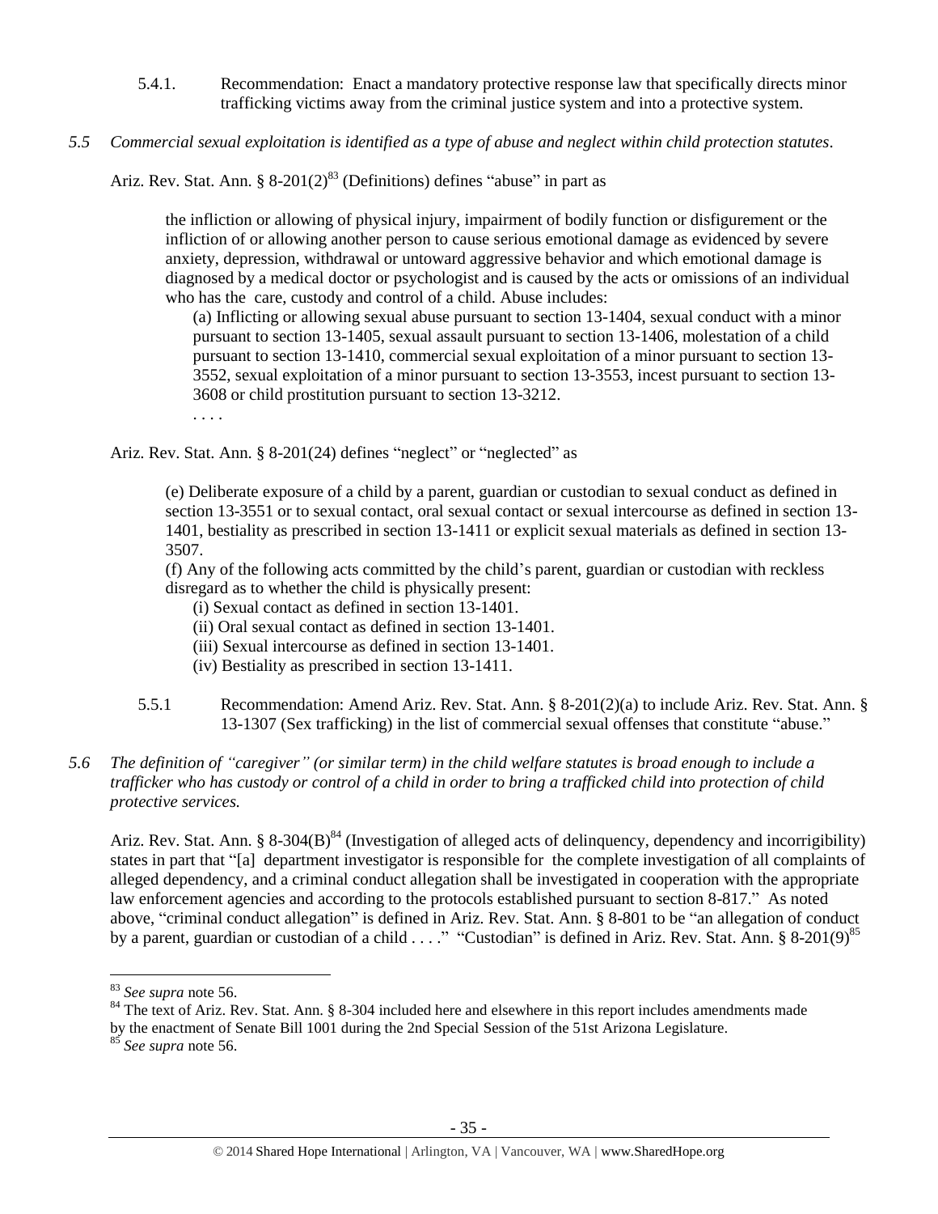5.4.1. Recommendation: Enact a mandatory protective response law that specifically directs minor trafficking victims away from the criminal justice system and into a protective system.

*5.5 Commercial sexual exploitation is identified as a type of abuse and neglect within child protection statutes.*

Ariz. Rev. Stat. Ann. § 8-201(2)[83] (Definitions) defines "abuse" in part as

> the infliction or allowing of physical injury, impairment of bodily function or disfigurement or the infliction of or allowing another person to cause serious emotional damage as evidenced by severe anxiety, depression, withdrawal or untoward aggressive behavior and which emotional damage is diagnosed by a medical doctor or psychologist and is caused by the acts or omissions of an individual who has the care, custody and control of a child. Abuse includes:
>
> (a) Inflicting or allowing sexual abuse pursuant to section 13-1404, sexual conduct with a minor pursuant to section 13-1405, sexual assault pursuant to section 13-1406, molestation of a child pursuant to section 13-1410, commercial sexual exploitation of a minor pursuant to section 13-3552, sexual exploitation of a minor pursuant to section 13-3553, incest pursuant to section 13-3608 or child prostitution pursuant to section 13-3212.
>
> . . . .

Ariz. Rev. Stat. Ann. § 8-201(24) defines "neglect" or "neglected" as

> (e) Deliberate exposure of a child by a parent, guardian or custodian to sexual conduct as defined in section 13-3551 or to sexual contact, oral sexual contact or sexual intercourse as defined in section 13-1401, bestiality as prescribed in section 13-1411 or explicit sexual materials as defined in section 13-3507.
>
> (f) Any of the following acts committed by the child's parent, guardian or custodian with reckless disregard as to whether the child is physically present:
>
> (i) Sexual contact as defined in section 13-1401.
> (ii) Oral sexual contact as defined in section 13-1401.
> (iii) Sexual intercourse as defined in section 13-1401.
> (iv) Bestiality as prescribed in section 13-1411.

5.5.1 Recommendation: Amend Ariz. Rev. Stat. Ann. § 8-201(2)(a) to include Ariz. Rev. Stat. Ann. § 13-1307 (Sex trafficking) in the list of commercial sexual offenses that constitute "abuse."

*5.6 The definition of "caregiver" (or similar term) in the child welfare statutes is broad enough to include a trafficker who has custody or control of a child in order to bring a trafficked child into protection of child protective services.*

Ariz. Rev. Stat. Ann. § 8-304(B)[84] (Investigation of alleged acts of delinquency, dependency and incorrigibility) states in part that "[a] department investigator is responsible for the complete investigation of all complaints of alleged dependency, and a criminal conduct allegation shall be investigated in cooperation with the appropriate law enforcement agencies and according to the protocols established pursuant to section 8-817." As noted above, "criminal conduct allegation" is defined in Ariz. Rev. Stat. Ann. § 8-801 to be "an allegation of conduct by a parent, guardian or custodian of a child . . . ." "Custodian" is defined in Ariz. Rev. Stat. Ann. § 8-201(9)[85]

---

[83] *See supra* note 56.

[84] The text of Ariz. Rev. Stat. Ann. § 8-304 included here and elsewhere in this report includes amendments made by the enactment of Senate Bill 1001 during the 2nd Special Session of the 51st Arizona Legislature.

[85] *See supra* note 56.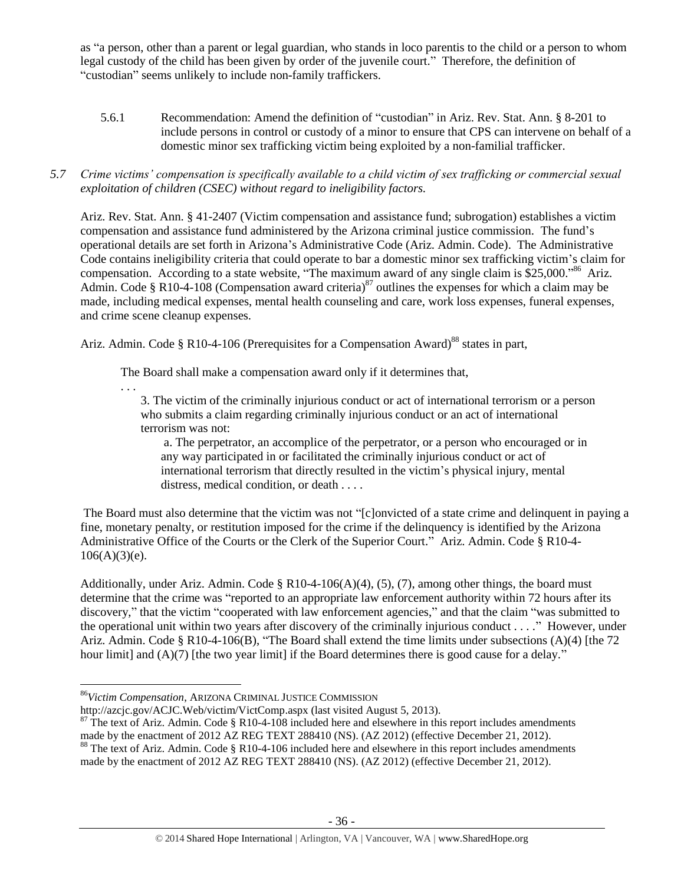as "a person, other than a parent or legal guardian, who stands in loco parentis to the child or a person to whom legal custody of the child has been given by order of the juvenile court." Therefore, the definition of "custodian" seems unlikely to include non-family traffickers.

5.6.1 Recommendation: Amend the definition of "custodian" in Ariz. Rev. Stat. Ann. § 8-201 to include persons in control or custody of a minor to ensure that CPS can intervene on behalf of a domestic minor sex trafficking victim being exploited by a non-familial trafficker.

*5.7 Crime victims' compensation is specifically available to a child victim of sex trafficking or commercial sexual exploitation of children (CSEC) without regard to ineligibility factors.*

Ariz. Rev. Stat. Ann. § 41-2407 (Victim compensation and assistance fund; subrogation) establishes a victim compensation and assistance fund administered by the Arizona criminal justice commission. The fund's operational details are set forth in Arizona's Administrative Code (Ariz. Admin. Code). The Administrative Code contains ineligibility criteria that could operate to bar a domestic minor sex trafficking victim's claim for compensation. According to a state website, "The maximum award of any single claim is $25,000."[86] Ariz. Admin. Code § R10-4-108 (Compensation award criteria)[87] outlines the expenses for which a claim may be made, including medical expenses, mental health counseling and care, work loss expenses, funeral expenses, and crime scene cleanup expenses.

Ariz. Admin. Code § R10-4-106 (Prerequisites for a Compensation Award)[88] states in part,

> The Board shall make a compensation award only if it determines that,
>
> . . .
>
> 3. The victim of the criminally injurious conduct or act of international terrorism or a person who submits a claim regarding criminally injurious conduct or an act of international terrorism was not:
>
> a. The perpetrator, an accomplice of the perpetrator, or a person who encouraged or in any way participated in or facilitated the criminally injurious conduct or act of international terrorism that directly resulted in the victim's physical injury, mental distress, medical condition, or death . . . .

The Board must also determine that the victim was not "[c]onvicted of a state crime and delinquent in paying a fine, monetary penalty, or restitution imposed for the crime if the delinquency is identified by the Arizona Administrative Office of the Courts or the Clerk of the Superior Court." Ariz. Admin. Code § R10-4-106(A)(3)(e).

Additionally, under Ariz. Admin. Code § R10-4-106(A)(4), (5), (7), among other things, the board must determine that the crime was "reported to an appropriate law enforcement authority within 72 hours after its discovery," that the victim "cooperated with law enforcement agencies," and that the claim "was submitted to the operational unit within two years after discovery of the criminally injurious conduct . . . ." However, under Ariz. Admin. Code § R10-4-106(B), "The Board shall extend the time limits under subsections (A)(4) [the 72 hour limit] and (A)(7) [the two year limit] if the Board determines there is good cause for a delay."

---

[86] *Victim Compensation*, ARIZONA CRIMINAL JUSTICE COMMISSION http://azcjc.gov/ACJC.Web/victim/VictComp.aspx (last visited August 5, 2013).

[87] The text of Ariz. Admin. Code § R10-4-108 included here and elsewhere in this report includes amendments made by the enactment of 2012 AZ REG TEXT 288410 (NS). (AZ 2012) (effective December 21, 2012).

[88] The text of Ariz. Admin. Code § R10-4-106 included here and elsewhere in this report includes amendments made by the enactment of 2012 AZ REG TEXT 288410 (NS). (AZ 2012) (effective December 21, 2012).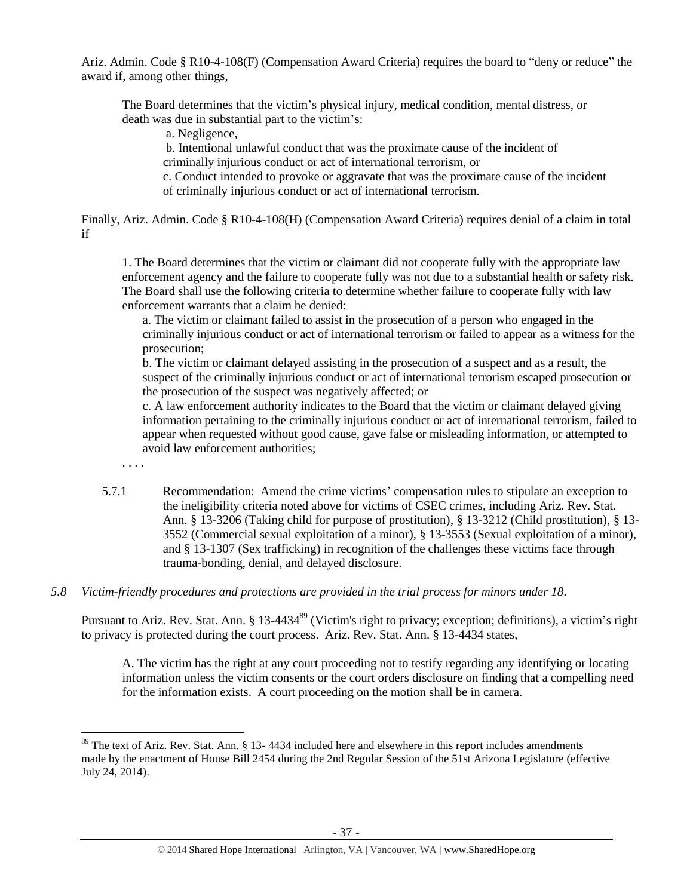Ariz. Admin. Code § R10-4-108(F) (Compensation Award Criteria) requires the board to "deny or reduce" the award if, among other things,

> The Board determines that the victim's physical injury, medical condition, mental distress, or death was due in substantial part to the victim's:
>
> a. Negligence,
>
> b. Intentional unlawful conduct that was the proximate cause of the incident of criminally injurious conduct or act of international terrorism, or
>
> c. Conduct intended to provoke or aggravate that was the proximate cause of the incident of criminally injurious conduct or act of international terrorism.

Finally, Ariz. Admin. Code § R10-4-108(H) (Compensation Award Criteria) requires denial of a claim in total if

> 1. The Board determines that the victim or claimant did not cooperate fully with the appropriate law enforcement agency and the failure to cooperate fully was not due to a substantial health or safety risk. The Board shall use the following criteria to determine whether failure to cooperate fully with law enforcement warrants that a claim be denied:
>
> a. The victim or claimant failed to assist in the prosecution of a person who engaged in the criminally injurious conduct or act of international terrorism or failed to appear as a witness for the prosecution;
>
> b. The victim or claimant delayed assisting in the prosecution of a suspect and as a result, the suspect of the criminally injurious conduct or act of international terrorism escaped prosecution or the prosecution of the suspect was negatively affected; or
>
> c. A law enforcement authority indicates to the Board that the victim or claimant delayed giving information pertaining to the criminally injurious conduct or act of international terrorism, failed to appear when requested without good cause, gave false or misleading information, or attempted to avoid law enforcement authorities;
>
> . . . .

5.7.1 Recommendation: Amend the crime victims' compensation rules to stipulate an exception to the ineligibility criteria noted above for victims of CSEC crimes, including Ariz. Rev. Stat. Ann. § 13-3206 (Taking child for purpose of prostitution), § 13-3212 (Child prostitution), § 13-3552 (Commercial sexual exploitation of a minor), § 13-3553 (Sexual exploitation of a minor), and § 13-1307 (Sex trafficking) in recognition of the challenges these victims face through trauma-bonding, denial, and delayed disclosure.

*5.8 Victim-friendly procedures and protections are provided in the trial process for minors under 18.*

Pursuant to Ariz. Rev. Stat. Ann. § 13-4434[89] (Victim's right to privacy; exception; definitions), a victim's right to privacy is protected during the court process. Ariz. Rev. Stat. Ann. § 13-4434 states,

> A. The victim has the right at any court proceeding not to testify regarding any identifying or locating information unless the victim consents or the court orders disclosure on finding that a compelling need for the information exists. A court proceeding on the motion shall be in camera.

---

[89] The text of Ariz. Rev. Stat. Ann. § 13- 4434 included here and elsewhere in this report includes amendments made by the enactment of House Bill 2454 during the 2nd Regular Session of the 51st Arizona Legislature (effective July 24, 2014).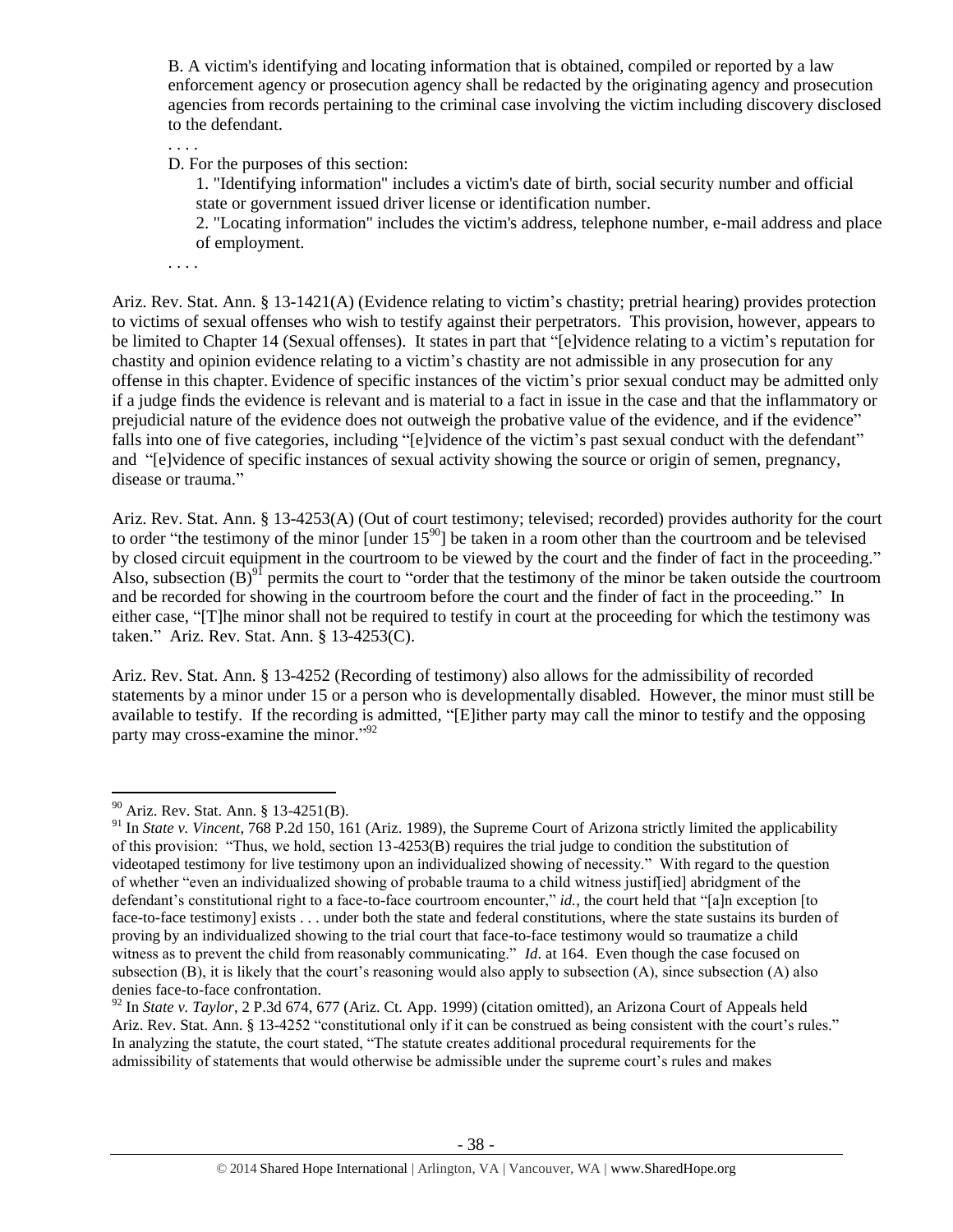B. A victim's identifying and locating information that is obtained, compiled or reported by a law enforcement agency or prosecution agency shall be redacted by the originating agency and prosecution agencies from records pertaining to the criminal case involving the victim including discovery disclosed to the defendant.

. . . .

D. For the purposes of this section:

1. "Identifying information" includes a victim's date of birth, social security number and official state or government issued driver license or identification number.

2. "Locating information" includes the victim's address, telephone number, e-mail address and place of employment.

. . . .

Ariz. Rev. Stat. Ann. § 13-1421(A) (Evidence relating to victim's chastity; pretrial hearing) provides protection to victims of sexual offenses who wish to testify against their perpetrators. This provision, however, appears to be limited to Chapter 14 (Sexual offenses). It states in part that "[e]vidence relating to a victim's reputation for chastity and opinion evidence relating to a victim's chastity are not admissible in any prosecution for any offense in this chapter. Evidence of specific instances of the victim's prior sexual conduct may be admitted only if a judge finds the evidence is relevant and is material to a fact in issue in the case and that the inflammatory or prejudicial nature of the evidence does not outweigh the probative value of the evidence, and if the evidence" falls into one of five categories, including "[e]vidence of the victim's past sexual conduct with the defendant" and "[e]vidence of specific instances of sexual activity showing the source or origin of semen, pregnancy, disease or trauma."

Ariz. Rev. Stat. Ann. § 13-4253(A) (Out of court testimony; televised; recorded) provides authority for the court to order "the testimony of the minor [under 15[90]] be taken in a room other than the courtroom and be televised by closed circuit equipment in the courtroom to be viewed by the court and the finder of fact in the proceeding." Also, subsection (B)[91] permits the court to "order that the testimony of the minor be taken outside the courtroom and be recorded for showing in the courtroom before the court and the finder of fact in the proceeding." In either case, "[T]he minor shall not be required to testify in court at the proceeding for which the testimony was taken." Ariz. Rev. Stat. Ann. § 13-4253(C).

Ariz. Rev. Stat. Ann. § 13-4252 (Recording of testimony) also allows for the admissibility of recorded statements by a minor under 15 or a person who is developmentally disabled. However, the minor must still be available to testify. If the recording is admitted, "[E]ither party may call the minor to testify and the opposing party may cross-examine the minor."[92]

---

[90] Ariz. Rev. Stat. Ann. § 13-4251(B).

[91] In *State v. Vincent*, 768 P.2d 150, 161 (Ariz. 1989), the Supreme Court of Arizona strictly limited the applicability of this provision: "Thus, we hold, section 13-4253(B) requires the trial judge to condition the substitution of videotaped testimony for live testimony upon an individualized showing of necessity." With regard to the question of whether "even an individualized showing of probable trauma to a child witness justif[ied] abridgment of the defendant's constitutional right to a face-to-face courtroom encounter," *id.*, the court held that "[a]n exception [to face-to-face testimony] exists . . . under both the state and federal constitutions, where the state sustains its burden of proving by an individualized showing to the trial court that face-to-face testimony would so traumatize a child witness as to prevent the child from reasonably communicating." *Id*. at 164. Even though the case focused on subsection (B), it is likely that the court's reasoning would also apply to subsection (A), since subsection (A) also denies face-to-face confrontation.

[92] In *State v. Taylor*, 2 P.3d 674, 677 (Ariz. Ct. App. 1999) (citation omitted), an Arizona Court of Appeals held Ariz. Rev. Stat. Ann. § 13-4252 "constitutional only if it can be construed as being consistent with the court's rules." In analyzing the statute, the court stated, "The statute creates additional procedural requirements for the admissibility of statements that would otherwise be admissible under the supreme court's rules and makes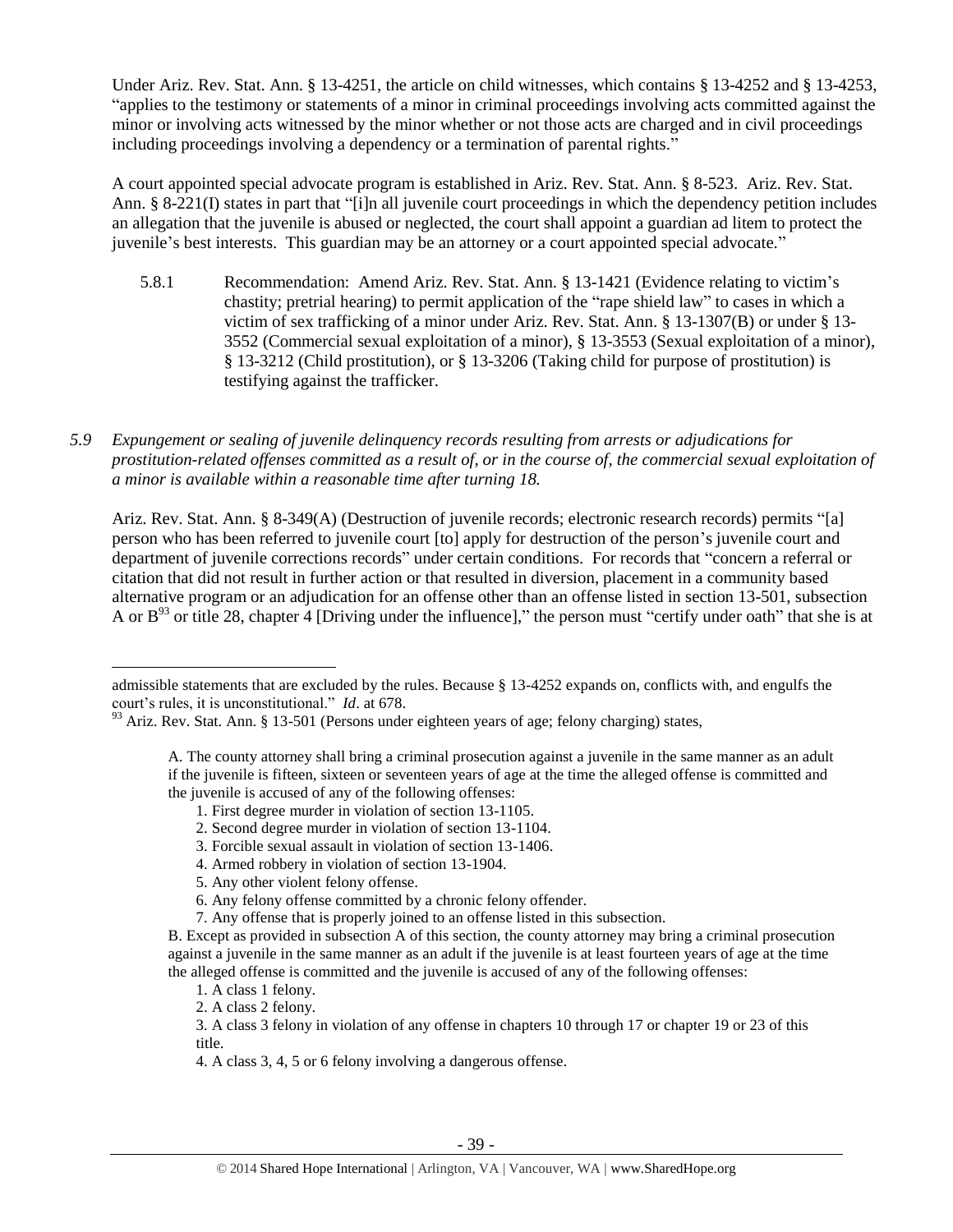Under Ariz. Rev. Stat. Ann. § 13-4251, the article on child witnesses, which contains § 13-4252 and § 13-4253, "applies to the testimony or statements of a minor in criminal proceedings involving acts committed against the minor or involving acts witnessed by the minor whether or not those acts are charged and in civil proceedings including proceedings involving a dependency or a termination of parental rights."

A court appointed special advocate program is established in Ariz. Rev. Stat. Ann. § 8-523. Ariz. Rev. Stat. Ann. § 8-221(I) states in part that "[i]n all juvenile court proceedings in which the dependency petition includes an allegation that the juvenile is abused or neglected, the court shall appoint a guardian ad litem to protect the juvenile's best interests. This guardian may be an attorney or a court appointed special advocate."

5.8.1 Recommendation: Amend Ariz. Rev. Stat. Ann. § 13-1421 (Evidence relating to victim's chastity; pretrial hearing) to permit application of the "rape shield law" to cases in which a victim of sex trafficking of a minor under Ariz. Rev. Stat. Ann. § 13-1307(B) or under § 13-3552 (Commercial sexual exploitation of a minor), § 13-3553 (Sexual exploitation of a minor), § 13-3212 (Child prostitution), or § 13-3206 (Taking child for purpose of prostitution) is testifying against the trafficker.

*5.9 Expungement or sealing of juvenile delinquency records resulting from arrests or adjudications for prostitution-related offenses committed as a result of, or in the course of, the commercial sexual exploitation of a minor is available within a reasonable time after turning 18.*

Ariz. Rev. Stat. Ann. § 8-349(A) (Destruction of juvenile records; electronic research records) permits "[a] person who has been referred to juvenile court [to] apply for destruction of the person's juvenile court and department of juvenile corrections records" under certain conditions. For records that "concern a referral or citation that did not result in further action or that resulted in diversion, placement in a community based alternative program or an adjudication for an offense other than an offense listed in section 13-501, subsection A or B[93] or title 28, chapter 4 [Driving under the influence]," the person must "certify under oath" that she is at

---

admissible statements that are excluded by the rules. Because § 13-4252 expands on, conflicts with, and engulfs the court's rules, it is unconstitutional." *Id*. at 678.

[93] Ariz. Rev. Stat. Ann. § 13-501 (Persons under eighteen years of age; felony charging) states,

> A. The county attorney shall bring a criminal prosecution against a juvenile in the same manner as an adult if the juvenile is fifteen, sixteen or seventeen years of age at the time the alleged offense is committed and the juvenile is accused of any of the following offenses:
>
> 1. First degree murder in violation of section 13-1105.
> 2. Second degree murder in violation of section 13-1104.
> 3. Forcible sexual assault in violation of section 13-1406.
> 4. Armed robbery in violation of section 13-1904.
> 5. Any other violent felony offense.
> 6. Any felony offense committed by a chronic felony offender.
> 7. Any offense that is properly joined to an offense listed in this subsection.
>
> B. Except as provided in subsection A of this section, the county attorney may bring a criminal prosecution against a juvenile in the same manner as an adult if the juvenile is at least fourteen years of age at the time the alleged offense is committed and the juvenile is accused of any of the following offenses:
>
> 1. A class 1 felony.
> 2. A class 2 felony.
> 3. A class 3 felony in violation of any offense in chapters 10 through 17 or chapter 19 or 23 of this title.
> 4. A class 3, 4, 5 or 6 felony involving a dangerous offense.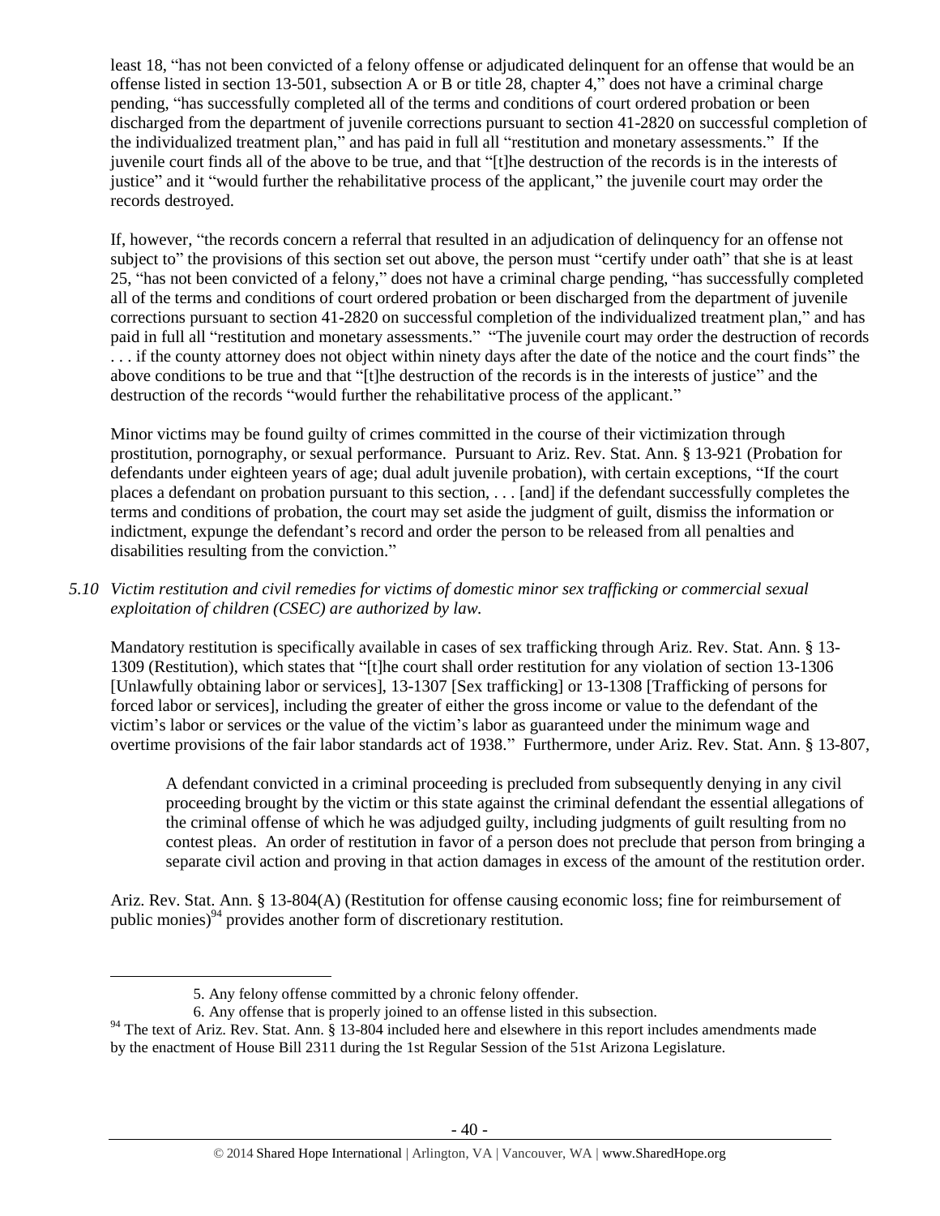least 18, "has not been convicted of a felony offense or adjudicated delinquent for an offense that would be an offense listed in section 13-501, subsection A or B or title 28, chapter 4," does not have a criminal charge pending, "has successfully completed all of the terms and conditions of court ordered probation or been discharged from the department of juvenile corrections pursuant to section 41-2820 on successful completion of the individualized treatment plan," and has paid in full all "restitution and monetary assessments." If the juvenile court finds all of the above to be true, and that "[t]he destruction of the records is in the interests of justice" and it "would further the rehabilitative process of the applicant," the juvenile court may order the records destroyed.

If, however, "the records concern a referral that resulted in an adjudication of delinquency for an offense not subject to" the provisions of this section set out above, the person must "certify under oath" that she is at least 25, "has not been convicted of a felony," does not have a criminal charge pending, "has successfully completed all of the terms and conditions of court ordered probation or been discharged from the department of juvenile corrections pursuant to section 41-2820 on successful completion of the individualized treatment plan," and has paid in full all "restitution and monetary assessments." "The juvenile court may order the destruction of records . . . if the county attorney does not object within ninety days after the date of the notice and the court finds" the above conditions to be true and that "[t]he destruction of the records is in the interests of justice" and the destruction of the records "would further the rehabilitative process of the applicant."

Minor victims may be found guilty of crimes committed in the course of their victimization through prostitution, pornography, or sexual performance. Pursuant to Ariz. Rev. Stat. Ann. § 13-921 (Probation for defendants under eighteen years of age; dual adult juvenile probation), with certain exceptions, "If the court places a defendant on probation pursuant to this section, . . . [and] if the defendant successfully completes the terms and conditions of probation, the court may set aside the judgment of guilt, dismiss the information or indictment, expunge the defendant's record and order the person to be released from all penalties and disabilities resulting from the conviction."

*5.10 Victim restitution and civil remedies for victims of domestic minor sex trafficking or commercial sexual exploitation of children (CSEC) are authorized by law.*

Mandatory restitution is specifically available in cases of sex trafficking through Ariz. Rev. Stat. Ann. § 13-1309 (Restitution), which states that "[t]he court shall order restitution for any violation of section 13-1306 [Unlawfully obtaining labor or services], 13-1307 [Sex trafficking] or 13-1308 [Trafficking of persons for forced labor or services], including the greater of either the gross income or value to the defendant of the victim's labor or services or the value of the victim's labor as guaranteed under the minimum wage and overtime provisions of the fair labor standards act of 1938." Furthermore, under Ariz. Rev. Stat. Ann. § 13-807,

> A defendant convicted in a criminal proceeding is precluded from subsequently denying in any civil proceeding brought by the victim or this state against the criminal defendant the essential allegations of the criminal offense of which he was adjudged guilty, including judgments of guilt resulting from no contest pleas. An order of restitution in favor of a person does not preclude that person from bringing a separate civil action and proving in that action damages in excess of the amount of the restitution order.

Ariz. Rev. Stat. Ann. § 13-804(A) (Restitution for offense causing economic loss; fine for reimbursement of public monies)[94] provides another form of discretionary restitution.

---

5. Any felony offense committed by a chronic felony offender.
6. Any offense that is properly joined to an offense listed in this subsection.

[94] The text of Ariz. Rev. Stat. Ann. § 13-804 included here and elsewhere in this report includes amendments made by the enactment of House Bill 2311 during the 1st Regular Session of the 51st Arizona Legislature.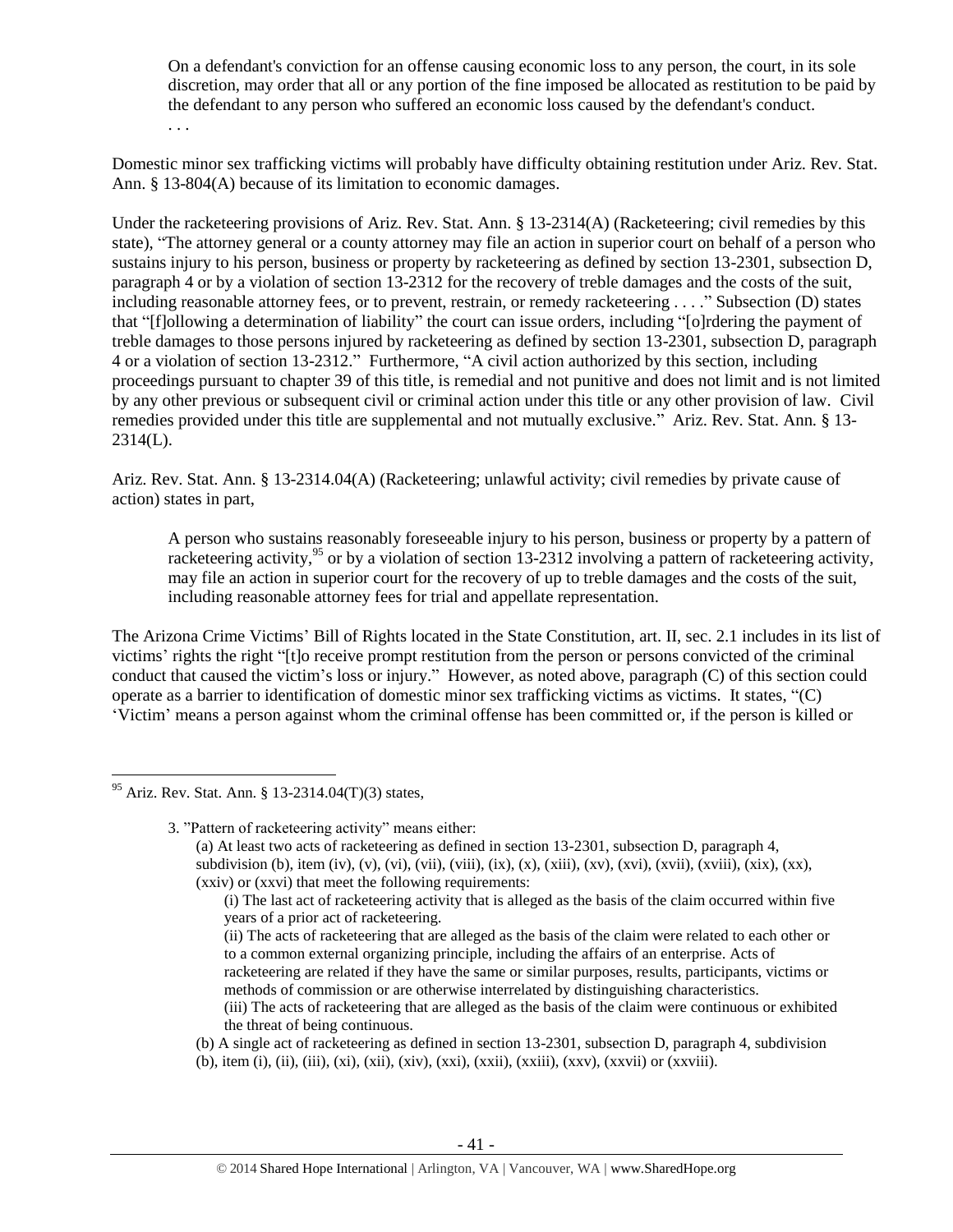> On a defendant's conviction for an offense causing economic loss to any person, the court, in its sole discretion, may order that all or any portion of the fine imposed be allocated as restitution to be paid by the defendant to any person who suffered an economic loss caused by the defendant's conduct.
> . . .

Domestic minor sex trafficking victims will probably have difficulty obtaining restitution under Ariz. Rev. Stat. Ann. § 13-804(A) because of its limitation to economic damages.

Under the racketeering provisions of Ariz. Rev. Stat. Ann. § 13-2314(A) (Racketeering; civil remedies by this state), "The attorney general or a county attorney may file an action in superior court on behalf of a person who sustains injury to his person, business or property by racketeering as defined by section 13-2301, subsection D, paragraph 4 or by a violation of section 13-2312 for the recovery of treble damages and the costs of the suit, including reasonable attorney fees, or to prevent, restrain, or remedy racketeering . . . ." Subsection (D) states that "[f]ollowing a determination of liability" the court can issue orders, including "[o]rdering the payment of treble damages to those persons injured by racketeering as defined by section 13-2301, subsection D, paragraph 4 or a violation of section 13-2312." Furthermore, "A civil action authorized by this section, including proceedings pursuant to chapter 39 of this title, is remedial and not punitive and does not limit and is not limited by any other previous or subsequent civil or criminal action under this title or any other provision of law. Civil remedies provided under this title are supplemental and not mutually exclusive." Ariz. Rev. Stat. Ann. § 13-2314(L).

Ariz. Rev. Stat. Ann. § 13-2314.04(A) (Racketeering; unlawful activity; civil remedies by private cause of action) states in part,

> A person who sustains reasonably foreseeable injury to his person, business or property by a pattern of racketeering activity,[95] or by a violation of section 13-2312 involving a pattern of racketeering activity, may file an action in superior court for the recovery of up to treble damages and the costs of the suit, including reasonable attorney fees for trial and appellate representation.

The Arizona Crime Victims' Bill of Rights located in the State Constitution, art. II, sec. 2.1 includes in its list of victims' rights the right "[t]o receive prompt restitution from the person or persons convicted of the criminal conduct that caused the victim's loss or injury." However, as noted above, paragraph (C) of this section could operate as a barrier to identification of domestic minor sex trafficking victims as victims. It states, "(C) 'Victim' means a person against whom the criminal offense has been committed or, if the person is killed or

---

[95] Ariz. Rev. Stat. Ann. § 13-2314.04(T)(3) states,

> 3. "Pattern of racketeering activity" means either:
>
> (a) At least two acts of racketeering as defined in section 13-2301, subsection D, paragraph 4, subdivision (b), item (iv), (v), (vi), (vii), (viii), (ix), (x), (xiii), (xv), (xvi), (xvii), (xviii), (xix), (xx), (xxiv) or (xxvi) that meet the following requirements:
>
> (i) The last act of racketeering activity that is alleged as the basis of the claim occurred within five years of a prior act of racketeering.
>
> (ii) The acts of racketeering that are alleged as the basis of the claim were related to each other or to a common external organizing principle, including the affairs of an enterprise. Acts of racketeering are related if they have the same or similar purposes, results, participants, victims or methods of commission or are otherwise interrelated by distinguishing characteristics.
>
> (iii) The acts of racketeering that are alleged as the basis of the claim were continuous or exhibited the threat of being continuous.
>
> (b) A single act of racketeering as defined in section 13-2301, subsection D, paragraph 4, subdivision (b), item (i), (ii), (iii), (xi), (xii), (xiv), (xxi), (xxii), (xxiii), (xxv), (xxvii) or (xxviii).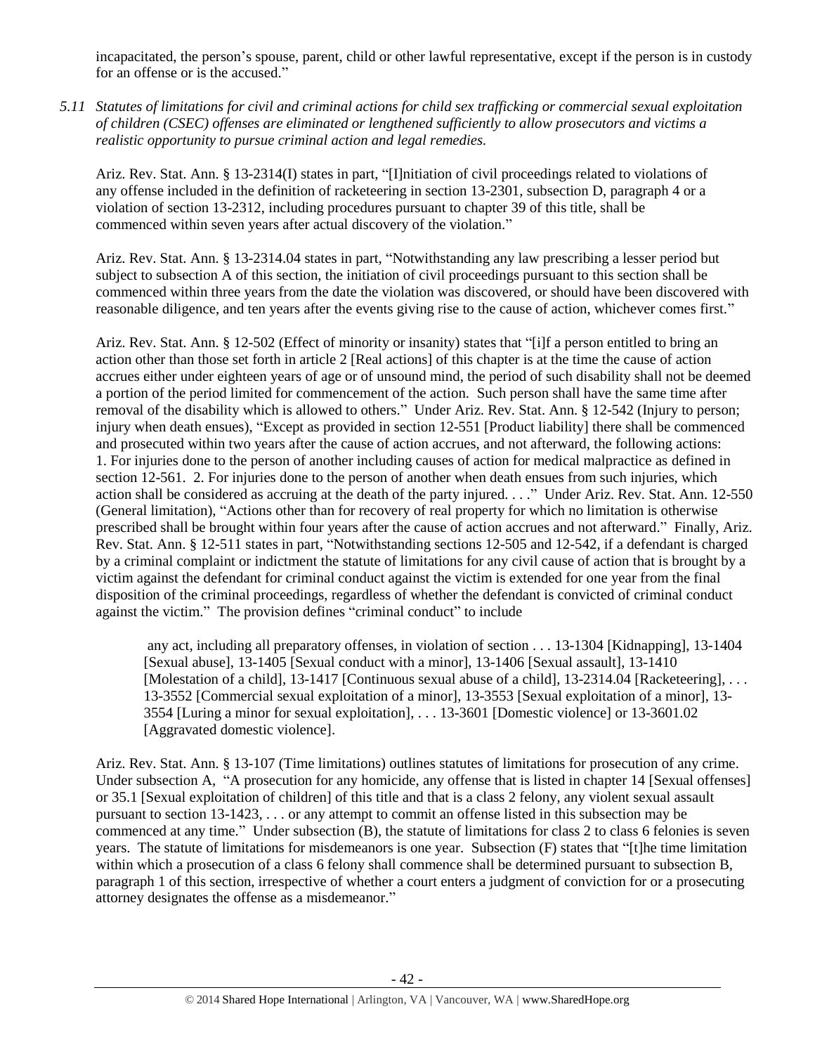incapacitated, the person's spouse, parent, child or other lawful representative, except if the person is in custody for an offense or is the accused."

*5.11 Statutes of limitations for civil and criminal actions for child sex trafficking or commercial sexual exploitation of children (CSEC) offenses are eliminated or lengthened sufficiently to allow prosecutors and victims a realistic opportunity to pursue criminal action and legal remedies.*

Ariz. Rev. Stat. Ann. § 13-2314(I) states in part, "[I]nitiation of civil proceedings related to violations of any offense included in the definition of racketeering in section 13-2301, subsection D, paragraph 4 or a violation of section 13-2312, including procedures pursuant to chapter 39 of this title, shall be commenced within seven years after actual discovery of the violation."

Ariz. Rev. Stat. Ann. § 13-2314.04 states in part, "Notwithstanding any law prescribing a lesser period but subject to subsection A of this section, the initiation of civil proceedings pursuant to this section shall be commenced within three years from the date the violation was discovered, or should have been discovered with reasonable diligence, and ten years after the events giving rise to the cause of action, whichever comes first."

Ariz. Rev. Stat. Ann. § 12-502 (Effect of minority or insanity) states that "[i]f a person entitled to bring an action other than those set forth in article 2 [Real actions] of this chapter is at the time the cause of action accrues either under eighteen years of age or of unsound mind, the period of such disability shall not be deemed a portion of the period limited for commencement of the action. Such person shall have the same time after removal of the disability which is allowed to others." Under Ariz. Rev. Stat. Ann. § 12-542 (Injury to person; injury when death ensues), "Except as provided in section 12-551 [Product liability] there shall be commenced and prosecuted within two years after the cause of action accrues, and not afterward, the following actions: 1. For injuries done to the person of another including causes of action for medical malpractice as defined in section 12-561. 2. For injuries done to the person of another when death ensues from such injuries, which action shall be considered as accruing at the death of the party injured. . . ." Under Ariz. Rev. Stat. Ann. 12-550 (General limitation), "Actions other than for recovery of real property for which no limitation is otherwise prescribed shall be brought within four years after the cause of action accrues and not afterward." Finally, Ariz. Rev. Stat. Ann. § 12-511 states in part, "Notwithstanding sections 12-505 and 12-542, if a defendant is charged by a criminal complaint or indictment the statute of limitations for any civil cause of action that is brought by a victim against the defendant for criminal conduct against the victim is extended for one year from the final disposition of the criminal proceedings, regardless of whether the defendant is convicted of criminal conduct against the victim." The provision defines "criminal conduct" to include

> any act, including all preparatory offenses, in violation of section . . . 13-1304 [Kidnapping], 13-1404 [Sexual abuse], 13-1405 [Sexual conduct with a minor], 13-1406 [Sexual assault], 13-1410 [Molestation of a child], 13-1417 [Continuous sexual abuse of a child], 13-2314.04 [Racketeering], . . . 13-3552 [Commercial sexual exploitation of a minor], 13-3553 [Sexual exploitation of a minor], 13-3554 [Luring a minor for sexual exploitation], . . . 13-3601 [Domestic violence] or 13-3601.02 [Aggravated domestic violence].

Ariz. Rev. Stat. Ann. § 13-107 (Time limitations) outlines statutes of limitations for prosecution of any crime. Under subsection A, "A prosecution for any homicide, any offense that is listed in chapter 14 [Sexual offenses] or 35.1 [Sexual exploitation of children] of this title and that is a class 2 felony, any violent sexual assault pursuant to section 13-1423, . . . or any attempt to commit an offense listed in this subsection may be commenced at any time." Under subsection (B), the statute of limitations for class 2 to class 6 felonies is seven years. The statute of limitations for misdemeanors is one year. Subsection (F) states that "[t]he time limitation within which a prosecution of a class 6 felony shall commence shall be determined pursuant to subsection B, paragraph 1 of this section, irrespective of whether a court enters a judgment of conviction for or a prosecuting attorney designates the offense as a misdemeanor."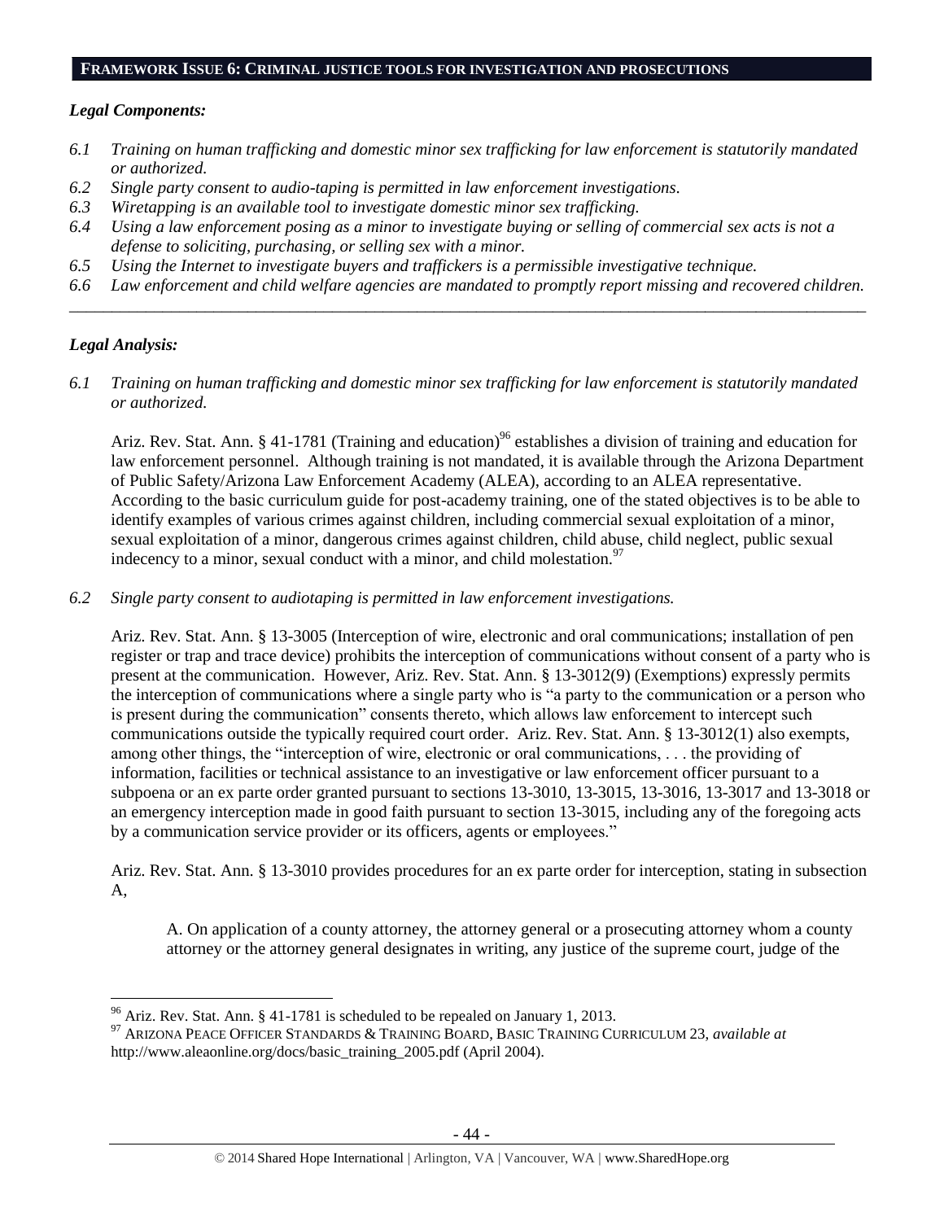## FRAMEWORK ISSUE 6: CRIMINAL JUSTICE TOOLS FOR INVESTIGATION AND PROSECUTIONS

### *Legal Components:*

*6.1 Training on human trafficking and domestic minor sex trafficking for law enforcement is statutorily mandated or authorized.*

*6.2 Single party consent to audio-taping is permitted in law enforcement investigations.*

*6.3 Wiretapping is an available tool to investigate domestic minor sex trafficking.*

*6.4 Using a law enforcement posing as a minor to investigate buying or selling of commercial sex acts is not a defense to soliciting, purchasing, or selling sex with a minor.*

*6.5 Using the Internet to investigate buyers and traffickers is a permissible investigative technique.*

*6.6 Law enforcement and child welfare agencies are mandated to promptly report missing and recovered children.*

---

### *Legal Analysis:*

*6.1 Training on human trafficking and domestic minor sex trafficking for law enforcement is statutorily mandated or authorized.*

Ariz. Rev. Stat. Ann. § 41-1781 (Training and education)[96] establishes a division of training and education for law enforcement personnel. Although training is not mandated, it is available through the Arizona Department of Public Safety/Arizona Law Enforcement Academy (ALEA), according to an ALEA representative. According to the basic curriculum guide for post-academy training, one of the stated objectives is to be able to identify examples of various crimes against children, including commercial sexual exploitation of a minor, sexual exploitation of a minor, dangerous crimes against children, child abuse, child neglect, public sexual indecency to a minor, sexual conduct with a minor, and child molestation.[97]

*6.2 Single party consent to audiotaping is permitted in law enforcement investigations.*

Ariz. Rev. Stat. Ann. § 13-3005 (Interception of wire, electronic and oral communications; installation of pen register or trap and trace device) prohibits the interception of communications without consent of a party who is present at the communication. However, Ariz. Rev. Stat. Ann. § 13-3012(9) (Exemptions) expressly permits the interception of communications where a single party who is "a party to the communication or a person who is present during the communication" consents thereto, which allows law enforcement to intercept such communications outside the typically required court order. Ariz. Rev. Stat. Ann. § 13-3012(1) also exempts, among other things, the "interception of wire, electronic or oral communications, . . . the providing of information, facilities or technical assistance to an investigative or law enforcement officer pursuant to a subpoena or an ex parte order granted pursuant to sections 13-3010, 13-3015, 13-3016, 13-3017 and 13-3018 or an emergency interception made in good faith pursuant to section 13-3015, including any of the foregoing acts by a communication service provider or its officers, agents or employees."

Ariz. Rev. Stat. Ann. § 13-3010 provides procedures for an ex parte order for interception, stating in subsection A,

> A. On application of a county attorney, the attorney general or a prosecuting attorney whom a county attorney or the attorney general designates in writing, any justice of the supreme court, judge of the

---

[96] Ariz. Rev. Stat. Ann. § 41-1781 is scheduled to be repealed on January 1, 2013.

[97] ARIZONA PEACE OFFICER STANDARDS & TRAINING BOARD, BASIC TRAINING CURRICULUM 23, *available at* http://www.aleaonline.org/docs/basic_training_2005.pdf (April 2004).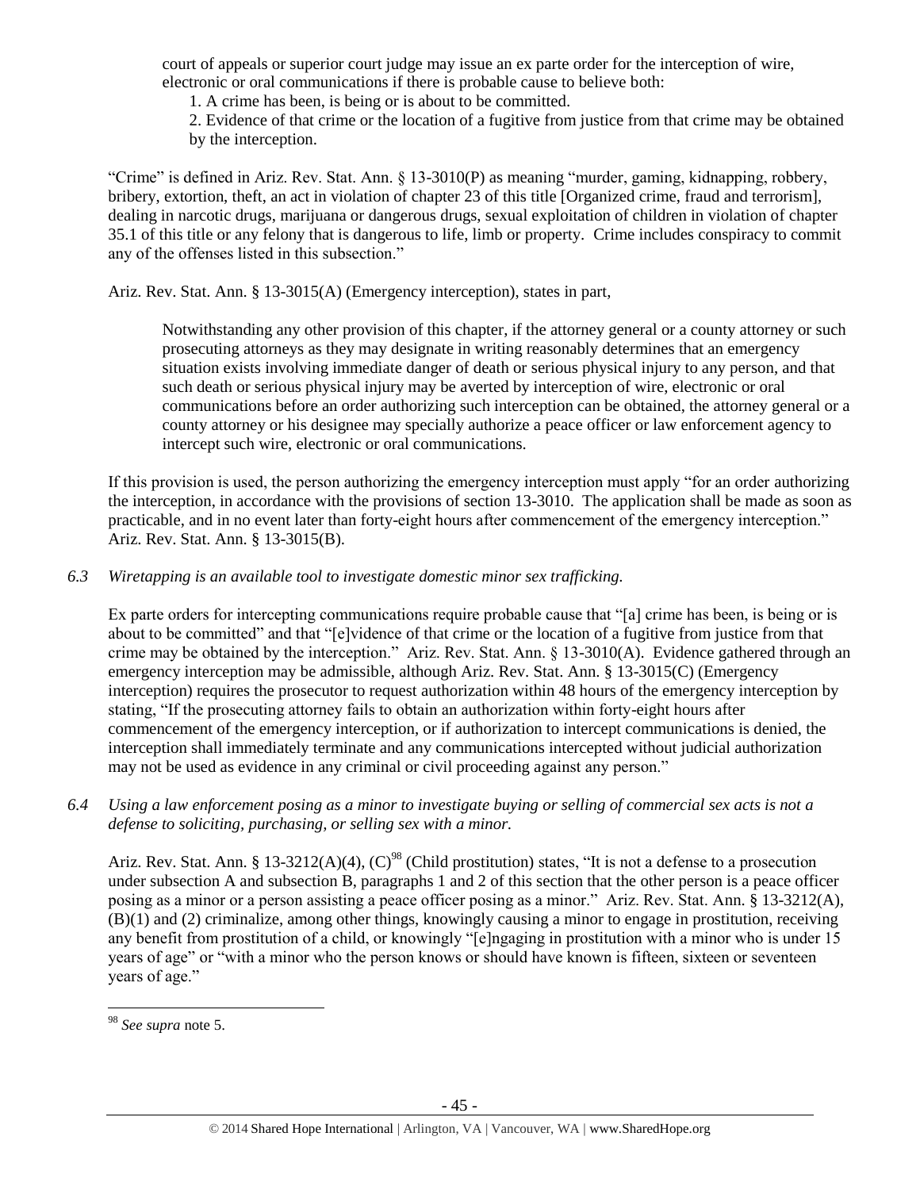court of appeals or superior court judge may issue an ex parte order for the interception of wire, electronic or oral communications if there is probable cause to believe both:

1. A crime has been, is being or is about to be committed.
2. Evidence of that crime or the location of a fugitive from justice from that crime may be obtained by the interception.

"Crime" is defined in Ariz. Rev. Stat. Ann. § 13-3010(P) as meaning "murder, gaming, kidnapping, robbery, bribery, extortion, theft, an act in violation of chapter 23 of this title [Organized crime, fraud and terrorism], dealing in narcotic drugs, marijuana or dangerous drugs, sexual exploitation of children in violation of chapter 35.1 of this title or any felony that is dangerous to life, limb or property. Crime includes conspiracy to commit any of the offenses listed in this subsection."

Ariz. Rev. Stat. Ann. § 13-3015(A) (Emergency interception), states in part,

> Notwithstanding any other provision of this chapter, if the attorney general or a county attorney or such prosecuting attorneys as they may designate in writing reasonably determines that an emergency situation exists involving immediate danger of death or serious physical injury to any person, and that such death or serious physical injury may be averted by interception of wire, electronic or oral communications before an order authorizing such interception can be obtained, the attorney general or a county attorney or his designee may specially authorize a peace officer or law enforcement agency to intercept such wire, electronic or oral communications.

If this provision is used, the person authorizing the emergency interception must apply "for an order authorizing the interception, in accordance with the provisions of section 13-3010. The application shall be made as soon as practicable, and in no event later than forty-eight hours after commencement of the emergency interception." Ariz. Rev. Stat. Ann. § 13-3015(B).

*6.3 Wiretapping is an available tool to investigate domestic minor sex trafficking.*

Ex parte orders for intercepting communications require probable cause that "[a] crime has been, is being or is about to be committed" and that "[e]vidence of that crime or the location of a fugitive from justice from that crime may be obtained by the interception." Ariz. Rev. Stat. Ann. § 13-3010(A). Evidence gathered through an emergency interception may be admissible, although Ariz. Rev. Stat. Ann. § 13-3015(C) (Emergency interception) requires the prosecutor to request authorization within 48 hours of the emergency interception by stating, "If the prosecuting attorney fails to obtain an authorization within forty-eight hours after commencement of the emergency interception, or if authorization to intercept communications is denied, the interception shall immediately terminate and any communications intercepted without judicial authorization may not be used as evidence in any criminal or civil proceeding against any person."

*6.4 Using a law enforcement posing as a minor to investigate buying or selling of commercial sex acts is not a defense to soliciting, purchasing, or selling sex with a minor.*

Ariz. Rev. Stat. Ann. § 13-3212(A)(4), (C)[98] (Child prostitution) states, "It is not a defense to a prosecution under subsection A and subsection B, paragraphs 1 and 2 of this section that the other person is a peace officer posing as a minor or a person assisting a peace officer posing as a minor." Ariz. Rev. Stat. Ann. § 13-3212(A), (B)(1) and (2) criminalize, among other things, knowingly causing a minor to engage in prostitution, receiving any benefit from prostitution of a child, or knowingly "[e]ngaging in prostitution with a minor who is under 15 years of age" or "with a minor who the person knows or should have known is fifteen, sixteen or seventeen years of age."

[98] *See supra* note 5.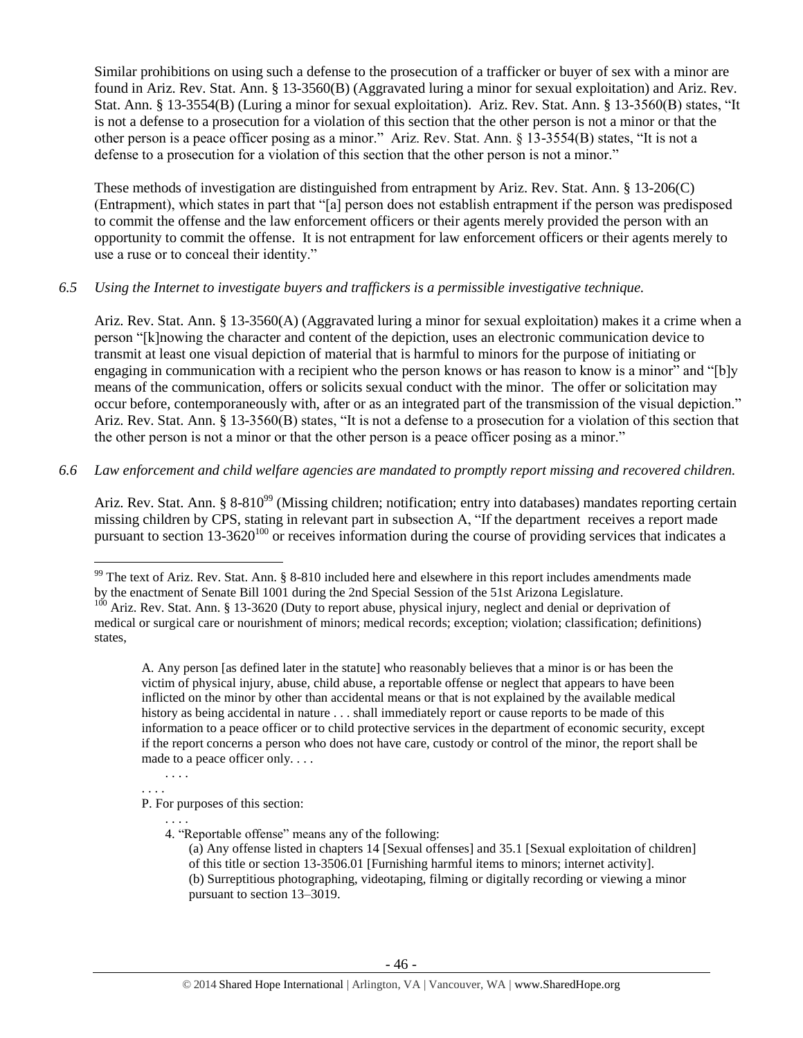Similar prohibitions on using such a defense to the prosecution of a trafficker or buyer of sex with a minor are found in Ariz. Rev. Stat. Ann. § 13-3560(B) (Aggravated luring a minor for sexual exploitation) and Ariz. Rev. Stat. Ann. § 13-3554(B) (Luring a minor for sexual exploitation). Ariz. Rev. Stat. Ann. § 13-3560(B) states, "It is not a defense to a prosecution for a violation of this section that the other person is not a minor or that the other person is a peace officer posing as a minor." Ariz. Rev. Stat. Ann. § 13-3554(B) states, "It is not a defense to a prosecution for a violation of this section that the other person is not a minor."

These methods of investigation are distinguished from entrapment by Ariz. Rev. Stat. Ann. § 13-206(C) (Entrapment), which states in part that "[a] person does not establish entrapment if the person was predisposed to commit the offense and the law enforcement officers or their agents merely provided the person with an opportunity to commit the offense. It is not entrapment for law enforcement officers or their agents merely to use a ruse or to conceal their identity."

*6.5 Using the Internet to investigate buyers and traffickers is a permissible investigative technique.*

Ariz. Rev. Stat. Ann. § 13-3560(A) (Aggravated luring a minor for sexual exploitation) makes it a crime when a person "[k]nowing the character and content of the depiction, uses an electronic communication device to transmit at least one visual depiction of material that is harmful to minors for the purpose of initiating or engaging in communication with a recipient who the person knows or has reason to know is a minor" and "[b]y means of the communication, offers or solicits sexual conduct with the minor. The offer or solicitation may occur before, contemporaneously with, after or as an integrated part of the transmission of the visual depiction." Ariz. Rev. Stat. Ann. § 13-3560(B) states, "It is not a defense to a prosecution for a violation of this section that the other person is not a minor or that the other person is a peace officer posing as a minor."

*6.6 Law enforcement and child welfare agencies are mandated to promptly report missing and recovered children.*

Ariz. Rev. Stat. Ann. § 8-810[99] (Missing children; notification; entry into databases) mandates reporting certain missing children by CPS, stating in relevant part in subsection A, "If the department receives a report made pursuant to section 13-3620[100] or receives information during the course of providing services that indicates a

---

[99] The text of Ariz. Rev. Stat. Ann. § 8-810 included here and elsewhere in this report includes amendments made by the enactment of Senate Bill 1001 during the 2nd Special Session of the 51st Arizona Legislature.

[100] Ariz. Rev. Stat. Ann. § 13-3620 (Duty to report abuse, physical injury, neglect and denial or deprivation of medical or surgical care or nourishment of minors; medical records; exception; violation; classification; definitions) states,

> A. Any person [as defined later in the statute] who reasonably believes that a minor is or has been the victim of physical injury, abuse, child abuse, a reportable offense or neglect that appears to have been inflicted on the minor by other than accidental means or that is not explained by the available medical history as being accidental in nature . . . shall immediately report or cause reports to be made of this information to a peace officer or to child protective services in the department of economic security, except if the report concerns a person who does not have care, custody or control of the minor, the report shall be made to a peace officer only. . . .
>
> . . . .
>
> . . . .
>
> P. For purposes of this section:
>
> . . . .
>
> 4. "Reportable offense" means any of the following:
>
> (a) Any offense listed in chapters 14 [Sexual offenses] and 35.1 [Sexual exploitation of children] of this title or section 13-3506.01 [Furnishing harmful items to minors; internet activity].
>
> (b) Surreptitious photographing, videotaping, filming or digitally recording or viewing a minor pursuant to section 13–3019.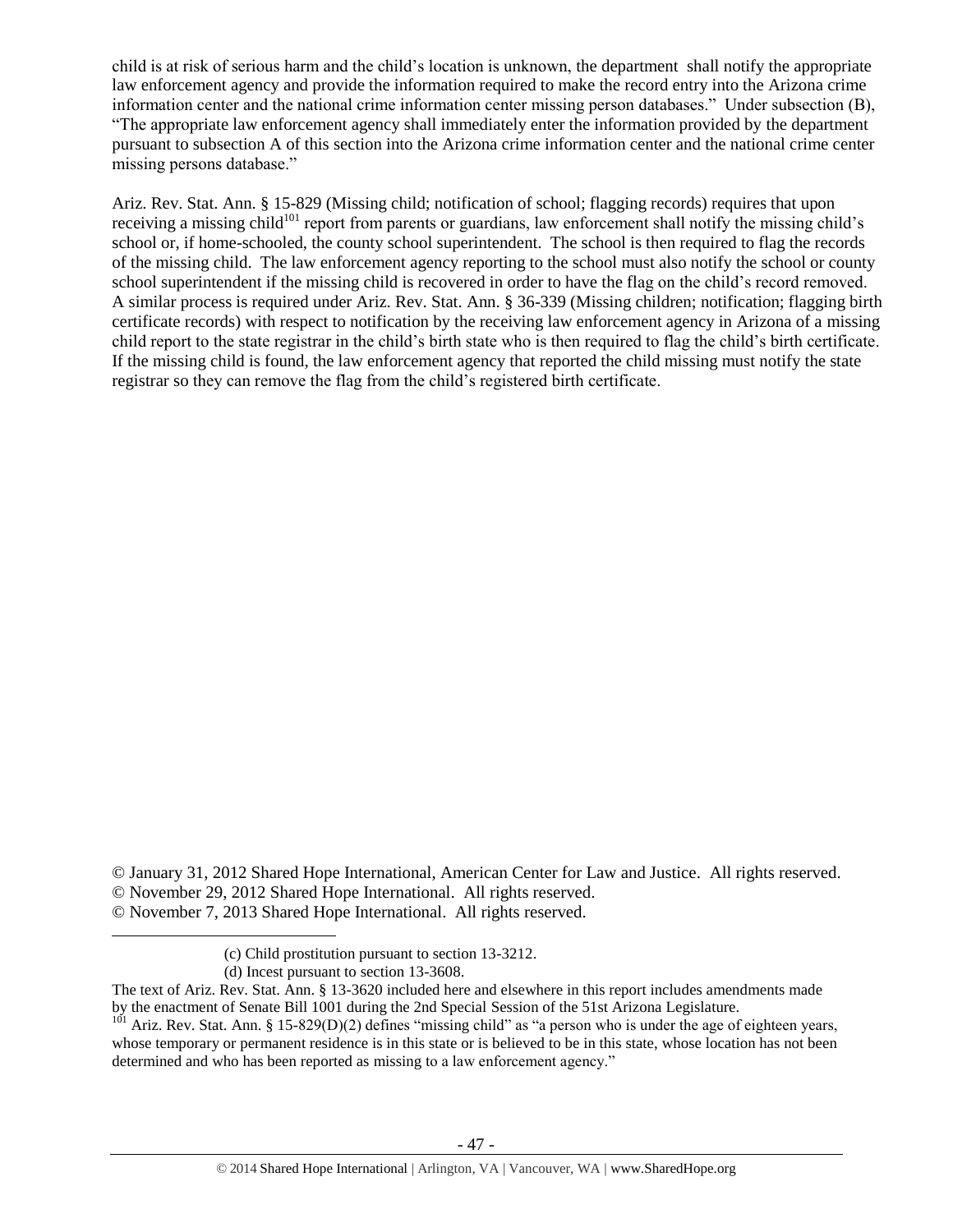child is at risk of serious harm and the child's location is unknown, the department shall notify the appropriate law enforcement agency and provide the information required to make the record entry into the Arizona crime information center and the national crime information center missing person databases." Under subsection (B), "The appropriate law enforcement agency shall immediately enter the information provided by the department pursuant to subsection A of this section into the Arizona crime information center and the national crime center missing persons database."

Ariz. Rev. Stat. Ann. § 15-829 (Missing child; notification of school; flagging records) requires that upon receiving a missing child[101] report from parents or guardians, law enforcement shall notify the missing child's school or, if home-schooled, the county school superintendent. The school is then required to flag the records of the missing child. The law enforcement agency reporting to the school must also notify the school or county school superintendent if the missing child is recovered in order to have the flag on the child's record removed. A similar process is required under Ariz. Rev. Stat. Ann. § 36-339 (Missing children; notification; flagging birth certificate records) with respect to notification by the receiving law enforcement agency in Arizona of a missing child report to the state registrar in the child's birth state who is then required to flag the child's birth certificate. If the missing child is found, the law enforcement agency that reported the child missing must notify the state registrar so they can remove the flag from the child's registered birth certificate.

© January 31, 2012 Shared Hope International, American Center for Law and Justice. All rights reserved.
© November 29, 2012 Shared Hope International. All rights reserved.
© November 7, 2013 Shared Hope International. All rights reserved.

(c) Child prostitution pursuant to section 13-3212.
(d) Incest pursuant to section 13-3608.

The text of Ariz. Rev. Stat. Ann. § 13-3620 included here and elsewhere in this report includes amendments made by the enactment of Senate Bill 1001 during the 2nd Special Session of the 51st Arizona Legislature.

[101] Ariz. Rev. Stat. Ann. § 15-829(D)(2) defines "missing child" as "a person who is under the age of eighteen years, whose temporary or permanent residence is in this state or is believed to be in this state, whose location has not been determined and who has been reported as missing to a law enforcement agency."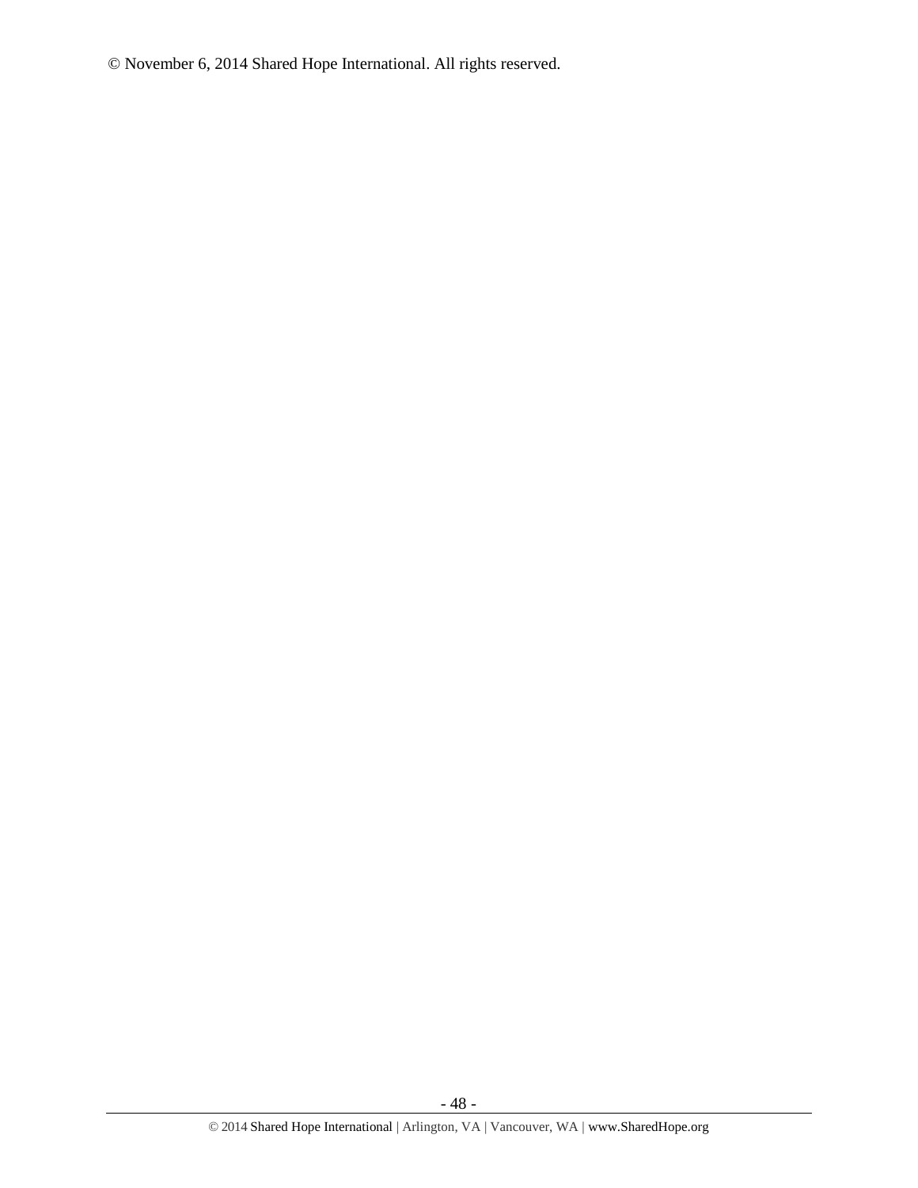© November 6, 2014 Shared Hope International. All rights reserved.